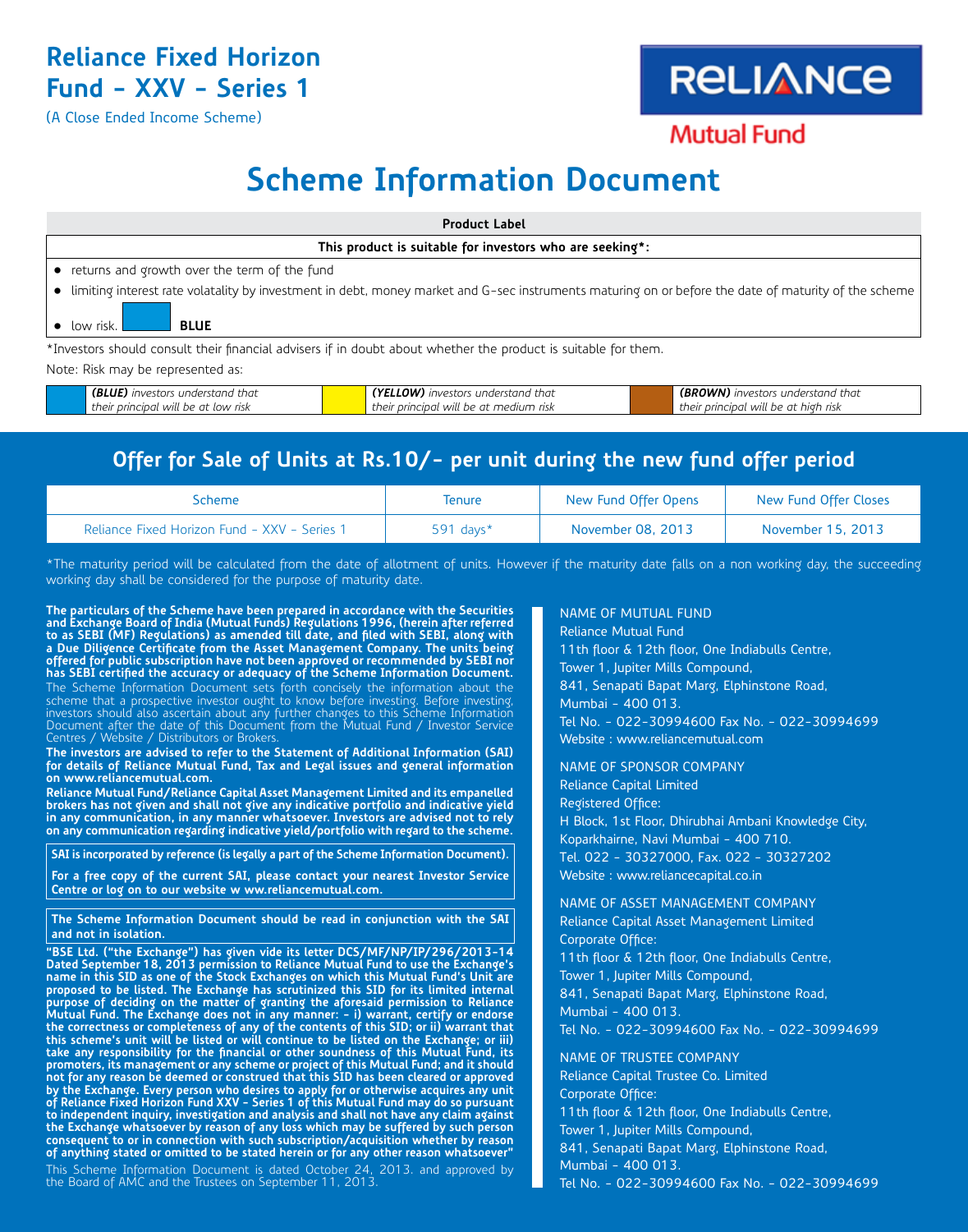# Reliance Fixed Horizon Fund - XXV - Series 1

(A Close Ended Income Scheme)

RELIANCE

Mutual Fund

# Scheme Information Document

| Product Label |
|---|
| **This product is suitable for investors who are seeking*:** |
| • returns and growth over the term of the fund |
| • limiting interest rate volatality by investment in debt, money market and G-sec instruments maturing on or before the date of maturity of the scheme |
| • low risk. **BLUE** |

*Investors should consult their financial advisers if in doubt about whether the product is suitable for them.

Note: Risk may be represented as:

| | | | | | |
|---|---|---|---|---|---|
| | ***(BLUE)*** *investors understand that their principal will be at low risk* | | ***(YELLOW)*** *investors understand that their principal will be at medium risk* | | ***(BROWN)*** *investors understand that their principal will be at high risk* |

## Offer for Sale of Units at Rs.10/- per unit during the new fund offer period

| Scheme | Tenure | New Fund Offer Opens | New Fund Offer Closes |
|---|---|---|---|
| Reliance Fixed Horizon Fund - XXV - Series 1 | 591 days* | November 08, 2013 | November 15, 2013 |

*The maturity period will be calculated from the date of allotment of units. However if the maturity date falls on a non working day, the succeeding working day shall be considered for the purpose of maturity date.

**The particulars of the Scheme have been prepared in accordance with the Securities and Exchange Board of India (Mutual Funds) Regulations 1996, (herein after referred to as SEBI (MF) Regulations) as amended till date, and filed with SEBI, along with a Due Diligence Certificate from the Asset Management Company. The units being offered for public subscription have not been approved or recommended by SEBI nor has SEBI certified the accuracy or adequacy of the Scheme Information Document.**

The Scheme Information Document sets forth concisely the information about the scheme that a prospective investor ought to know before investing. Before investing, investors should also ascertain about any further changes to this Scheme Information Document after the date of this Document from the Mutual Fund / Investor Service Centres / Website / Distributors or Brokers.

**The investors are advised to refer to the Statement of Additional Information (SAI) for details of Reliance Mutual Fund, Tax and Legal issues and general information on www.reliancemutual.com.**

**Reliance Mutual Fund/Reliance Capital Asset Management Limited and its empanelled brokers has not given and shall not give any indicative portfolio and indicative yield in any communication, in any manner whatsoever. Investors are advised not to rely on any communication regarding indicative yield/portfolio with regard to the scheme.**

**SAI is incorporated by reference (is legally a part of the Scheme Information Document).**

**For a free copy of the current SAI, please contact your nearest Investor Service Centre or log on to our website w ww.reliancemutual.com.**

**The Scheme Information Document should be read in conjunction with the SAI and not in isolation.**

**"BSE Ltd. ("the Exchange") has given vide its letter DCS/MF/NP/IP/296/2013-14 Dated September 18, 2013 permission to Reliance Mutual Fund to use the Exchange's name in this SID as one of the Stock Exchanges on which this Mutual Fund's Unit are proposed to be listed. The Exchange has scrutinized this SID for its limited internal purpose of deciding on the matter of granting the aforesaid permission to Reliance Mutual Fund. The Exchange does not in any manner: - i) warrant, certify or endorse the correctness or completeness of any of the contents of this SID; or ii) warrant that this scheme's unit will be listed or will continue to be listed on the Exchange; or iii) take any responsibility for the financial or other soundness of this Mutual Fund, its promoters, its management or any scheme or project of this Mutual Fund; and it should not for any reason be deemed or construed that this SID has been cleared or approved by the Exchange. Every person who desires to apply for or otherwise acquires any unit of Reliance Fixed Horizon Fund XXV - Series 1 of this Mutual Fund may do so pursuant to independent inquiry, investigation and analysis and shall not have any claim against the Exchange whatsoever by reason of any loss which may be suffered by such person consequent to or in connection with such subscription/acquisition whether by reason of anything stated or omitted to be stated herein or for any other reason whatsoever"**

This Scheme Information Document is dated October 24, 2013. and approved by the Board of AMC and the Trustees on September 11, 2013.

NAME OF MUTUAL FUND
Reliance Mutual Fund
11th floor & 12th floor, One Indiabulls Centre,
Tower 1, Jupiter Mills Compound,
841, Senapati Bapat Marg, Elphinstone Road,
Mumbai - 400 013.
Tel No. - 022-30994600 Fax No. - 022-30994699
Website : www.reliancemutual.com

NAME OF SPONSOR COMPANY
Reliance Capital Limited
Registered Office:
H Block, 1st Floor, Dhirubhai Ambani Knowledge City,
Koparkhairne, Navi Mumbai - 400 710.
Tel. 022 - 30327000, Fax. 022 - 30327202
Website : www.reliancecapital.co.in

NAME OF ASSET MANAGEMENT COMPANY
Reliance Capital Asset Management Limited
Corporate Office:
11th floor & 12th floor, One Indiabulls Centre,
Tower 1, Jupiter Mills Compound,
841, Senapati Bapat Marg, Elphinstone Road,
Mumbai - 400 013.
Tel No. - 022-30994600 Fax No. - 022-30994699

NAME OF TRUSTEE COMPANY
Reliance Capital Trustee Co. Limited
Corporate Office:
11th floor & 12th floor, One Indiabulls Centre,
Tower 1, Jupiter Mills Compound,
841, Senapati Bapat Marg, Elphinstone Road,
Mumbai - 400 013.
Tel No. - 022-30994600 Fax No. - 022-30994699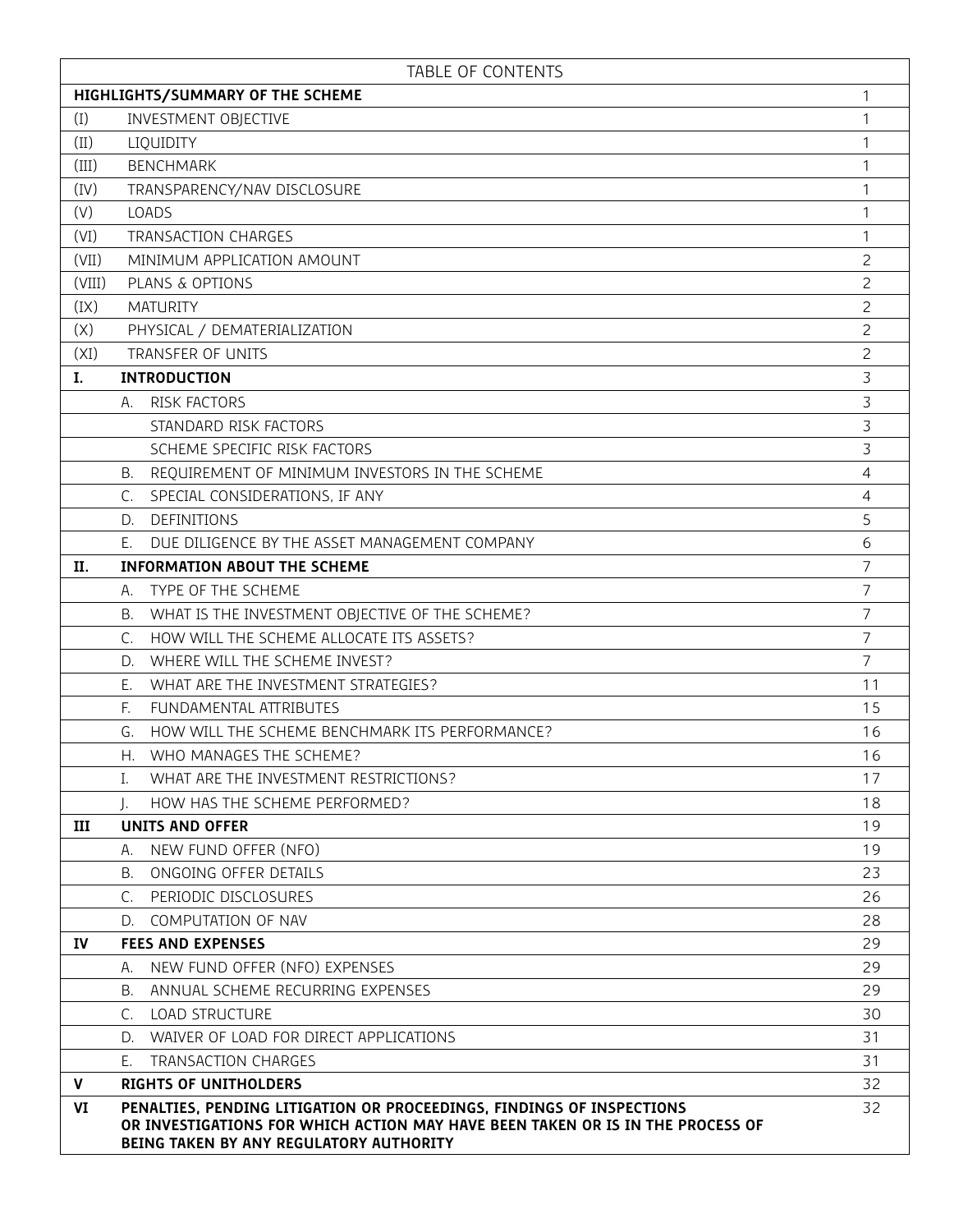| TABLE OF CONTENTS | | |
|---|---|---|
| **HIGHLIGHTS/SUMMARY OF THE SCHEME** | | 1 |
| (I) | INVESTMENT OBJECTIVE | 1 |
| (II) | LIQUIDITY | 1 |
| (III) | BENCHMARK | 1 |
| (IV) | TRANSPARENCY/NAV DISCLOSURE | 1 |
| (V) | LOADS | 1 |
| (VI) | TRANSACTION CHARGES | 1 |
| (VII) | MINIMUM APPLICATION AMOUNT | 2 |
| (VIII) | PLANS & OPTIONS | 2 |
| (IX) | MATURITY | 2 |
| (X) | PHYSICAL / DEMATERIALIZATION | 2 |
| (XI) | TRANSFER OF UNITS | 2 |
| **I.** | **INTRODUCTION** | 3 |
| | A. RISK FACTORS | 3 |
| | STANDARD RISK FACTORS | 3 |
| | SCHEME SPECIFIC RISK FACTORS | 3 |
| | B. REQUIREMENT OF MINIMUM INVESTORS IN THE SCHEME | 4 |
| | C. SPECIAL CONSIDERATIONS, IF ANY | 4 |
| | D. DEFINITIONS | 5 |
| | E. DUE DILIGENCE BY THE ASSET MANAGEMENT COMPANY | 6 |
| **II.** | **INFORMATION ABOUT THE SCHEME** | 7 |
| | A. TYPE OF THE SCHEME | 7 |
| | B. WHAT IS THE INVESTMENT OBJECTIVE OF THE SCHEME? | 7 |
| | C. HOW WILL THE SCHEME ALLOCATE ITS ASSETS? | 7 |
| | D. WHERE WILL THE SCHEME INVEST? | 7 |
| | E. WHAT ARE THE INVESTMENT STRATEGIES? | 11 |
| | F. FUNDAMENTAL ATTRIBUTES | 15 |
| | G. HOW WILL THE SCHEME BENCHMARK ITS PERFORMANCE? | 16 |
| | H. WHO MANAGES THE SCHEME? | 16 |
| | I. WHAT ARE THE INVESTMENT RESTRICTIONS? | 17 |
| | J. HOW HAS THE SCHEME PERFORMED? | 18 |
| **III** | **UNITS AND OFFER** | 19 |
| | A. NEW FUND OFFER (NFO) | 19 |
| | B. ONGOING OFFER DETAILS | 23 |
| | C. PERIODIC DISCLOSURES | 26 |
| | D. COMPUTATION OF NAV | 28 |
| **IV** | **FEES AND EXPENSES** | 29 |
| | A. NEW FUND OFFER (NFO) EXPENSES | 29 |
| | B. ANNUAL SCHEME RECURRING EXPENSES | 29 |
| | C. LOAD STRUCTURE | 30 |
| | D. WAIVER OF LOAD FOR DIRECT APPLICATIONS | 31 |
| | E. TRANSACTION CHARGES | 31 |
| **V** | **RIGHTS OF UNITHOLDERS** | 32 |
| **VI** | **PENALTIES, PENDING LITIGATION OR PROCEEDINGS, FINDINGS OF INSPECTIONS OR INVESTIGATIONS FOR WHICH ACTION MAY HAVE BEEN TAKEN OR IS IN THE PROCESS OF BEING TAKEN BY ANY REGULATORY AUTHORITY** | 32 |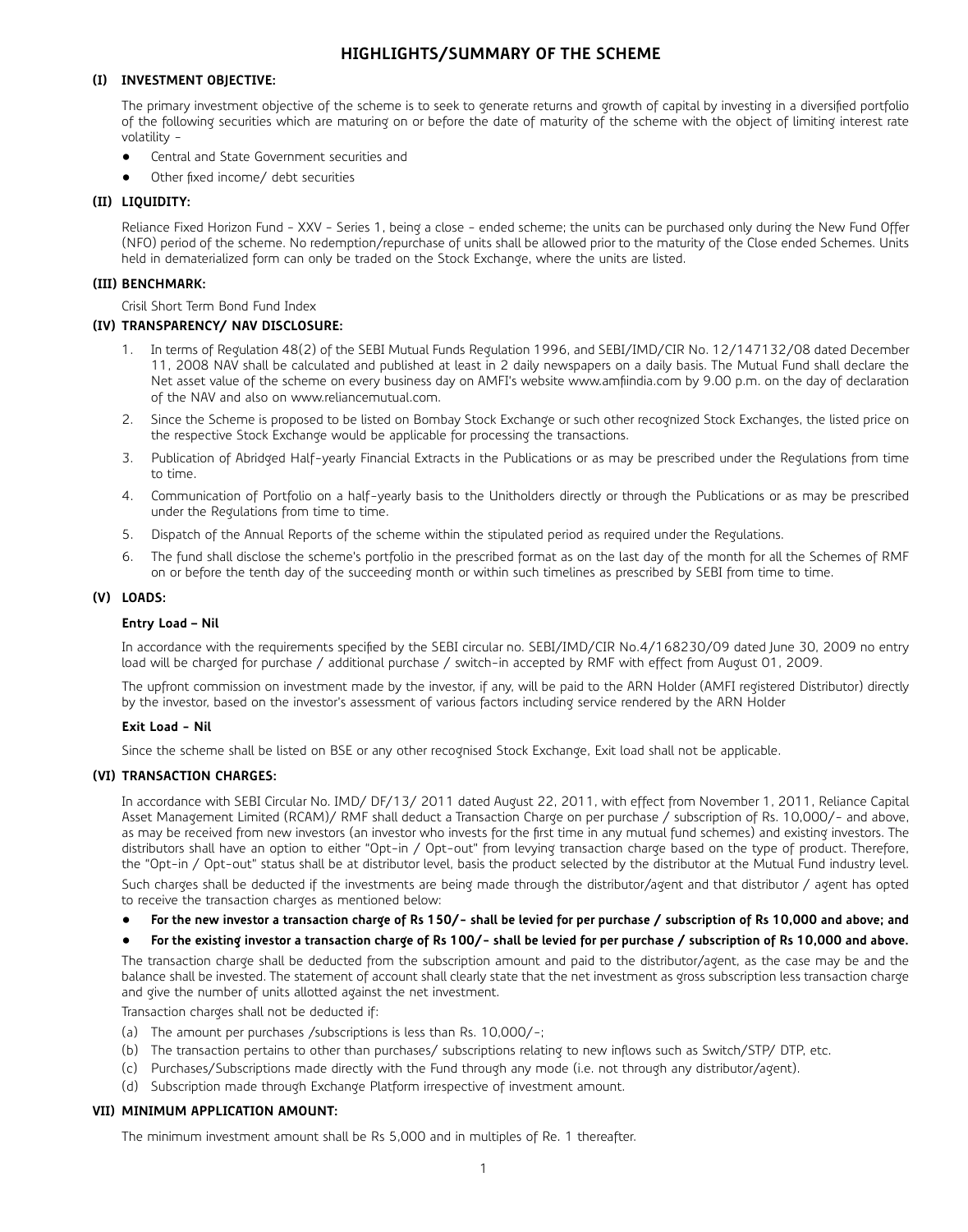# HIGHLIGHTS/SUMMARY OF THE SCHEME

## (I) INVESTMENT OBJECTIVE:

The primary investment objective of the scheme is to seek to generate returns and growth of capital by investing in a diversified portfolio of the following securities which are maturing on or before the date of maturity of the scheme with the object of limiting interest rate volatility -

- Central and State Government securities and
- Other fixed income/ debt securities

## (II) LIQUIDITY:

Reliance Fixed Horizon Fund - XXV - Series 1, being a close - ended scheme; the units can be purchased only during the New Fund Offer (NFO) period of the scheme. No redemption/repurchase of units shall be allowed prior to the maturity of the Close ended Schemes. Units held in dematerialized form can only be traded on the Stock Exchange, where the units are listed.

## (III) BENCHMARK:

Crisil Short Term Bond Fund Index

## (IV) TRANSPARENCY/ NAV DISCLOSURE:

1. In terms of Regulation 48(2) of the SEBI Mutual Funds Regulation 1996, and SEBI/IMD/CIR No. 12/147132/08 dated December 11, 2008 NAV shall be calculated and published at least in 2 daily newspapers on a daily basis. The Mutual Fund shall declare the Net asset value of the scheme on every business day on AMFI's website www.amfiindia.com by 9.00 p.m. on the day of declaration of the NAV and also on www.reliancemutual.com.
2. Since the Scheme is proposed to be listed on Bombay Stock Exchange or such other recognized Stock Exchanges, the listed price on the respective Stock Exchange would be applicable for processing the transactions.
3. Publication of Abridged Half-yearly Financial Extracts in the Publications or as may be prescribed under the Regulations from time to time.
4. Communication of Portfolio on a half-yearly basis to the Unitholders directly or through the Publications or as may be prescribed under the Regulations from time to time.
5. Dispatch of the Annual Reports of the scheme within the stipulated period as required under the Regulations.
6. The fund shall disclose the scheme's portfolio in the prescribed format as on the last day of the month for all the Schemes of RMF on or before the tenth day of the succeeding month or within such timelines as prescribed by SEBI from time to time.

## (V) LOADS:

**Entry Load – Nil**

In accordance with the requirements specified by the SEBI circular no. SEBI/IMD/CIR No.4/168230/09 dated June 30, 2009 no entry load will be charged for purchase / additional purchase / switch-in accepted by RMF with effect from August 01, 2009.

The upfront commission on investment made by the investor, if any, will be paid to the ARN Holder (AMFI registered Distributor) directly by the investor, based on the investor's assessment of various factors including service rendered by the ARN Holder

**Exit Load - Nil**

Since the scheme shall be listed on BSE or any other recognised Stock Exchange, Exit load shall not be applicable.

## (VI) TRANSACTION CHARGES:

In accordance with SEBI Circular No. IMD/ DF/13/ 2011 dated August 22, 2011, with effect from November 1, 2011, Reliance Capital Asset Management Limited (RCAM)/ RMF shall deduct a Transaction Charge on per purchase / subscription of Rs. 10,000/- and above, as may be received from new investors (an investor who invests for the first time in any mutual fund schemes) and existing investors. The distributors shall have an option to either "Opt-in / Opt-out" from levying transaction charge based on the type of product. Therefore, the "Opt-in / Opt-out" status shall be at distributor level, basis the product selected by the distributor at the Mutual Fund industry level.

Such charges shall be deducted if the investments are being made through the distributor/agent and that distributor / agent has opted to receive the transaction charges as mentioned below:

- **For the new investor a transaction charge of Rs 150/- shall be levied for per purchase / subscription of Rs 10,000 and above; and**
- **For the existing investor a transaction charge of Rs 100/- shall be levied for per purchase / subscription of Rs 10,000 and above.**

The transaction charge shall be deducted from the subscription amount and paid to the distributor/agent, as the case may be and the balance shall be invested. The statement of account shall clearly state that the net investment as gross subscription less transaction charge and give the number of units allotted against the net investment.

Transaction charges shall not be deducted if:

(a) The amount per purchases /subscriptions is less than Rs. 10,000/-;

(b) The transaction pertains to other than purchases/ subscriptions relating to new inflows such as Switch/STP/ DTP, etc.

(c) Purchases/Subscriptions made directly with the Fund through any mode (i.e. not through any distributor/agent).

(d) Subscription made through Exchange Platform irrespective of investment amount.

## VII) MINIMUM APPLICATION AMOUNT:

The minimum investment amount shall be Rs 5,000 and in multiples of Re. 1 thereafter.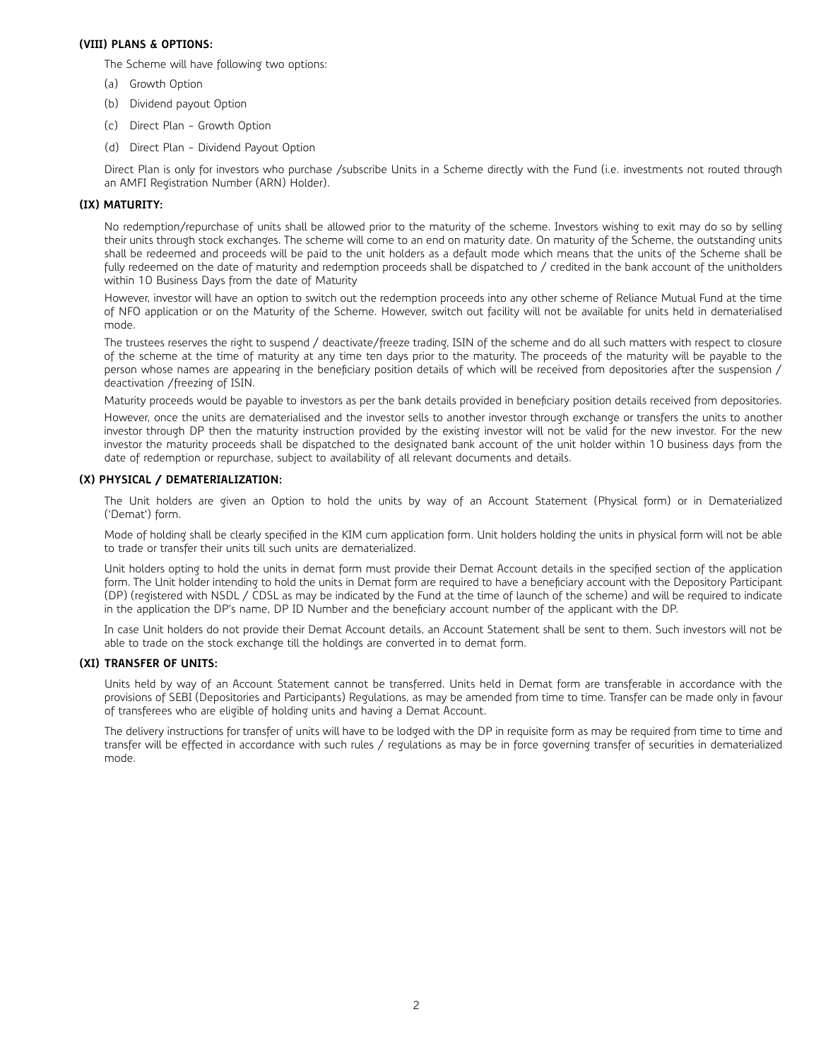#### (VIII) PLANS & OPTIONS:

The Scheme will have following two options:

(a) Growth Option

(b) Dividend payout Option

(c) Direct Plan - Growth Option

(d) Direct Plan - Dividend Payout Option

Direct Plan is only for investors who purchase /subscribe Units in a Scheme directly with the Fund (i.e. investments not routed through an AMFI Registration Number (ARN) Holder).

#### (IX) MATURITY:

No redemption/repurchase of units shall be allowed prior to the maturity of the scheme. Investors wishing to exit may do so by selling their units through stock exchanges. The scheme will come to an end on maturity date. On maturity of the Scheme, the outstanding units shall be redeemed and proceeds will be paid to the unit holders as a default mode which means that the units of the Scheme shall be fully redeemed on the date of maturity and redemption proceeds shall be dispatched to / credited in the bank account of the unitholders within 10 Business Days from the date of Maturity

However, investor will have an option to switch out the redemption proceeds into any other scheme of Reliance Mutual Fund at the time of NFO application or on the Maturity of the Scheme. However, switch out facility will not be available for units held in dematerialised mode.

The trustees reserves the right to suspend / deactivate/freeze trading, ISIN of the scheme and do all such matters with respect to closure of the scheme at the time of maturity at any time ten days prior to the maturity. The proceeds of the maturity will be payable to the person whose names are appearing in the beneficiary position details of which will be received from depositories after the suspension / deactivation /freezing of ISIN.

Maturity proceeds would be payable to investors as per the bank details provided in beneficiary position details received from depositories.

However, once the units are dematerialised and the investor sells to another investor through exchange or transfers the units to another investor through DP then the maturity instruction provided by the existing investor will not be valid for the new investor. For the new investor the maturity proceeds shall be dispatched to the designated bank account of the unit holder within 10 business days from the date of redemption or repurchase, subject to availability of all relevant documents and details.

#### (X) PHYSICAL / DEMATERIALIZATION:

The Unit holders are given an Option to hold the units by way of an Account Statement (Physical form) or in Dematerialized ('Demat') form.

Mode of holding shall be clearly specified in the KIM cum application form. Unit holders holding the units in physical form will not be able to trade or transfer their units till such units are dematerialized.

Unit holders opting to hold the units in demat form must provide their Demat Account details in the specified section of the application form. The Unit holder intending to hold the units in Demat form are required to have a beneficiary account with the Depository Participant (DP) (registered with NSDL / CDSL as may be indicated by the Fund at the time of launch of the scheme) and will be required to indicate in the application the DP's name, DP ID Number and the beneficiary account number of the applicant with the DP.

In case Unit holders do not provide their Demat Account details, an Account Statement shall be sent to them. Such investors will not be able to trade on the stock exchange till the holdings are converted in to demat form.

#### (XI) TRANSFER OF UNITS:

Units held by way of an Account Statement cannot be transferred. Units held in Demat form are transferable in accordance with the provisions of SEBI (Depositories and Participants) Regulations, as may be amended from time to time. Transfer can be made only in favour of transferees who are eligible of holding units and having a Demat Account.

The delivery instructions for transfer of units will have to be lodged with the DP in requisite form as may be required from time to time and transfer will be effected in accordance with such rules / regulations as may be in force governing transfer of securities in dematerialized mode.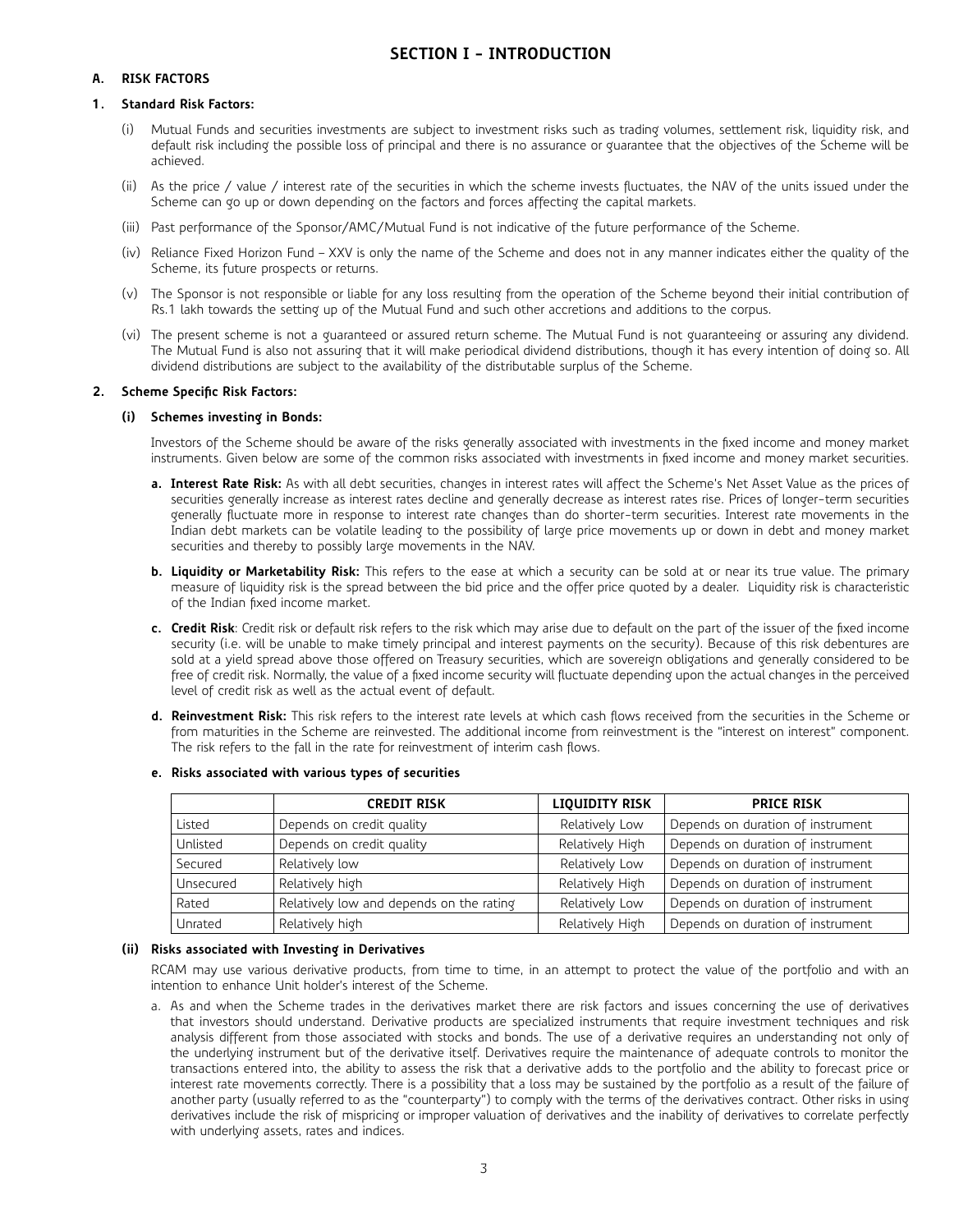# SECTION I - INTRODUCTION

## A. RISK FACTORS

### 1. Standard Risk Factors:

(i) Mutual Funds and securities investments are subject to investment risks such as trading volumes, settlement risk, liquidity risk, and default risk including the possible loss of principal and there is no assurance or guarantee that the objectives of the Scheme will be achieved.

(ii) As the price / value / interest rate of the securities in which the scheme invests fluctuates, the NAV of the units issued under the Scheme can go up or down depending on the factors and forces affecting the capital markets.

(iii) Past performance of the Sponsor/AMC/Mutual Fund is not indicative of the future performance of the Scheme.

(iv) Reliance Fixed Horizon Fund – XXV is only the name of the Scheme and does not in any manner indicates either the quality of the Scheme, its future prospects or returns.

(v) The Sponsor is not responsible or liable for any loss resulting from the operation of the Scheme beyond their initial contribution of Rs.1 lakh towards the setting up of the Mutual Fund and such other accretions and additions to the corpus.

(vi) The present scheme is not a guaranteed or assured return scheme. The Mutual Fund is not guaranteeing or assuring any dividend. The Mutual Fund is also not assuring that it will make periodical dividend distributions, though it has every intention of doing so. All dividend distributions are subject to the availability of the distributable surplus of the Scheme.

### 2. Scheme Specific Risk Factors:

#### (i) Schemes investing in Bonds:

Investors of the Scheme should be aware of the risks generally associated with investments in the fixed income and money market instruments. Given below are some of the common risks associated with investments in fixed income and money market securities.

**a. Interest Rate Risk:** As with all debt securities, changes in interest rates will affect the Scheme's Net Asset Value as the prices of securities generally increase as interest rates decline and generally decrease as interest rates rise. Prices of longer-term securities generally fluctuate more in response to interest rate changes than do shorter-term securities. Interest rate movements in the Indian debt markets can be volatile leading to the possibility of large price movements up or down in debt and money market securities and thereby to possibly large movements in the NAV.

**b. Liquidity or Marketability Risk:** This refers to the ease at which a security can be sold at or near its true value. The primary measure of liquidity risk is the spread between the bid price and the offer price quoted by a dealer. Liquidity risk is characteristic of the Indian fixed income market.

**c. Credit Risk**: Credit risk or default risk refers to the risk which may arise due to default on the part of the issuer of the fixed income security (i.e. will be unable to make timely principal and interest payments on the security). Because of this risk debentures are sold at a yield spread above those offered on Treasury securities, which are sovereign obligations and generally considered to be free of credit risk. Normally, the value of a fixed income security will fluctuate depending upon the actual changes in the perceived level of credit risk as well as the actual event of default.

**d. Reinvestment Risk:** This risk refers to the interest rate levels at which cash flows received from the securities in the Scheme or from maturities in the Scheme are reinvested. The additional income from reinvestment is the "interest on interest" component. The risk refers to the fall in the rate for reinvestment of interim cash flows.

**e. Risks associated with various types of securities**

| | CREDIT RISK | LIQUIDITY RISK | PRICE RISK |
|---|---|---|---|
| Listed | Depends on credit quality | Relatively Low | Depends on duration of instrument |
| Unlisted | Depends on credit quality | Relatively High | Depends on duration of instrument |
| Secured | Relatively low | Relatively Low | Depends on duration of instrument |
| Unsecured | Relatively high | Relatively High | Depends on duration of instrument |
| Rated | Relatively low and depends on the rating | Relatively Low | Depends on duration of instrument |
| Unrated | Relatively high | Relatively High | Depends on duration of instrument |

#### (ii) Risks associated with Investing in Derivatives

RCAM may use various derivative products, from time to time, in an attempt to protect the value of the portfolio and with an intention to enhance Unit holder's interest of the Scheme.

a. As and when the Scheme trades in the derivatives market there are risk factors and issues concerning the use of derivatives that investors should understand. Derivative products are specialized instruments that require investment techniques and risk analysis different from those associated with stocks and bonds. The use of a derivative requires an understanding not only of the underlying instrument but of the derivative itself. Derivatives require the maintenance of adequate controls to monitor the transactions entered into, the ability to assess the risk that a derivative adds to the portfolio and the ability to forecast price or interest rate movements correctly. There is a possibility that a loss may be sustained by the portfolio as a result of the failure of another party (usually referred to as the "counterparty") to comply with the terms of the derivatives contract. Other risks in using derivatives include the risk of mispricing or improper valuation of derivatives and the inability of derivatives to correlate perfectly with underlying assets, rates and indices.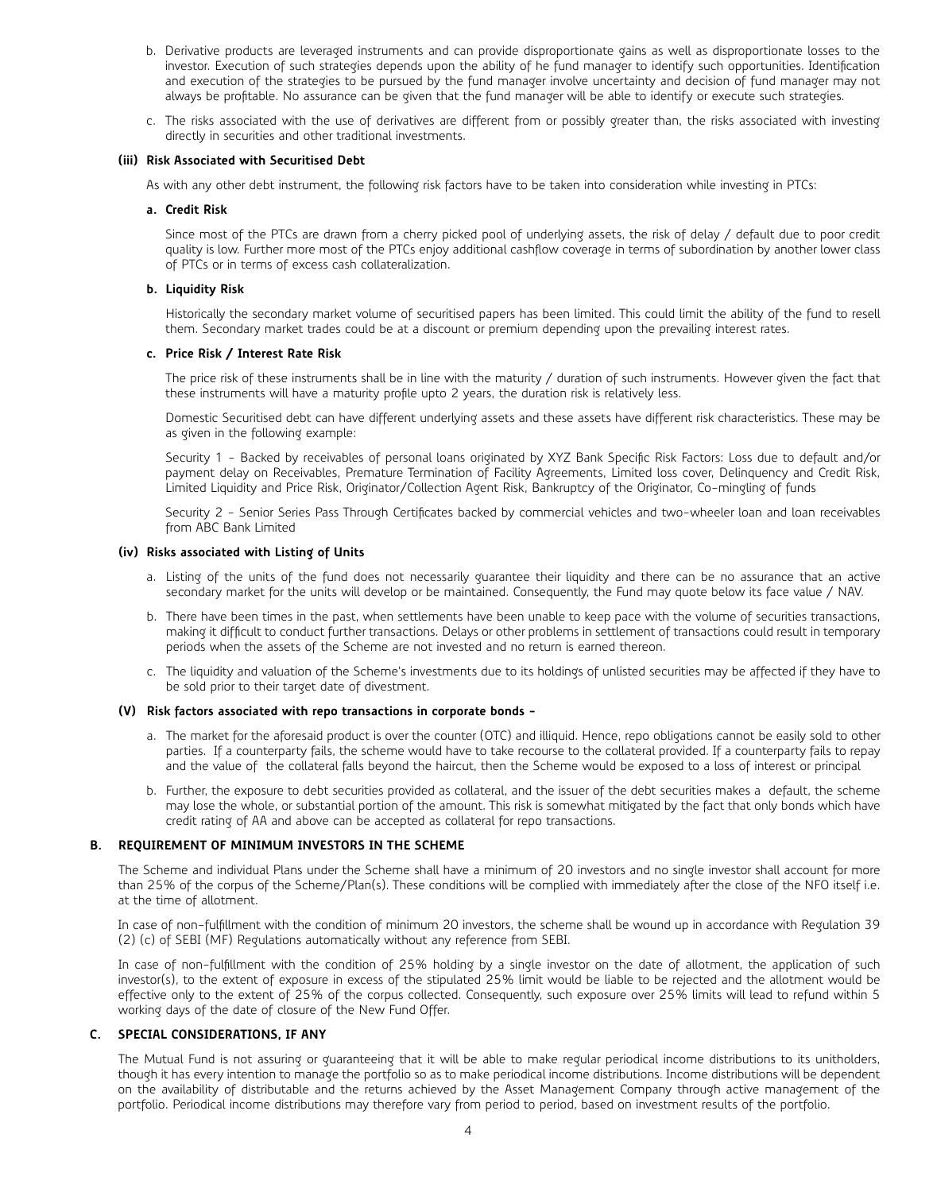b. Derivative products are leveraged instruments and can provide disproportionate gains as well as disproportionate losses to the investor. Execution of such strategies depends upon the ability of he fund manager to identify such opportunities. Identification and execution of the strategies to be pursued by the fund manager involve uncertainty and decision of fund manager may not always be profitable. No assurance can be given that the fund manager will be able to identify or execute such strategies.

c. The risks associated with the use of derivatives are different from or possibly greater than, the risks associated with investing directly in securities and other traditional investments.

**(iii) Risk Associated with Securitised Debt**

As with any other debt instrument, the following risk factors have to be taken into consideration while investing in PTCs:

**a. Credit Risk**

Since most of the PTCs are drawn from a cherry picked pool of underlying assets, the risk of delay / default due to poor credit quality is low. Further more most of the PTCs enjoy additional cashflow coverage in terms of subordination by another lower class of PTCs or in terms of excess cash collateralization.

**b. Liquidity Risk**

Historically the secondary market volume of securitised papers has been limited. This could limit the ability of the fund to resell them. Secondary market trades could be at a discount or premium depending upon the prevailing interest rates.

**c. Price Risk / Interest Rate Risk**

The price risk of these instruments shall be in line with the maturity / duration of such instruments. However given the fact that these instruments will have a maturity profile upto 2 years, the duration risk is relatively less.

Domestic Securitised debt can have different underlying assets and these assets have different risk characteristics. These may be as given in the following example:

Security 1 - Backed by receivables of personal loans originated by XYZ Bank Specific Risk Factors: Loss due to default and/or payment delay on Receivables, Premature Termination of Facility Agreements, Limited loss cover, Delinquency and Credit Risk, Limited Liquidity and Price Risk, Originator/Collection Agent Risk, Bankruptcy of the Originator, Co-mingling of funds

Security 2 - Senior Series Pass Through Certificates backed by commercial vehicles and two-wheeler loan and loan receivables from ABC Bank Limited

**(iv) Risks associated with Listing of Units**

a. Listing of the units of the fund does not necessarily guarantee their liquidity and there can be no assurance that an active secondary market for the units will develop or be maintained. Consequently, the Fund may quote below its face value / NAV.

b. There have been times in the past, when settlements have been unable to keep pace with the volume of securities transactions, making it difficult to conduct further transactions. Delays or other problems in settlement of transactions could result in temporary periods when the assets of the Scheme are not invested and no return is earned thereon.

c. The liquidity and valuation of the Scheme's investments due to its holdings of unlisted securities may be affected if they have to be sold prior to their target date of divestment.

**(V) Risk factors associated with repo transactions in corporate bonds -**

a. The market for the aforesaid product is over the counter (OTC) and illiquid. Hence, repo obligations cannot be easily sold to other parties. If a counterparty fails, the scheme would have to take recourse to the collateral provided. If a counterparty fails to repay and the value of the collateral falls beyond the haircut, then the Scheme would be exposed to a loss of interest or principal

b. Further, the exposure to debt securities provided as collateral, and the issuer of the debt securities makes a default, the scheme may lose the whole, or substantial portion of the amount. This risk is somewhat mitigated by the fact that only bonds which have credit rating of AA and above can be accepted as collateral for repo transactions.

## B. REQUIREMENT OF MINIMUM INVESTORS IN THE SCHEME

The Scheme and individual Plans under the Scheme shall have a minimum of 20 investors and no single investor shall account for more than 25% of the corpus of the Scheme/Plan(s). These conditions will be complied with immediately after the close of the NFO itself i.e. at the time of allotment.

In case of non-fulfillment with the condition of minimum 20 investors, the scheme shall be wound up in accordance with Regulation 39 (2) (c) of SEBI (MF) Regulations automatically without any reference from SEBI.

In case of non-fulfillment with the condition of 25% holding by a single investor on the date of allotment, the application of such investor(s), to the extent of exposure in excess of the stipulated 25% limit would be liable to be rejected and the allotment would be effective only to the extent of 25% of the corpus collected. Consequently, such exposure over 25% limits will lead to refund within 5 working days of the date of closure of the New Fund Offer.

## C. SPECIAL CONSIDERATIONS, IF ANY

The Mutual Fund is not assuring or guaranteeing that it will be able to make regular periodical income distributions to its unitholders, though it has every intention to manage the portfolio so as to make periodical income distributions. Income distributions will be dependent on the availability of distributable and the returns achieved by the Asset Management Company through active management of the portfolio. Periodical income distributions may therefore vary from period to period, based on investment results of the portfolio.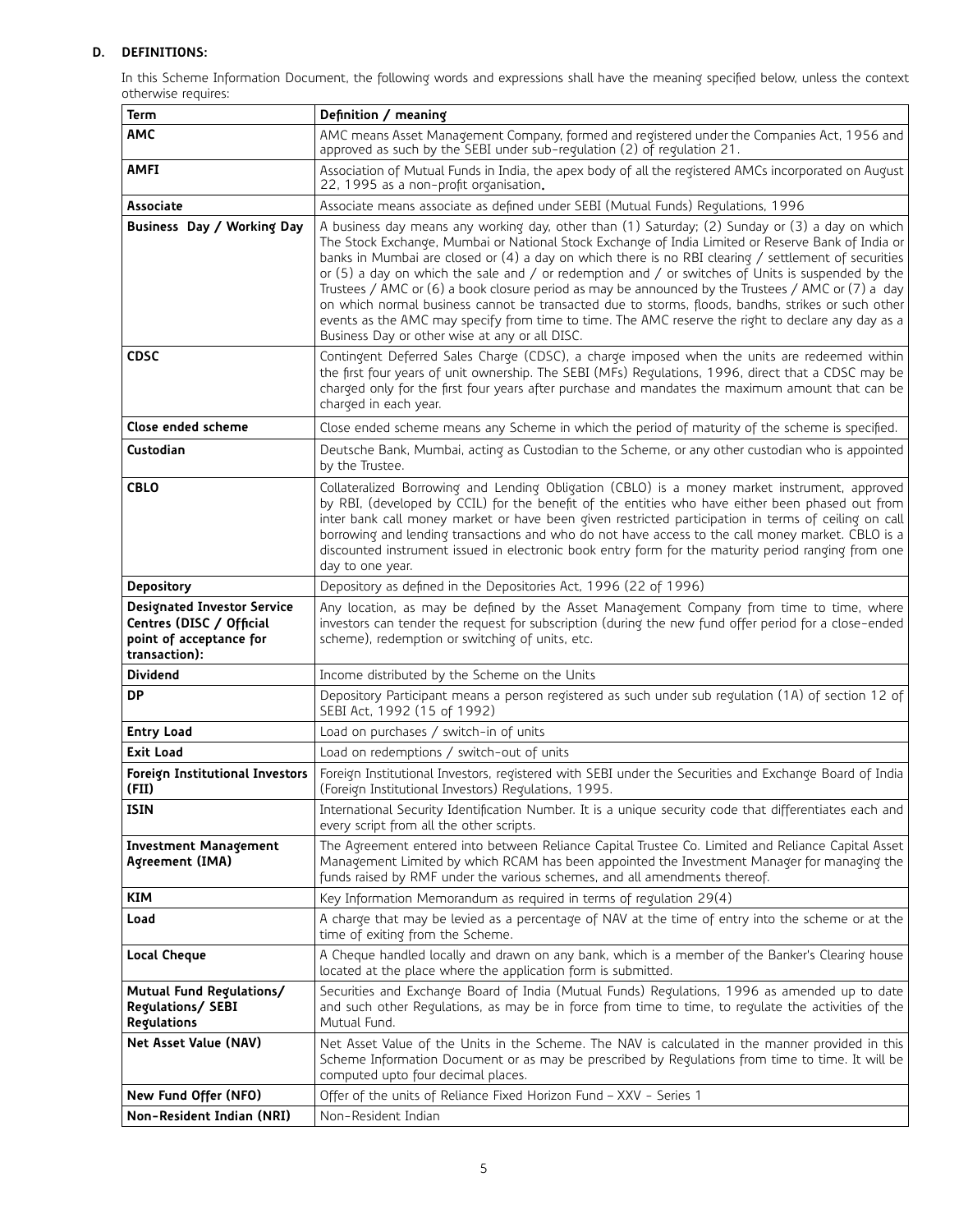## D. DEFINITIONS:

In this Scheme Information Document, the following words and expressions shall have the meaning specified below, unless the context otherwise requires:

| Term | Definition / meaning |
|---|---|
| **AMC** | AMC means Asset Management Company, formed and registered under the Companies Act, 1956 and approved as such by the SEBI under sub-regulation (2) of regulation 21. |
| **AMFI** | Association of Mutual Funds in India, the apex body of all the registered AMCs incorporated on August 22, 1995 as a non-profit organisation**.** |
| **Associate** | Associate means associate as defined under SEBI (Mutual Funds) Regulations, 1996 |
| **Business Day / Working Day** | A business day means any working day, other than (1) Saturday; (2) Sunday or (3) a day on which The Stock Exchange, Mumbai or National Stock Exchange of India Limited or Reserve Bank of India or banks in Mumbai are closed or (4) a day on which there is no RBI clearing / settlement of securities or (5) a day on which the sale and / or redemption and / or switches of Units is suspended by the Trustees / AMC or (6) a book closure period as may be announced by the Trustees / AMC or (7) a day on which normal business cannot be transacted due to storms, floods, bandhs, strikes or such other events as the AMC may specify from time to time. The AMC reserve the right to declare any day as a Business Day or other wise at any or all DISC. |
| **CDSC** | Contingent Deferred Sales Charge (CDSC), a charge imposed when the units are redeemed within the first four years of unit ownership. The SEBI (MFs) Regulations, 1996, direct that a CDSC may be charged only for the first four years after purchase and mandates the maximum amount that can be charged in each year. |
| **Close ended scheme** | Close ended scheme means any Scheme in which the period of maturity of the scheme is specified. |
| **Custodian** | Deutsche Bank, Mumbai, acting as Custodian to the Scheme, or any other custodian who is appointed by the Trustee. |
| **CBLO** | Collateralized Borrowing and Lending Obligation (CBLO) is a money market instrument, approved by RBI, (developed by CCIL) for the benefit of the entities who have either been phased out from inter bank call money market or have been given restricted participation in terms of ceiling on call borrowing and lending transactions and who do not have access to the call money market. CBLO is a discounted instrument issued in electronic book entry form for the maturity period ranging from one day to one year. |
| **Depository** | Depository as defined in the Depositories Act, 1996 (22 of 1996) |
| **Designated Investor Service Centres (DISC / Official point of acceptance for transaction):** | Any location, as may be defined by the Asset Management Company from time to time, where investors can tender the request for subscription (during the new fund offer period for a close-ended scheme), redemption or switching of units, etc. |
| **Dividend** | Income distributed by the Scheme on the Units |
| **DP** | Depository Participant means a person registered as such under sub regulation (1A) of section 12 of SEBI Act, 1992 (15 of 1992) |
| **Entry Load** | Load on purchases / switch-in of units |
| **Exit Load** | Load on redemptions / switch-out of units |
| **Foreign Institutional Investors (FII)** | Foreign Institutional Investors, registered with SEBI under the Securities and Exchange Board of India (Foreign Institutional Investors) Regulations, 1995. |
| **ISIN** | International Security Identification Number. It is a unique security code that differentiates each and every script from all the other scripts. |
| **Investment Management Agreement (IMA)** | The Agreement entered into between Reliance Capital Trustee Co. Limited and Reliance Capital Asset Management Limited by which RCAM has been appointed the Investment Manager for managing the funds raised by RMF under the various schemes, and all amendments thereof. |
| **KIM** | Key Information Memorandum as required in terms of regulation 29(4) |
| **Load** | A charge that may be levied as a percentage of NAV at the time of entry into the scheme or at the time of exiting from the Scheme. |
| **Local Cheque** | A Cheque handled locally and drawn on any bank, which is a member of the Banker's Clearing house located at the place where the application form is submitted. |
| **Mutual Fund Regulations/ Regulations/ SEBI Regulations** | Securities and Exchange Board of India (Mutual Funds) Regulations, 1996 as amended up to date and such other Regulations, as may be in force from time to time, to regulate the activities of the Mutual Fund. |
| **Net Asset Value (NAV)** | Net Asset Value of the Units in the Scheme. The NAV is calculated in the manner provided in this Scheme Information Document or as may be prescribed by Regulations from time to time. It will be computed upto four decimal places. |
| **New Fund Offer (NFO)** | Offer of the units of Reliance Fixed Horizon Fund – XXV - Series 1 |
| **Non-Resident Indian (NRI)** | Non-Resident Indian |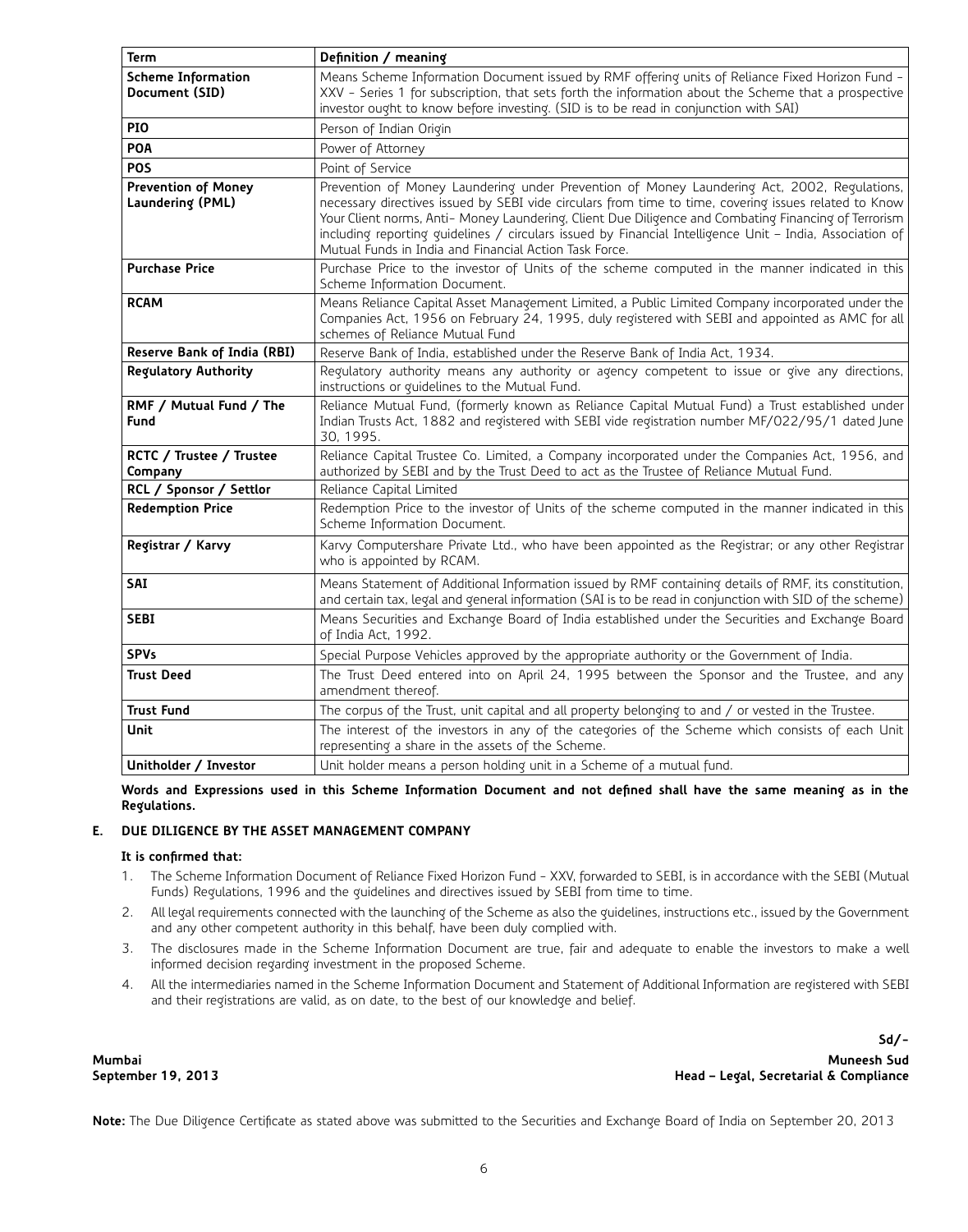| Term | Definition / meaning |
|---|---|
| **Scheme Information Document (SID)** | Means Scheme Information Document issued by RMF offering units of Reliance Fixed Horizon Fund - XXV - Series 1 for subscription, that sets forth the information about the Scheme that a prospective investor ought to know before investing. (SID is to be read in conjunction with SAI) |
| **PIO** | Person of Indian Origin |
| **POA** | Power of Attorney |
| **POS** | Point of Service |
| **Prevention of Money Laundering (PML)** | Prevention of Money Laundering under Prevention of Money Laundering Act, 2002, Regulations, necessary directives issued by SEBI vide circulars from time to time, covering issues related to Know Your Client norms, Anti- Money Laundering, Client Due Diligence and Combating Financing of Terrorism including reporting guidelines / circulars issued by Financial Intelligence Unit – India, Association of Mutual Funds in India and Financial Action Task Force. |
| **Purchase Price** | Purchase Price to the investor of Units of the scheme computed in the manner indicated in this Scheme Information Document. |
| **RCAM** | Means Reliance Capital Asset Management Limited, a Public Limited Company incorporated under the Companies Act, 1956 on February 24, 1995, duly registered with SEBI and appointed as AMC for all schemes of Reliance Mutual Fund |
| **Reserve Bank of India (RBI)** | Reserve Bank of India, established under the Reserve Bank of India Act, 1934. |
| **Regulatory Authority** | Regulatory authority means any authority or agency competent to issue or give any directions, instructions or guidelines to the Mutual Fund. |
| **RMF / Mutual Fund / The Fund** | Reliance Mutual Fund, (formerly known as Reliance Capital Mutual Fund) a Trust established under Indian Trusts Act, 1882 and registered with SEBI vide registration number MF/022/95/1 dated June 30, 1995. |
| **RCTC / Trustee / Trustee Company** | Reliance Capital Trustee Co. Limited, a Company incorporated under the Companies Act, 1956, and authorized by SEBI and by the Trust Deed to act as the Trustee of Reliance Mutual Fund. |
| **RCL / Sponsor / Settlor** | Reliance Capital Limited |
| **Redemption Price** | Redemption Price to the investor of Units of the scheme computed in the manner indicated in this Scheme Information Document. |
| **Registrar / Karvy** | Karvy Computershare Private Ltd., who have been appointed as the Registrar; or any other Registrar who is appointed by RCAM. |
| **SAI** | Means Statement of Additional Information issued by RMF containing details of RMF, its constitution, and certain tax, legal and general information (SAI is to be read in conjunction with SID of the scheme) |
| **SEBI** | Means Securities and Exchange Board of India established under the Securities and Exchange Board of India Act, 1992. |
| **SPVs** | Special Purpose Vehicles approved by the appropriate authority or the Government of India. |
| **Trust Deed** | The Trust Deed entered into on April 24, 1995 between the Sponsor and the Trustee, and any amendment thereof. |
| **Trust Fund** | The corpus of the Trust, unit capital and all property belonging to and / or vested in the Trustee. |
| **Unit** | The interest of the investors in any of the categories of the Scheme which consists of each Unit representing a share in the assets of the Scheme. |
| **Unitholder / Investor** | Unit holder means a person holding unit in a Scheme of a mutual fund. |

**Words and Expressions used in this Scheme Information Document and not defined shall have the same meaning as in the Regulations.**

## E. DUE DILIGENCE BY THE ASSET MANAGEMENT COMPANY

**It is confirmed that:**

1. The Scheme Information Document of Reliance Fixed Horizon Fund - XXV, forwarded to SEBI, is in accordance with the SEBI (Mutual Funds) Regulations, 1996 and the guidelines and directives issued by SEBI from time to time.
2. All legal requirements connected with the launching of the Scheme as also the guidelines, instructions etc., issued by the Government and any other competent authority in this behalf, have been duly complied with.
3. The disclosures made in the Scheme Information Document are true, fair and adequate to enable the investors to make a well informed decision regarding investment in the proposed Scheme.
4. All the intermediaries named in the Scheme Information Document and Statement of Additional Information are registered with SEBI and their registrations are valid, as on date, to the best of our knowledge and belief.

**Sd/-**

**Mumbai**
**September 19, 2013**

**Muneesh Sud**
**Head – Legal, Secretarial & Compliance**

**Note:** The Due Diligence Certificate as stated above was submitted to the Securities and Exchange Board of India on September 20, 2013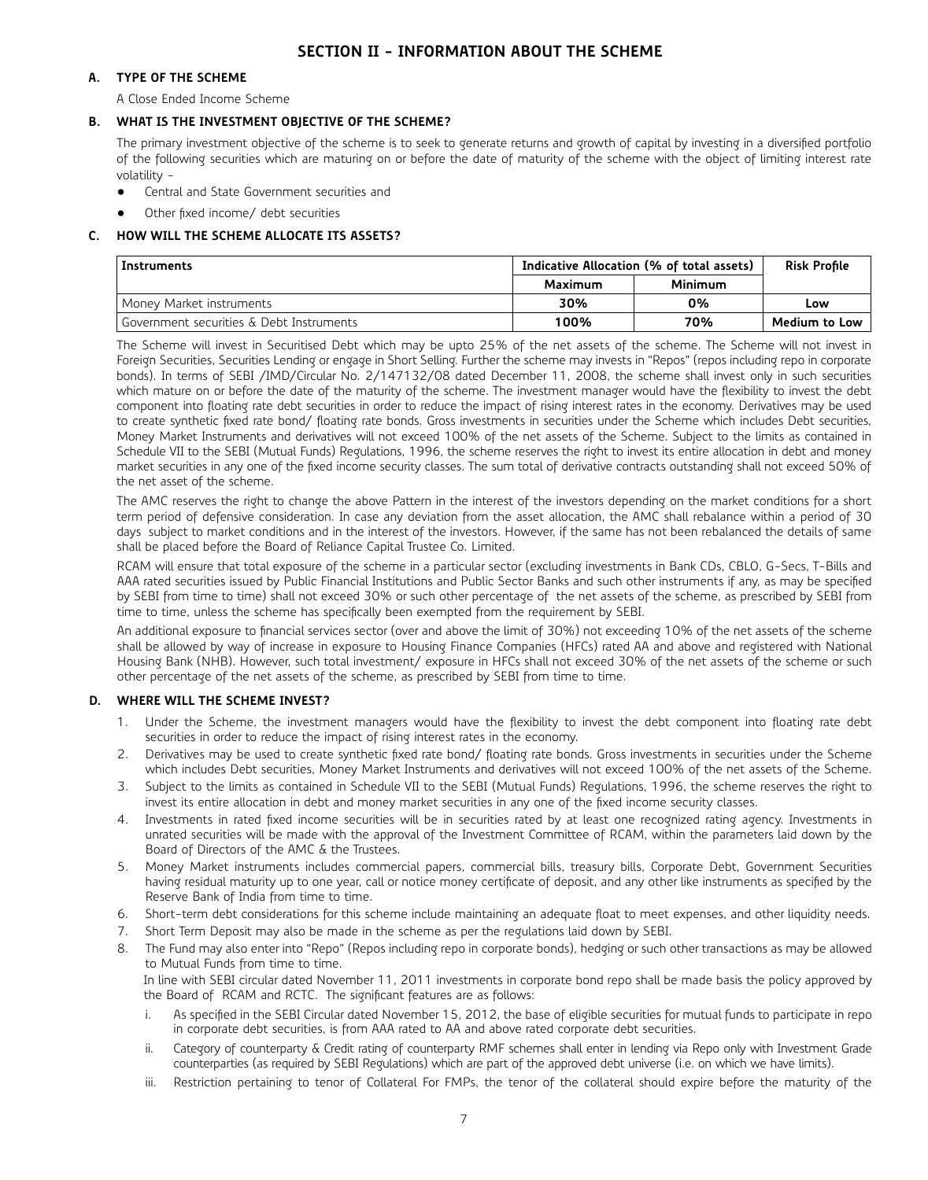## SECTION II - INFORMATION ABOUT THE SCHEME

### A. TYPE OF THE SCHEME

A Close Ended Income Scheme

### B. WHAT IS THE INVESTMENT OBJECTIVE OF THE SCHEME?

The primary investment objective of the scheme is to seek to generate returns and growth of capital by investing in a diversified portfolio of the following securities which are maturing on or before the date of maturity of the scheme with the object of limiting interest rate volatility -

- Central and State Government securities and
- Other fixed income/ debt securities

### C. HOW WILL THE SCHEME ALLOCATE ITS ASSETS?

| Instruments | Indicative Allocation (% of total assets) | | Risk Profile |
|---|---|---|---|
| | Maximum | Minimum | |
| Money Market instruments | 30% | 0% | Low |
| Government securities & Debt Instruments | 100% | 70% | Medium to Low |

The Scheme will invest in Securitised Debt which may be upto 25% of the net assets of the scheme. The Scheme will not invest in Foreign Securities, Securities Lending or engage in Short Selling. Further the scheme may invests in "Repos" (repos including repo in corporate bonds). In terms of SEBI /IMD/Circular No. 2/147132/08 dated December 11, 2008, the scheme shall invest only in such securities which mature on or before the date of the maturity of the scheme. The investment manager would have the flexibility to invest the debt component into floating rate debt securities in order to reduce the impact of rising interest rates in the economy. Derivatives may be used to create synthetic fixed rate bond/ floating rate bonds. Gross investments in securities under the Scheme which includes Debt securities, Money Market Instruments and derivatives will not exceed 100% of the net assets of the Scheme. Subject to the limits as contained in Schedule VII to the SEBI (Mutual Funds) Regulations, 1996, the scheme reserves the right to invest its entire allocation in debt and money market securities in any one of the fixed income security classes. The sum total of derivative contracts outstanding shall not exceed 50% of the net asset of the scheme.

The AMC reserves the right to change the above Pattern in the interest of the investors depending on the market conditions for a short term period of defensive consideration. In case any deviation from the asset allocation, the AMC shall rebalance within a period of 30 days subject to market conditions and in the interest of the investors. However, if the same has not been rebalanced the details of same shall be placed before the Board of Reliance Capital Trustee Co. Limited.

RCAM will ensure that total exposure of the scheme in a particular sector (excluding investments in Bank CDs, CBLO, G-Secs, T-Bills and AAA rated securities issued by Public Financial Institutions and Public Sector Banks and such other instruments if any, as may be specified by SEBI from time to time) shall not exceed 30% or such other percentage of the net assets of the scheme, as prescribed by SEBI from time to time, unless the scheme has specifically been exempted from the requirement by SEBI.

An additional exposure to financial services sector (over and above the limit of 30%) not exceeding 10% of the net assets of the scheme shall be allowed by way of increase in exposure to Housing Finance Companies (HFCs) rated AA and above and registered with National Housing Bank (NHB). However, such total investment/ exposure in HFCs shall not exceed 30% of the net assets of the scheme or such other percentage of the net assets of the scheme, as prescribed by SEBI from time to time.

### D. WHERE WILL THE SCHEME INVEST?

1. Under the Scheme, the investment managers would have the flexibility to invest the debt component into floating rate debt securities in order to reduce the impact of rising interest rates in the economy.
2. Derivatives may be used to create synthetic fixed rate bond/ floating rate bonds. Gross investments in securities under the Scheme which includes Debt securities, Money Market Instruments and derivatives will not exceed 100% of the net assets of the Scheme.
3. Subject to the limits as contained in Schedule VII to the SEBI (Mutual Funds) Regulations, 1996, the scheme reserves the right to invest its entire allocation in debt and money market securities in any one of the fixed income security classes.
4. Investments in rated fixed income securities will be in securities rated by at least one recognized rating agency. Investments in unrated securities will be made with the approval of the Investment Committee of RCAM, within the parameters laid down by the Board of Directors of the AMC & the Trustees.
5. Money Market instruments includes commercial papers, commercial bills, treasury bills, Corporate Debt, Government Securities having residual maturity up to one year, call or notice money certificate of deposit, and any other like instruments as specified by the Reserve Bank of India from time to time.
6. Short-term debt considerations for this scheme include maintaining an adequate float to meet expenses, and other liquidity needs.
7. Short Term Deposit may also be made in the scheme as per the regulations laid down by SEBI.
8. The Fund may also enter into "Repo" (Repos including repo in corporate bonds), hedging or such other transactions as may be allowed to Mutual Funds from time to time.

   In line with SEBI circular dated November 11, 2011 investments in corporate bond repo shall be made basis the policy approved by the Board of RCAM and RCTC. The significant features are as follows:

   i. As specified in the SEBI Circular dated November 15, 2012, the base of eligible securities for mutual funds to participate in repo in corporate debt securities, is from AAA rated to AA and above rated corporate debt securities.

   ii. Category of counterparty & Credit rating of counterparty RMF schemes shall enter in lending via Repo only with Investment Grade counterparties (as required by SEBI Regulations) which are part of the approved debt universe (i.e. on which we have limits).

   iii. Restriction pertaining to tenor of Collateral For FMPs, the tenor of the collateral should expire before the maturity of the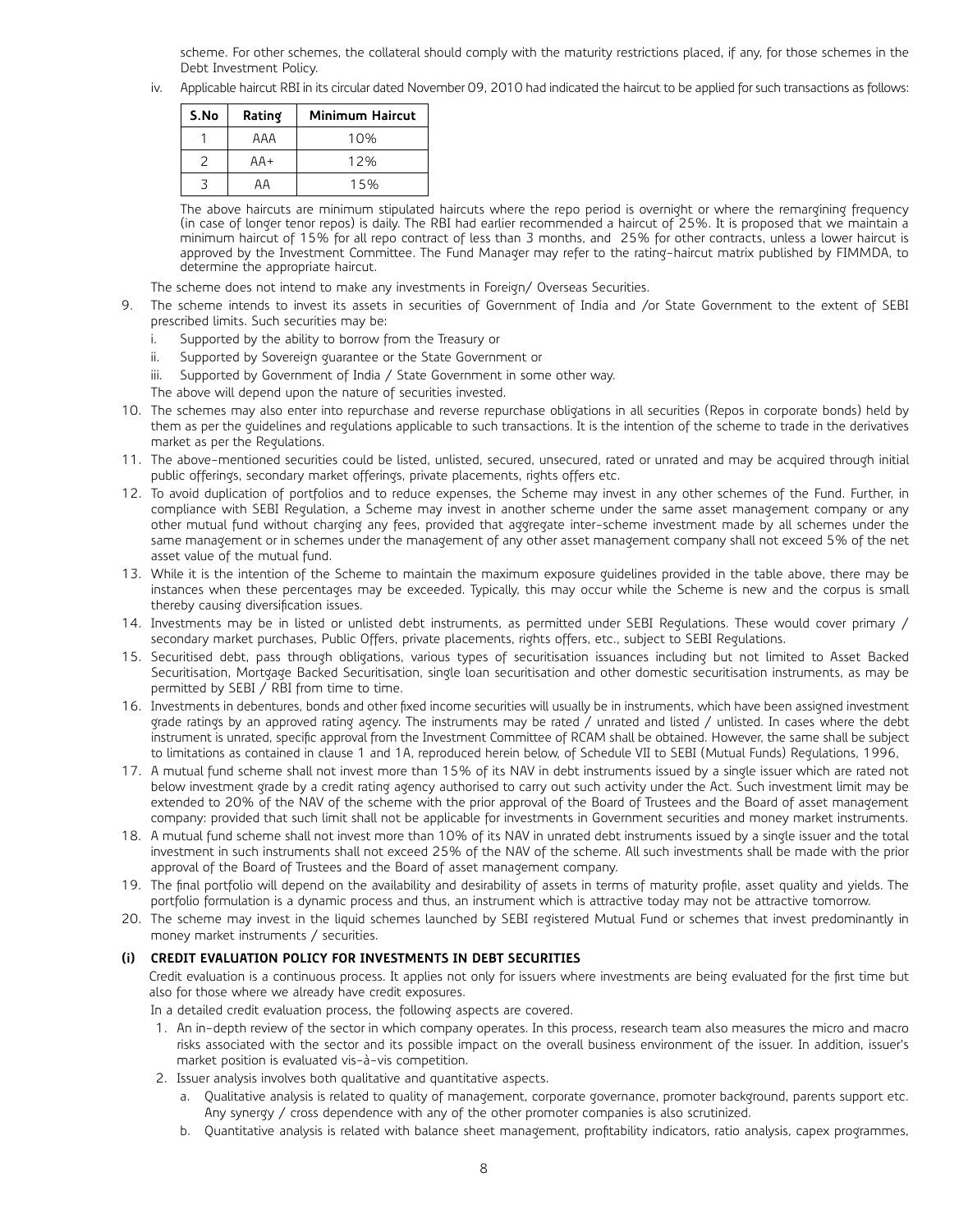scheme. For other schemes, the collateral should comply with the maturity restrictions placed, if any, for those schemes in the Debt Investment Policy.

iv. Applicable haircut RBI in its circular dated November 09, 2010 had indicated the haircut to be applied for such transactions as follows:

| S.No | Rating | Minimum Haircut |
|---|---|---|
| 1 | AAA | 10% |
| 2 | AA+ | 12% |
| 3 | AA | 15% |

The above haircuts are minimum stipulated haircuts where the repo period is overnight or where the remargining frequency (in case of longer tenor repos) is daily. The RBI had earlier recommended a haircut of 25%. It is proposed that we maintain a minimum haircut of 15% for all repo contract of less than 3 months, and 25% for other contracts, unless a lower haircut is approved by the Investment Committee. The Fund Manager may refer to the rating-haircut matrix published by FIMMDA, to determine the appropriate haircut.

The scheme does not intend to make any investments in Foreign/ Overseas Securities.

9. The scheme intends to invest its assets in securities of Government of India and /or State Government to the extent of SEBI prescribed limits. Such securities may be:
   i. Supported by the ability to borrow from the Treasury or
   ii. Supported by Sovereign guarantee or the State Government or
   iii. Supported by Government of India / State Government in some other way.

   The above will depend upon the nature of securities invested.
10. The schemes may also enter into repurchase and reverse repurchase obligations in all securities (Repos in corporate bonds) held by them as per the guidelines and regulations applicable to such transactions. It is the intention of the scheme to trade in the derivatives market as per the Regulations.
11. The above-mentioned securities could be listed, unlisted, secured, unsecured, rated or unrated and may be acquired through initial public offerings, secondary market offerings, private placements, rights offers etc.
12. To avoid duplication of portfolios and to reduce expenses, the Scheme may invest in any other schemes of the Fund. Further, in compliance with SEBI Regulation, a Scheme may invest in another scheme under the same asset management company or any other mutual fund without charging any fees, provided that aggregate inter-scheme investment made by all schemes under the same management or in schemes under the management of any other asset management company shall not exceed 5% of the net asset value of the mutual fund.
13. While it is the intention of the Scheme to maintain the maximum exposure guidelines provided in the table above, there may be instances when these percentages may be exceeded. Typically, this may occur while the Scheme is new and the corpus is small thereby causing diversification issues.
14. Investments may be in listed or unlisted debt instruments, as permitted under SEBI Regulations. These would cover primary / secondary market purchases, Public Offers, private placements, rights offers, etc., subject to SEBI Regulations.
15. Securitised debt, pass through obligations, various types of securitisation issuances including but not limited to Asset Backed Securitisation, Mortgage Backed Securitisation, single loan securitisation and other domestic securitisation instruments, as may be permitted by SEBI / RBI from time to time.
16. Investments in debentures, bonds and other fixed income securities will usually be in instruments, which have been assigned investment grade ratings by an approved rating agency. The instruments may be rated / unrated and listed / unlisted. In cases where the debt instrument is unrated, specific approval from the Investment Committee of RCAM shall be obtained. However, the same shall be subject to limitations as contained in clause 1 and 1A, reproduced herein below, of Schedule VII to SEBI (Mutual Funds) Regulations, 1996,
17. A mutual fund scheme shall not invest more than 15% of its NAV in debt instruments issued by a single issuer which are rated not below investment grade by a credit rating agency authorised to carry out such activity under the Act. Such investment limit may be extended to 20% of the NAV of the scheme with the prior approval of the Board of Trustees and the Board of asset management company: provided that such limit shall not be applicable for investments in Government securities and money market instruments.
18. A mutual fund scheme shall not invest more than 10% of its NAV in unrated debt instruments issued by a single issuer and the total investment in such instruments shall not exceed 25% of the NAV of the scheme. All such investments shall be made with the prior approval of the Board of Trustees and the Board of asset management company.
19. The final portfolio will depend on the availability and desirability of assets in terms of maturity profile, asset quality and yields. The portfolio formulation is a dynamic process and thus, an instrument which is attractive today may not be attractive tomorrow.
20. The scheme may invest in the liquid schemes launched by SEBI registered Mutual Fund or schemes that invest predominantly in money market instruments / securities.

### (i) CREDIT EVALUATION POLICY FOR INVESTMENTS IN DEBT SECURITIES

Credit evaluation is a continuous process. It applies not only for issuers where investments are being evaluated for the first time but also for those where we already have credit exposures.

In a detailed credit evaluation process, the following aspects are covered.

1. An in-depth review of the sector in which company operates. In this process, research team also measures the micro and macro risks associated with the sector and its possible impact on the overall business environment of the issuer. In addition, issuer's market position is evaluated vis-à-vis competition.
2. Issuer analysis involves both qualitative and quantitative aspects.
   a. Qualitative analysis is related to quality of management, corporate governance, promoter background, parents support etc. Any synergy / cross dependence with any of the other promoter companies is also scrutinized.
   b. Quantitative analysis is related with balance sheet management, profitability indicators, ratio analysis, capex programmes,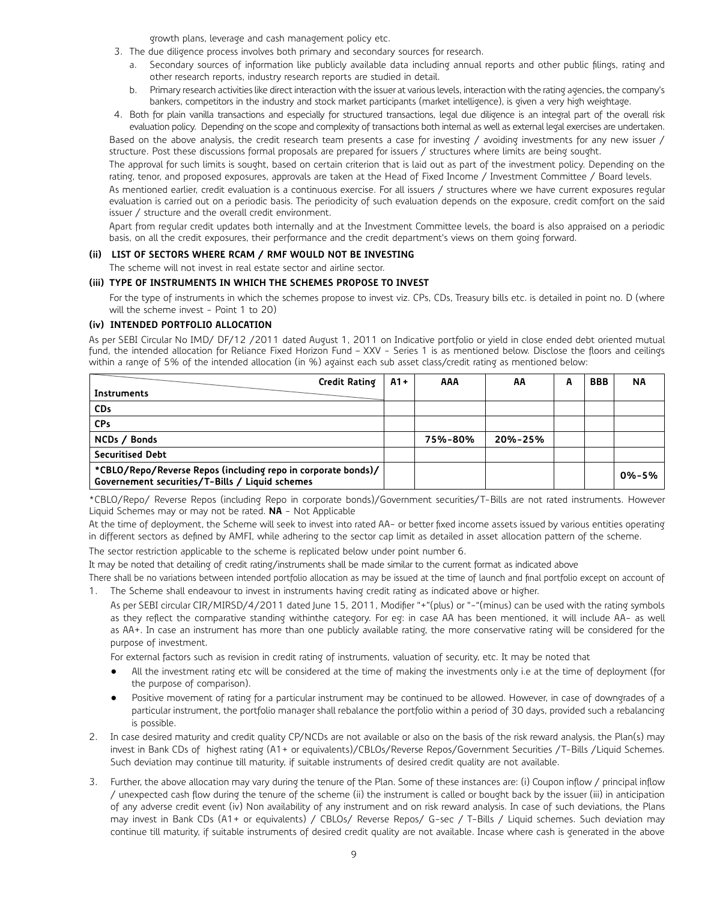growth plans, leverage and cash management policy etc.

3. The due diligence process involves both primary and secondary sources for research.
   a. Secondary sources of information like publicly available data including annual reports and other public filings, rating and other research reports, industry research reports are studied in detail.
   b. Primary research activities like direct interaction with the issuer at various levels, interaction with the rating agencies, the company's bankers, competitors in the industry and stock market participants (market intelligence), is given a very high weightage.
4. Both for plain vanilla transactions and especially for structured transactions, legal due diligence is an integral part of the overall risk evaluation policy. Depending on the scope and complexity of transactions both internal as well as external legal exercises are undertaken.

Based on the above analysis, the credit research team presents a case for investing / avoiding investments for any new issuer / structure. Post these discussions formal proposals are prepared for issuers / structures where limits are being sought.

The approval for such limits is sought, based on certain criterion that is laid out as part of the investment policy. Depending on the rating, tenor, and proposed exposures, approvals are taken at the Head of Fixed Income / Investment Committee / Board levels.

As mentioned earlier, credit evaluation is a continuous exercise. For all issuers / structures where we have current exposures regular evaluation is carried out on a periodic basis. The periodicity of such evaluation depends on the exposure, credit comfort on the said issuer / structure and the overall credit environment.

Apart from regular credit updates both internally and at the Investment Committee levels, the board is also appraised on a periodic basis, on all the credit exposures, their performance and the credit department's views on them going forward.

**(ii) LIST OF SECTORS WHERE RCAM / RMF WOULD NOT BE INVESTING**

The scheme will not invest in real estate sector and airline sector.

**(iii) TYPE OF INSTRUMENTS IN WHICH THE SCHEMES PROPOSE TO INVEST**

For the type of instruments in which the schemes propose to invest viz. CPs, CDs, Treasury bills etc. is detailed in point no. D (where will the scheme invest - Point 1 to 20)

**(iv) INTENDED PORTFOLIO ALLOCATION**

As per SEBI Circular No IMD/ DF/12 /2011 dated August 1, 2011 on Indicative portfolio or yield in close ended debt oriented mutual fund, the intended allocation for Reliance Fixed Horizon Fund – XXV - Series 1 is as mentioned below. Disclose the floors and ceilings within a range of 5% of the intended allocation (in %) against each sub asset class/credit rating as mentioned below:

| Instruments \ Credit Rating | A1+ | AAA | AA | A | BBB | NA |
|---|---|---|---|---|---|---|
| **CDs** | | | | | | |
| **CPs** | | | | | | |
| **NCDs / Bonds** | | **75%-80%** | **20%-25%** | | | |
| **Securitised Debt** | | | | | | |
| **\*CBLO/Repo/Reverse Repos (including repo in corporate bonds)/ Governement securities/T-Bills / Liquid schemes** | | | | | | **0%-5%** |

*CBLO/Repo/ Reverse Repos (including Repo in corporate bonds)/Government securities/T-Bills are not rated instruments. However Liquid Schemes may or may not be rated. **NA** - Not Applicable

At the time of deployment, the Scheme will seek to invest into rated AA- or better fixed income assets issued by various entities operating in different sectors as defined by AMFI, while adhering to the sector cap limit as detailed in asset allocation pattern of the scheme.

The sector restriction applicable to the scheme is replicated below under point number 6.

It may be noted that detailing of credit rating/instruments shall be made similar to the current format as indicated above

There shall be no variations between intended portfolio allocation as may be issued at the time of launch and final portfolio except on account of

1. The Scheme shall endeavour to invest in instruments having credit rating as indicated above or higher.

   As per SEBI circular CIR/MIRSD/4/2011 dated June 15, 2011, Modifier "+"(plus) or "-"(minus) can be used with the rating symbols as they reflect the comparative standing withinthe category. For eg: in case AA has been mentioned, it will include AA- as well as AA+. In case an instrument has more than one publicly available rating, the more conservative rating will be considered for the purpose of investment.

   For external factors such as revision in credit rating of instruments, valuation of security, etc. It may be noted that

   - All the investment rating etc will be considered at the time of making the investments only i.e at the time of deployment (for the purpose of comparison).
   - Positive movement of rating for a particular instrument may be continued to be allowed. However, in case of downgrades of a particular instrument, the portfolio manager shall rebalance the portfolio within a period of 30 days, provided such a rebalancing is possible.

2. In case desired maturity and credit quality CP/NCDs are not available or also on the basis of the risk reward analysis, the Plan(s) may invest in Bank CDs of highest rating (A1+ or equivalents)/CBLOs/Reverse Repos/Government Securities /T-Bills /Liquid Schemes. Such deviation may continue till maturity, if suitable instruments of desired credit quality are not available.

3. Further, the above allocation may vary during the tenure of the Plan. Some of these instances are: (i) Coupon inflow / principal inflow / unexpected cash flow during the tenure of the scheme (ii) the instrument is called or bought back by the issuer (iii) in anticipation of any adverse credit event (iv) Non availability of any instrument and on risk reward analysis. In case of such deviations, the Plans may invest in Bank CDs (A1+ or equivalents) / CBLOs/ Reverse Repos/ G-sec / T-Bills / Liquid schemes. Such deviation may continue till maturity, if suitable instruments of desired credit quality are not available. Incase where cash is generated in the above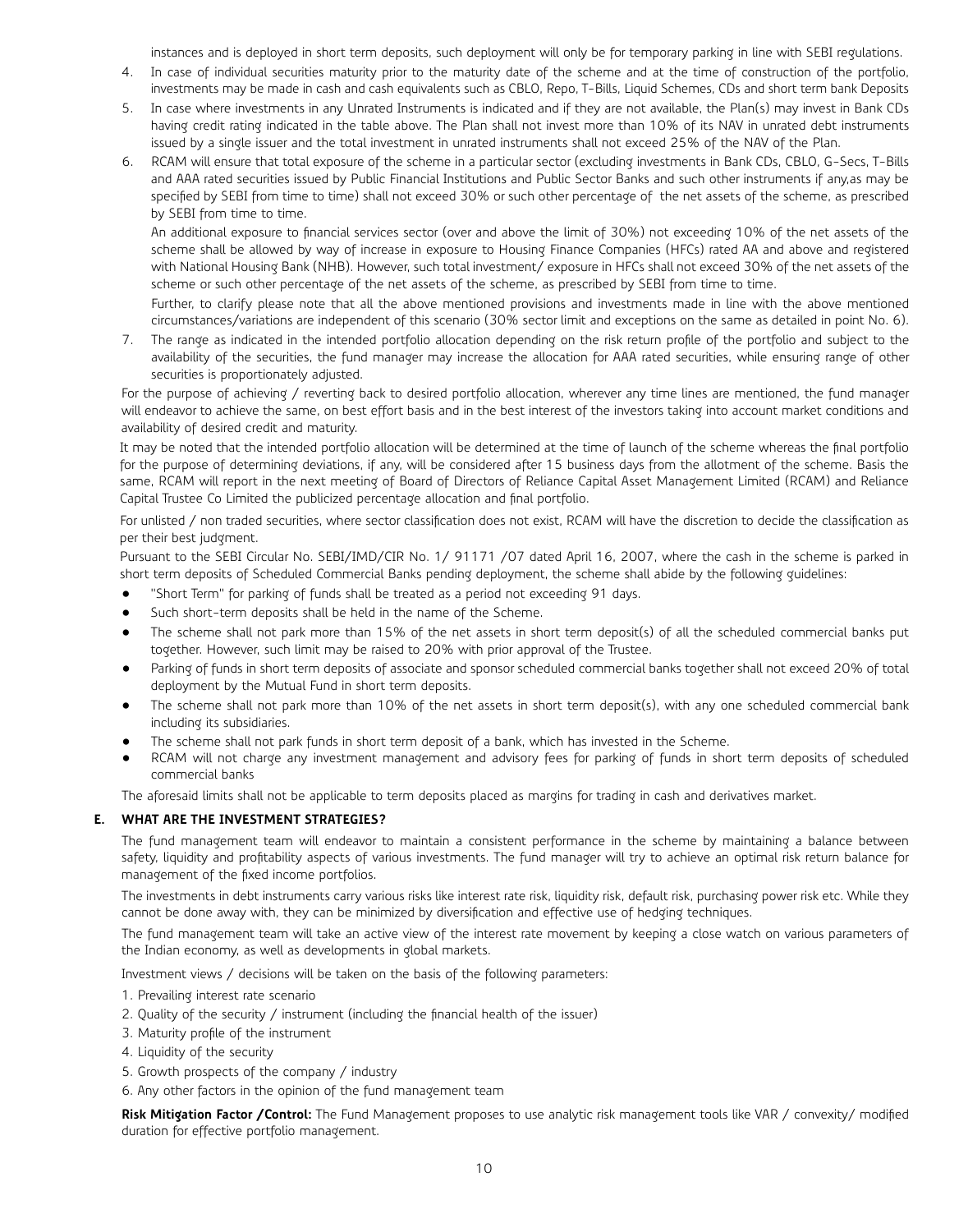instances and is deployed in short term deposits, such deployment will only be for temporary parking in line with SEBI regulations.

4. In case of individual securities maturity prior to the maturity date of the scheme and at the time of construction of the portfolio, investments may be made in cash and cash equivalents such as CBLO, Repo, T-Bills, Liquid Schemes, CDs and short term bank Deposits
5. In case where investments in any Unrated Instruments is indicated and if they are not available, the Plan(s) may invest in Bank CDs having credit rating indicated in the table above. The Plan shall not invest more than 10% of its NAV in unrated debt instruments issued by a single issuer and the total investment in unrated instruments shall not exceed 25% of the NAV of the Plan.
6. RCAM will ensure that total exposure of the scheme in a particular sector (excluding investments in Bank CDs, CBLO, G-Secs, T-Bills and AAA rated securities issued by Public Financial Institutions and Public Sector Banks and such other instruments if any,as may be specified by SEBI from time to time) shall not exceed 30% or such other percentage of the net assets of the scheme, as prescribed by SEBI from time to time.

   An additional exposure to financial services sector (over and above the limit of 30%) not exceeding 10% of the net assets of the scheme shall be allowed by way of increase in exposure to Housing Finance Companies (HFCs) rated AA and above and registered with National Housing Bank (NHB). However, such total investment/ exposure in HFCs shall not exceed 30% of the net assets of the scheme or such other percentage of the net assets of the scheme, as prescribed by SEBI from time to time.

   Further, to clarify please note that all the above mentioned provisions and investments made in line with the above mentioned circumstances/variations are independent of this scenario (30% sector limit and exceptions on the same as detailed in point No. 6).
7. The range as indicated in the intended portfolio allocation depending on the risk return profile of the portfolio and subject to the availability of the securities, the fund manager may increase the allocation for AAA rated securities, while ensuring range of other securities is proportionately adjusted.

For the purpose of achieving / reverting back to desired portfolio allocation, wherever any time lines are mentioned, the fund manager will endeavor to achieve the same, on best effort basis and in the best interest of the investors taking into account market conditions and availability of desired credit and maturity.

It may be noted that the intended portfolio allocation will be determined at the time of launch of the scheme whereas the final portfolio for the purpose of determining deviations, if any, will be considered after 15 business days from the allotment of the scheme. Basis the same, RCAM will report in the next meeting of Board of Directors of Reliance Capital Asset Management Limited (RCAM) and Reliance Capital Trustee Co Limited the publicized percentage allocation and final portfolio.

For unlisted / non traded securities, where sector classification does not exist, RCAM will have the discretion to decide the classification as per their best judgment.

Pursuant to the SEBI Circular No. SEBI/IMD/CIR No. 1/ 91171 /07 dated April 16, 2007, where the cash in the scheme is parked in short term deposits of Scheduled Commercial Banks pending deployment, the scheme shall abide by the following guidelines:

- "Short Term" for parking of funds shall be treated as a period not exceeding 91 days.
- Such short-term deposits shall be held in the name of the Scheme.
- The scheme shall not park more than 15% of the net assets in short term deposit(s) of all the scheduled commercial banks put together. However, such limit may be raised to 20% with prior approval of the Trustee.
- Parking of funds in short term deposits of associate and sponsor scheduled commercial banks together shall not exceed 20% of total deployment by the Mutual Fund in short term deposits.
- The scheme shall not park more than 10% of the net assets in short term deposit(s), with any one scheduled commercial bank including its subsidiaries.
- The scheme shall not park funds in short term deposit of a bank, which has invested in the Scheme.
- RCAM will not charge any investment management and advisory fees for parking of funds in short term deposits of scheduled commercial banks

The aforesaid limits shall not be applicable to term deposits placed as margins for trading in cash and derivatives market.

## E. WHAT ARE THE INVESTMENT STRATEGIES?

The fund management team will endeavor to maintain a consistent performance in the scheme by maintaining a balance between safety, liquidity and profitability aspects of various investments. The fund manager will try to achieve an optimal risk return balance for management of the fixed income portfolios.

The investments in debt instruments carry various risks like interest rate risk, liquidity risk, default risk, purchasing power risk etc. While they cannot be done away with, they can be minimized by diversification and effective use of hedging techniques.

The fund management team will take an active view of the interest rate movement by keeping a close watch on various parameters of the Indian economy, as well as developments in global markets.

Investment views / decisions will be taken on the basis of the following parameters:

1. Prevailing interest rate scenario
2. Quality of the security / instrument (including the financial health of the issuer)
3. Maturity profile of the instrument
4. Liquidity of the security
5. Growth prospects of the company / industry
6. Any other factors in the opinion of the fund management team

**Risk Mitigation Factor /Control:** The Fund Management proposes to use analytic risk management tools like VAR / convexity/ modified duration for effective portfolio management.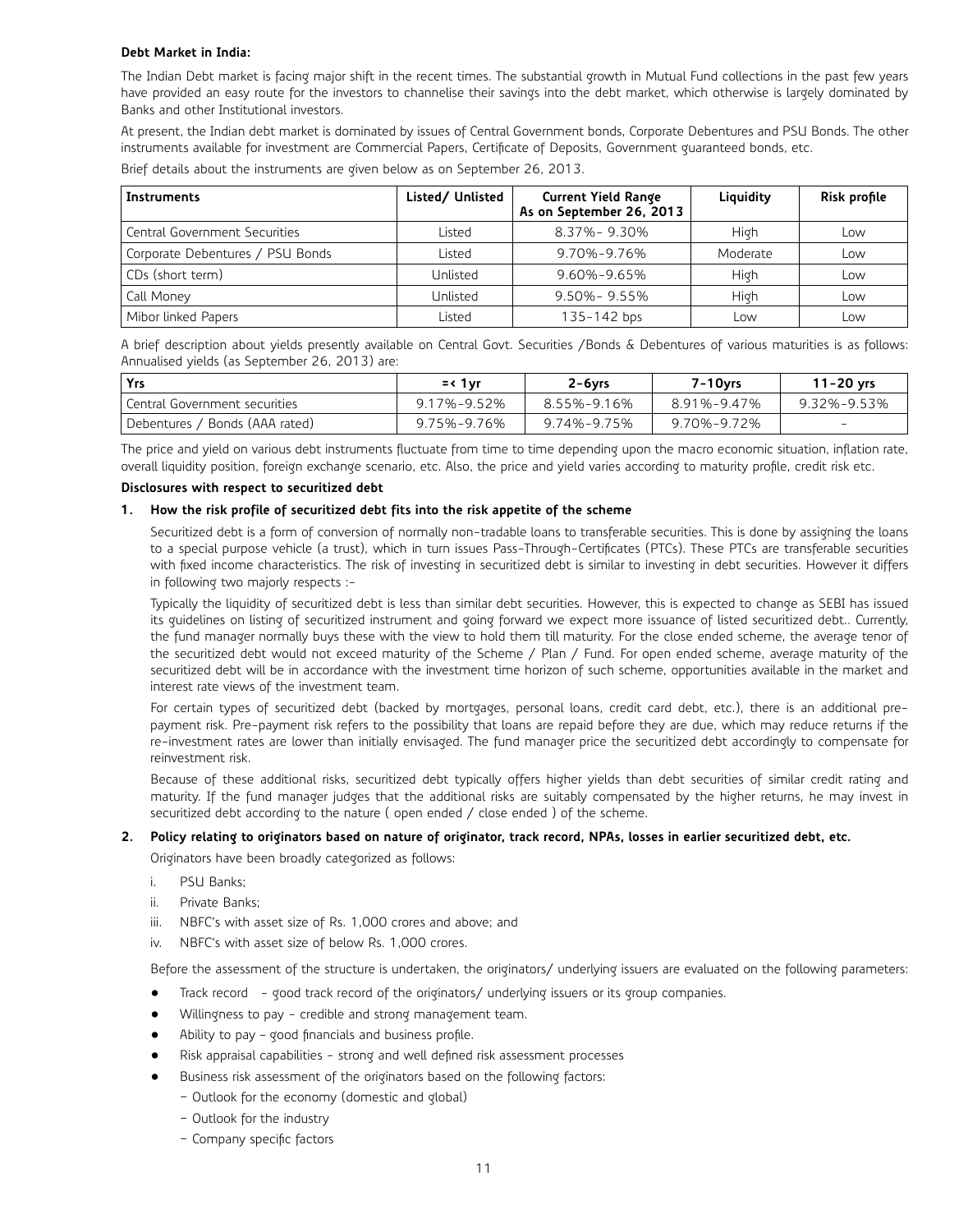**Debt Market in India:**

The Indian Debt market is facing major shift in the recent times. The substantial growth in Mutual Fund collections in the past few years have provided an easy route for the investors to channelise their savings into the debt market, which otherwise is largely dominated by Banks and other Institutional investors.

At present, the Indian debt market is dominated by issues of Central Government bonds, Corporate Debentures and PSU Bonds. The other instruments available for investment are Commercial Papers, Certificate of Deposits, Government guaranteed bonds, etc.

Brief details about the instruments are given below as on September 26, 2013.

| Instruments | Listed/ Unlisted | Current Yield Range As on September 26, 2013 | Liquidity | Risk profile |
|---|---|---|---|---|
| Central Government Securities | Listed | 8.37%- 9.30% | High | Low |
| Corporate Debentures / PSU Bonds | Listed | 9.70%-9.76% | Moderate | Low |
| CDs (short term) | Unlisted | 9.60%-9.65% | High | Low |
| Call Money | Unlisted | 9.50%- 9.55% | High | Low |
| Mibor linked Papers | Listed | 135-142 bps | Low | Low |

A brief description about yields presently available on Central Govt. Securities /Bonds & Debentures of various maturities is as follows: Annualised yields (as September 26, 2013) are:

| Yrs | =< 1yr | 2-6yrs | 7-10yrs | 11-20 yrs |
|---|---|---|---|---|
| Central Government securities | 9.17%-9.52% | 8.55%-9.16% | 8.91%-9.47% | 9.32%-9.53% |
| Debentures / Bonds (AAA rated) | 9.75%-9.76% | 9.74%-9.75% | 9.70%-9.72% | - |

The price and yield on various debt instruments fluctuate from time to time depending upon the macro economic situation, inflation rate, overall liquidity position, foreign exchange scenario, etc. Also, the price and yield varies according to maturity profile, credit risk etc.

**Disclosures with respect to securitized debt**

**1. How the risk profile of securitized debt fits into the risk appetite of the scheme**

Securitized debt is a form of conversion of normally non-tradable loans to transferable securities. This is done by assigning the loans to a special purpose vehicle (a trust), which in turn issues Pass-Through-Certificates (PTCs). These PTCs are transferable securities with fixed income characteristics. The risk of investing in securitized debt is similar to investing in debt securities. However it differs in following two majorly respects :-

Typically the liquidity of securitized debt is less than similar debt securities. However, this is expected to change as SEBI has issued its guidelines on listing of securitized instrument and going forward we expect more issuance of listed securitized debt.. Currently, the fund manager normally buys these with the view to hold them till maturity. For the close ended scheme, the average tenor of the securitized debt would not exceed maturity of the Scheme / Plan / Fund. For open ended scheme, average maturity of the securitized debt will be in accordance with the investment time horizon of such scheme, opportunities available in the market and interest rate views of the investment team.

For certain types of securitized debt (backed by mortgages, personal loans, credit card debt, etc.), there is an additional pre-payment risk. Pre-payment risk refers to the possibility that loans are repaid before they are due, which may reduce returns if the re-investment rates are lower than initially envisaged. The fund manager price the securitized debt accordingly to compensate for reinvestment risk.

Because of these additional risks, securitized debt typically offers higher yields than debt securities of similar credit rating and maturity. If the fund manager judges that the additional risks are suitably compensated by the higher returns, he may invest in securitized debt according to the nature ( open ended / close ended ) of the scheme.

**2. Policy relating to originators based on nature of originator, track record, NPAs, losses in earlier securitized debt, etc.**

Originators have been broadly categorized as follows:

i. PSU Banks;
ii. Private Banks;
iii. NBFC's with asset size of Rs. 1,000 crores and above; and
iv. NBFC's with asset size of below Rs. 1,000 crores.

Before the assessment of the structure is undertaken, the originators/ underlying issuers are evaluated on the following parameters:

- Track record - good track record of the originators/ underlying issuers or its group companies.
- Willingness to pay - credible and strong management team.
- Ability to pay – good financials and business profile.
- Risk appraisal capabilities - strong and well defined risk assessment processes
- Business risk assessment of the originators based on the following factors:
  - Outlook for the economy (domestic and global)
  - Outlook for the industry
  - Company specific factors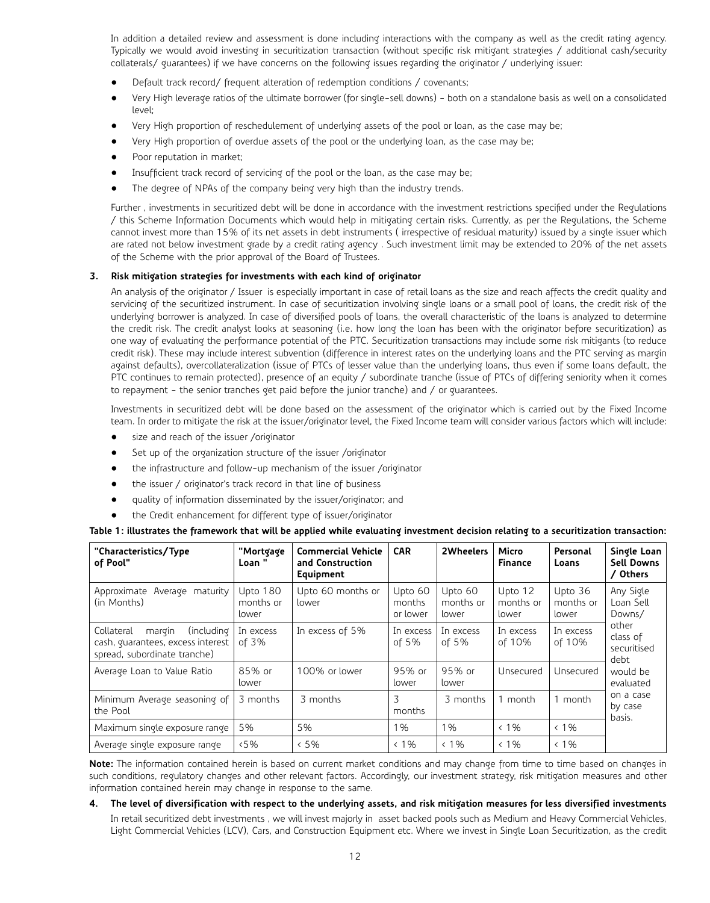In addition a detailed review and assessment is done including interactions with the company as well as the credit rating agency. Typically we would avoid investing in securitization transaction (without specific risk mitigant strategies / additional cash/security collaterals/ guarantees) if we have concerns on the following issues regarding the originator / underlying issuer:

- Default track record/ frequent alteration of redemption conditions / covenants;
- Very High leverage ratios of the ultimate borrower (for single-sell downs) - both on a standalone basis as well on a consolidated level;
- Very High proportion of reschedulement of underlying assets of the pool or loan, as the case may be;
- Very High proportion of overdue assets of the pool or the underlying loan, as the case may be;
- Poor reputation in market;
- Insufficient track record of servicing of the pool or the loan, as the case may be;
- The degree of NPAs of the company being very high than the industry trends.

Further , investments in securitized debt will be done in accordance with the investment restrictions specified under the Regulations / this Scheme Information Documents which would help in mitigating certain risks. Currently, as per the Regulations, the Scheme cannot invest more than 15% of its net assets in debt instruments ( irrespective of residual maturity) issued by a single issuer which are rated not below investment grade by a credit rating agency . Such investment limit may be extended to 20% of the net assets of the Scheme with the prior approval of the Board of Trustees.

**3. Risk mitigation strategies for investments with each kind of originator**

An analysis of the originator / Issuer is especially important in case of retail loans as the size and reach affects the credit quality and servicing of the securitized instrument. In case of securitization involving single loans or a small pool of loans, the credit risk of the underlying borrower is analyzed. In case of diversified pools of loans, the overall characteristic of the loans is analyzed to determine the credit risk. The credit analyst looks at seasoning (i.e. how long the loan has been with the originator before securitization) as one way of evaluating the performance potential of the PTC. Securitization transactions may include some risk mitigants (to reduce credit risk). These may include interest subvention (difference in interest rates on the underlying loans and the PTC serving as margin against defaults), overcollateralization (issue of PTCs of lesser value than the underlying loans, thus even if some loans default, the PTC continues to remain protected), presence of an equity / subordinate tranche (issue of PTCs of differing seniority when it comes to repayment - the senior tranches get paid before the junior tranche) and / or guarantees.

Investments in securitized debt will be done based on the assessment of the originator which is carried out by the Fixed Income team. In order to mitigate the risk at the issuer/originator level, the Fixed Income team will consider various factors which will include:

- size and reach of the issuer /originator
- Set up of the organization structure of the issuer /originator
- the infrastructure and follow-up mechanism of the issuer /originator
- the issuer / originator's track record in that line of business
- quality of information disseminated by the issuer/originator; and
- the Credit enhancement for different type of issuer/originator

**Table 1: illustrates the framework that will be applied while evaluating investment decision relating to a securitization transaction:**

| "Characteristics/Type of Pool" | "Mortgage Loan " | Commercial Vehicle and Construction Equipment | CAR | 2Wheelers | Micro Finance | Personal Loans | Single Loan Sell Downs / Others |
|---|---|---|---|---|---|---|---|
| Approximate Average maturity (in Months) | Upto 180 months or lower | Upto 60 months or lower | Upto 60 months or lower | Upto 60 months or lower | Upto 12 months or lower | Upto 36 months or lower | Any Sigle Loan Sell Downs/ other class of securitised debt would be evaluated on a case by case basis. |
| Collateral margin (including cash, guarantees, excess interest spread, subordinate tranche) | In excess of 3% | In excess of 5% | In excess of 5% | In excess of 5% | In excess of 10% | In excess of 10% | |
| Average Loan to Value Ratio | 85% or lower | 100% or lower | 95% or lower | 95% or lower | Unsecured | Unsecured | |
| Minimum Average seasoning of the Pool | 3 months | 3 months | 3 months | 3 months | 1 month | 1 month | |
| Maximum single exposure range | 5% | 5% | 1% | 1% | < 1% | < 1% | |
| Average single exposure range | <5% | < 5% | < 1% | < 1% | < 1% | < 1% | |

**Note:** The information contained herein is based on current market conditions and may change from time to time based on changes in such conditions, regulatory changes and other relevant factors. Accordingly, our investment strategy, risk mitigation measures and other information contained herein may change in response to the same.

**4. The level of diversification with respect to the underlying assets, and risk mitigation measures for less diversified investments**

In retail securitized debt investments , we will invest majorly in asset backed pools such as Medium and Heavy Commercial Vehicles, Light Commercial Vehicles (LCV), Cars, and Construction Equipment etc. Where we invest in Single Loan Securitization, as the credit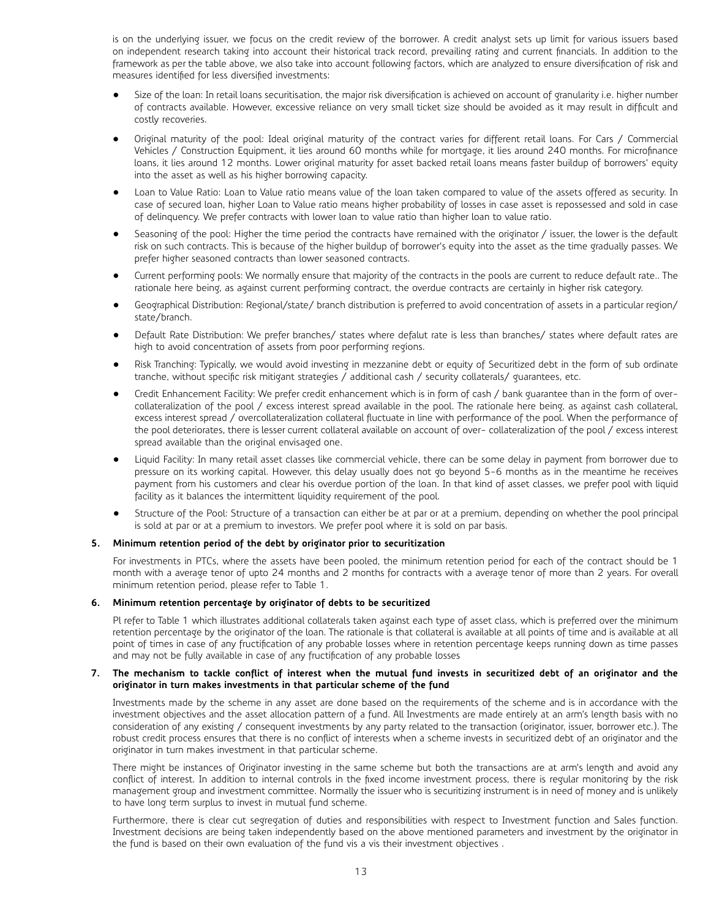is on the underlying issuer, we focus on the credit review of the borrower. A credit analyst sets up limit for various issuers based on independent research taking into account their historical track record, prevailing rating and current financials. In addition to the framework as per the table above, we also take into account following factors, which are analyzed to ensure diversification of risk and measures identified for less diversified investments:

- Size of the loan: In retail loans securitisation, the major risk diversification is achieved on account of granularity i.e. higher number of contracts available. However, excessive reliance on very small ticket size should be avoided as it may result in difficult and costly recoveries.
- Original maturity of the pool: Ideal original maturity of the contract varies for different retail loans. For Cars / Commercial Vehicles / Construction Equipment, it lies around 60 months while for mortgage, it lies around 240 months. For microfinance loans, it lies around 12 months. Lower original maturity for asset backed retail loans means faster buildup of borrowers' equity into the asset as well as his higher borrowing capacity.
- Loan to Value Ratio: Loan to Value ratio means value of the loan taken compared to value of the assets offered as security. In case of secured loan, higher Loan to Value ratio means higher probability of losses in case asset is repossessed and sold in case of delinquency. We prefer contracts with lower loan to value ratio than higher loan to value ratio.
- Seasoning of the pool: Higher the time period the contracts have remained with the originator / issuer, the lower is the default risk on such contracts. This is because of the higher buildup of borrower's equity into the asset as the time gradually passes. We prefer higher seasoned contracts than lower seasoned contracts.
- Current performing pools: We normally ensure that majority of the contracts in the pools are current to reduce default rate.. The rationale here being, as against current performing contract, the overdue contracts are certainly in higher risk category.
- Geographical Distribution: Regional/state/ branch distribution is preferred to avoid concentration of assets in a particular region/ state/branch.
- Default Rate Distribution: We prefer branches/ states where defalut rate is less than branches/ states where default rates are high to avoid concentration of assets from poor performing regions.
- Risk Tranching: Typically, we would avoid investing in mezzanine debt or equity of Securitized debt in the form of sub ordinate tranche, without specific risk mitigant strategies / additional cash / security collaterals/ guarantees, etc.
- Credit Enhancement Facility: We prefer credit enhancement which is in form of cash / bank guarantee than in the form of over-collateralization of the pool / excess interest spread available in the pool. The rationale here being, as against cash collateral, excess interest spread / overcollateralization collateral fluctuate in line with performance of the pool. When the performance of the pool deteriorates, there is lesser current collateral available on account of over- collateralization of the pool / excess interest spread available than the original envisaged one.
- Liquid Facility: In many retail asset classes like commercial vehicle, there can be some delay in payment from borrower due to pressure on its working capital. However, this delay usually does not go beyond 5-6 months as in the meantime he receives payment from his customers and clear his overdue portion of the loan. In that kind of asset classes, we prefer pool with liquid facility as it balances the intermittent liquidity requirement of the pool.
- Structure of the Pool: Structure of a transaction can either be at par or at a premium, depending on whether the pool principal is sold at par or at a premium to investors. We prefer pool where it is sold on par basis.

**5. Minimum retention period of the debt by originator prior to securitization**

For investments in PTCs, where the assets have been pooled, the minimum retention period for each of the contract should be 1 month with a average tenor of upto 24 months and 2 months for contracts with a average tenor of more than 2 years. For overall minimum retention period, please refer to Table 1.

**6. Minimum retention percentage by originator of debts to be securitized**

Pl refer to Table 1 which illustrates additional collaterals taken against each type of asset class, which is preferred over the minimum retention percentage by the originator of the loan. The rationale is that collateral is available at all points of time and is available at all point of times in case of any fructification of any probable losses where in retention percentage keeps running down as time passes and may not be fully available in case of any fructification of any probable losses

**7. The mechanism to tackle conflict of interest when the mutual fund invests in securitized debt of an originator and the originator in turn makes investments in that particular scheme of the fund**

Investments made by the scheme in any asset are done based on the requirements of the scheme and is in accordance with the investment objectives and the asset allocation pattern of a fund. All Investments are made entirely at an arm's length basis with no consideration of any existing / consequent investments by any party related to the transaction (originator, issuer, borrower etc.). The robust credit process ensures that there is no conflict of interests when a scheme invests in securitized debt of an originator and the originator in turn makes investment in that particular scheme.

There might be instances of Originator investing in the same scheme but both the transactions are at arm's length and avoid any conflict of interest. In addition to internal controls in the fixed income investment process, there is regular monitoring by the risk management group and investment committee. Normally the issuer who is securitizing instrument is in need of money and is unlikely to have long term surplus to invest in mutual fund scheme.

Furthermore, there is clear cut segregation of duties and responsibilities with respect to Investment function and Sales function. Investment decisions are being taken independently based on the above mentioned parameters and investment by the originator in the fund is based on their own evaluation of the fund vis a vis their investment objectives .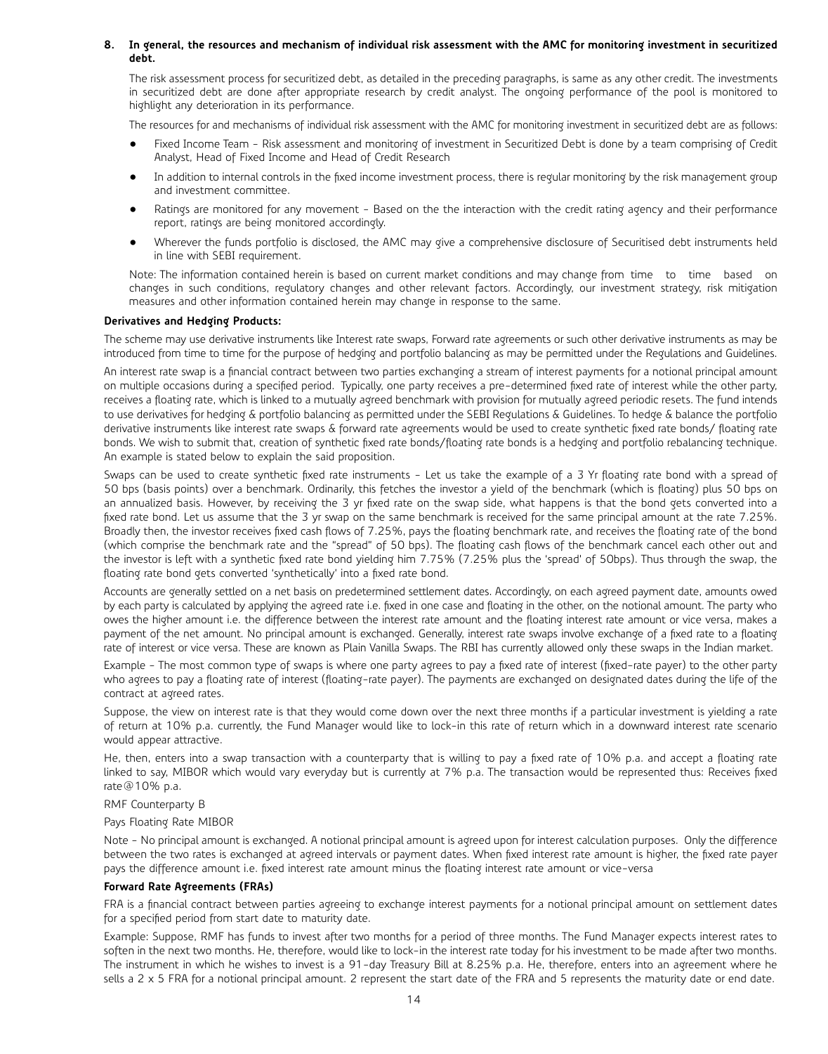**8. In general, the resources and mechanism of individual risk assessment with the AMC for monitoring investment in securitized debt.**

The risk assessment process for securitized debt, as detailed in the preceding paragraphs, is same as any other credit. The investments in securitized debt are done after appropriate research by credit analyst. The ongoing performance of the pool is monitored to highlight any deterioration in its performance.

The resources for and mechanisms of individual risk assessment with the AMC for monitoring investment in securitized debt are as follows:

- Fixed Income Team - Risk assessment and monitoring of investment in Securitized Debt is done by a team comprising of Credit Analyst, Head of Fixed Income and Head of Credit Research
- In addition to internal controls in the fixed income investment process, there is regular monitoring by the risk management group and investment committee.
- Ratings are monitored for any movement - Based on the the interaction with the credit rating agency and their performance report, ratings are being monitored accordingly.
- Wherever the funds portfolio is disclosed, the AMC may give a comprehensive disclosure of Securitised debt instruments held in line with SEBI requirement.

Note: The information contained herein is based on current market conditions and may change from time to time based on changes in such conditions, regulatory changes and other relevant factors. Accordingly, our investment strategy, risk mitigation measures and other information contained herein may change in response to the same.

**Derivatives and Hedging Products:**

The scheme may use derivative instruments like Interest rate swaps, Forward rate agreements or such other derivative instruments as may be introduced from time to time for the purpose of hedging and portfolio balancing as may be permitted under the Regulations and Guidelines.

An interest rate swap is a financial contract between two parties exchanging a stream of interest payments for a notional principal amount on multiple occasions during a specified period. Typically, one party receives a pre-determined fixed rate of interest while the other party, receives a floating rate, which is linked to a mutually agreed benchmark with provision for mutually agreed periodic resets. The fund intends to use derivatives for hedging & portfolio balancing as permitted under the SEBI Regulations & Guidelines. To hedge & balance the portfolio derivative instruments like interest rate swaps & forward rate agreements would be used to create synthetic fixed rate bonds/ floating rate bonds. We wish to submit that, creation of synthetic fixed rate bonds/floating rate bonds is a hedging and portfolio rebalancing technique. An example is stated below to explain the said proposition.

Swaps can be used to create synthetic fixed rate instruments - Let us take the example of a 3 Yr floating rate bond with a spread of 50 bps (basis points) over a benchmark. Ordinarily, this fetches the investor a yield of the benchmark (which is floating) plus 50 bps on an annualized basis. However, by receiving the 3 yr fixed rate on the swap side, what happens is that the bond gets converted into a fixed rate bond. Let us assume that the 3 yr swap on the same benchmark is received for the same principal amount at the rate 7.25%. Broadly then, the investor receives fixed cash flows of 7.25%, pays the floating benchmark rate, and receives the floating rate of the bond (which comprise the benchmark rate and the "spread" of 50 bps). The floating cash flows of the benchmark cancel each other out and the investor is left with a synthetic fixed rate bond yielding him 7.75% (7.25% plus the 'spread' of 50bps). Thus through the swap, the floating rate bond gets converted 'synthetically' into a fixed rate bond.

Accounts are generally settled on a net basis on predetermined settlement dates. Accordingly, on each agreed payment date, amounts owed by each party is calculated by applying the agreed rate i.e. fixed in one case and floating in the other, on the notional amount. The party who owes the higher amount i.e. the difference between the interest rate amount and the floating interest rate amount or vice versa, makes a payment of the net amount. No principal amount is exchanged. Generally, interest rate swaps involve exchange of a fixed rate to a floating rate of interest or vice versa. These are known as Plain Vanilla Swaps. The RBI has currently allowed only these swaps in the Indian market.

Example - The most common type of swaps is where one party agrees to pay a fixed rate of interest (fixed-rate payer) to the other party who agrees to pay a floating rate of interest (floating-rate payer). The payments are exchanged on designated dates during the life of the contract at agreed rates.

Suppose, the view on interest rate is that they would come down over the next three months if a particular investment is yielding a rate of return at 10% p.a. currently, the Fund Manager would like to lock-in this rate of return which in a downward interest rate scenario would appear attractive.

He, then, enters into a swap transaction with a counterparty that is willing to pay a fixed rate of 10% p.a. and accept a floating rate linked to say, MIBOR which would vary everyday but is currently at 7% p.a. The transaction would be represented thus: Receives fixed rate@10% p.a.

RMF Counterparty B

Pays Floating Rate MIBOR

Note - No principal amount is exchanged. A notional principal amount is agreed upon for interest calculation purposes. Only the difference between the two rates is exchanged at agreed intervals or payment dates. When fixed interest rate amount is higher, the fixed rate payer pays the difference amount i.e. fixed interest rate amount minus the floating interest rate amount or vice-versa

**Forward Rate Agreements (FRAs)**

FRA is a financial contract between parties agreeing to exchange interest payments for a notional principal amount on settlement dates for a specified period from start date to maturity date.

Example: Suppose, RMF has funds to invest after two months for a period of three months. The Fund Manager expects interest rates to soften in the next two months. He, therefore, would like to lock-in the interest rate today for his investment to be made after two months. The instrument in which he wishes to invest is a 91-day Treasury Bill at 8.25% p.a. He, therefore, enters into an agreement where he sells a 2 x 5 FRA for a notional principal amount. 2 represent the start date of the FRA and 5 represents the maturity date or end date.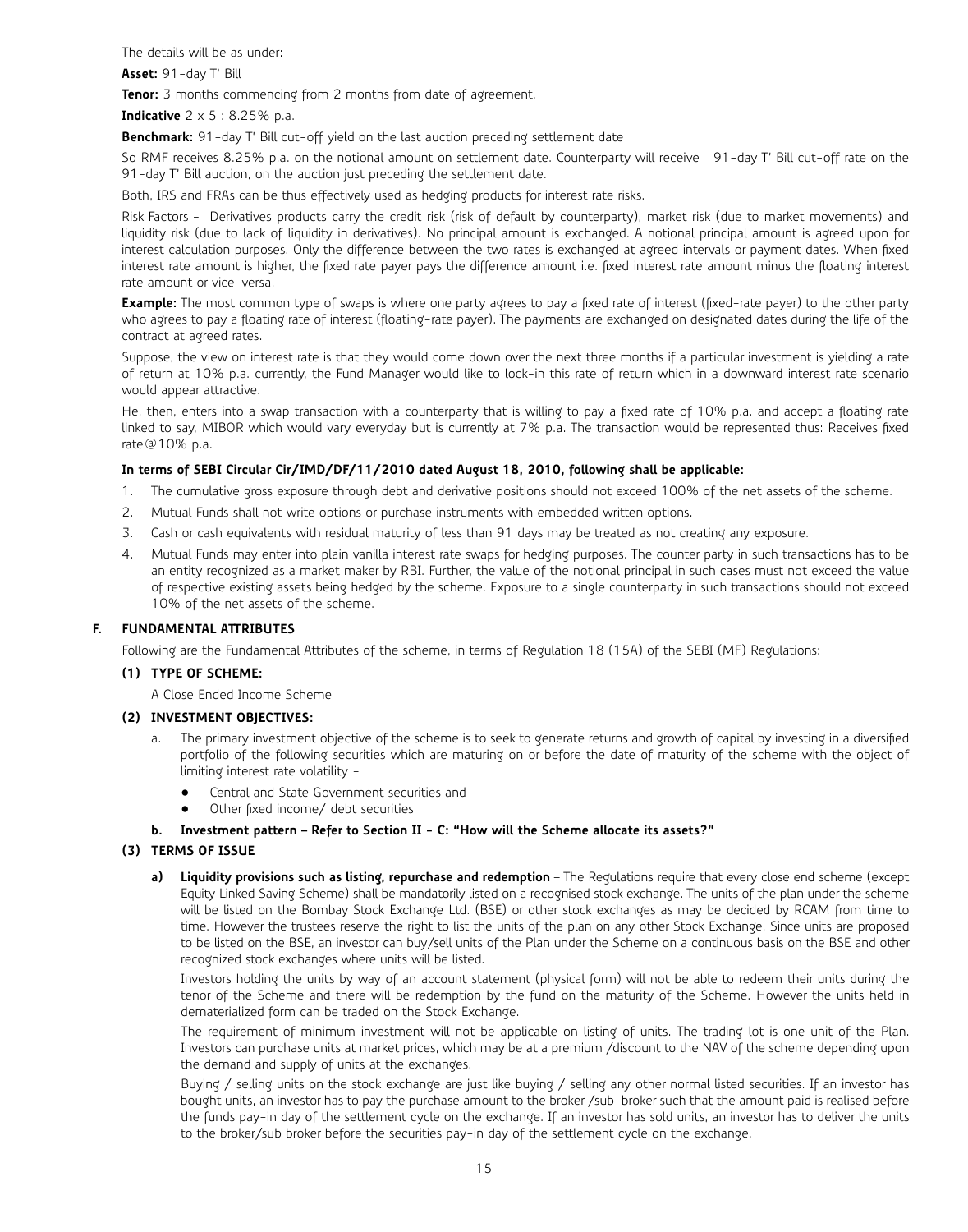The details will be as under:

**Asset:** 91-day T' Bill

**Tenor:** 3 months commencing from 2 months from date of agreement.

**Indicative** 2 x 5 : 8.25% p.a.

**Benchmark:** 91-day T' Bill cut-off yield on the last auction preceding settlement date

So RMF receives 8.25% p.a. on the notional amount on settlement date. Counterparty will receive 91-day T' Bill cut-off rate on the 91-day T' Bill auction, on the auction just preceding the settlement date.

Both, IRS and FRAs can be thus effectively used as hedging products for interest rate risks.

Risk Factors - Derivatives products carry the credit risk (risk of default by counterparty), market risk (due to market movements) and liquidity risk (due to lack of liquidity in derivatives). No principal amount is exchanged. A notional principal amount is agreed upon for interest calculation purposes. Only the difference between the two rates is exchanged at agreed intervals or payment dates. When fixed interest rate amount is higher, the fixed rate payer pays the difference amount i.e. fixed interest rate amount minus the floating interest rate amount or vice-versa.

**Example:** The most common type of swaps is where one party agrees to pay a fixed rate of interest (fixed-rate payer) to the other party who agrees to pay a floating rate of interest (floating-rate payer). The payments are exchanged on designated dates during the life of the contract at agreed rates.

Suppose, the view on interest rate is that they would come down over the next three months if a particular investment is yielding a rate of return at 10% p.a. currently, the Fund Manager would like to lock-in this rate of return which in a downward interest rate scenario would appear attractive.

He, then, enters into a swap transaction with a counterparty that is willing to pay a fixed rate of 10% p.a. and accept a floating rate linked to say, MIBOR which would vary everyday but is currently at 7% p.a. The transaction would be represented thus: Receives fixed rate@10% p.a.

**In terms of SEBI Circular Cir/IMD/DF/11/2010 dated August 18, 2010, following shall be applicable:**

1. The cumulative gross exposure through debt and derivative positions should not exceed 100% of the net assets of the scheme.
2. Mutual Funds shall not write options or purchase instruments with embedded written options.
3. Cash or cash equivalents with residual maturity of less than 91 days may be treated as not creating any exposure.
4. Mutual Funds may enter into plain vanilla interest rate swaps for hedging purposes. The counter party in such transactions has to be an entity recognized as a market maker by RBI. Further, the value of the notional principal in such cases must not exceed the value of respective existing assets being hedged by the scheme. Exposure to a single counterparty in such transactions should not exceed 10% of the net assets of the scheme.

## F. FUNDAMENTAL ATTRIBUTES

Following are the Fundamental Attributes of the scheme, in terms of Regulation 18 (15A) of the SEBI (MF) Regulations:

### (1) TYPE OF SCHEME:

A Close Ended Income Scheme

### (2) INVESTMENT OBJECTIVES:

a. The primary investment objective of the scheme is to seek to generate returns and growth of capital by investing in a diversified portfolio of the following securities which are maturing on or before the date of maturity of the scheme with the object of limiting interest rate volatility -
   - Central and State Government securities and
   - Other fixed income/ debt securities

**b. Investment pattern – Refer to Section II - C: "How will the Scheme allocate its assets?"**

### (3) TERMS OF ISSUE

**a) Liquidity provisions such as listing, repurchase and redemption** – The Regulations require that every close end scheme (except Equity Linked Saving Scheme) shall be mandatorily listed on a recognised stock exchange. The units of the plan under the scheme will be listed on the Bombay Stock Exchange Ltd. (BSE) or other stock exchanges as may be decided by RCAM from time to time. However the trustees reserve the right to list the units of the plan on any other Stock Exchange. Since units are proposed to be listed on the BSE, an investor can buy/sell units of the Plan under the Scheme on a continuous basis on the BSE and other recognized stock exchanges where units will be listed.

Investors holding the units by way of an account statement (physical form) will not be able to redeem their units during the tenor of the Scheme and there will be redemption by the fund on the maturity of the Scheme. However the units held in dematerialized form can be traded on the Stock Exchange.

The requirement of minimum investment will not be applicable on listing of units. The trading lot is one unit of the Plan. Investors can purchase units at market prices, which may be at a premium /discount to the NAV of the scheme depending upon the demand and supply of units at the exchanges.

Buying / selling units on the stock exchange are just like buying / selling any other normal listed securities. If an investor has bought units, an investor has to pay the purchase amount to the broker /sub-broker such that the amount paid is realised before the funds pay-in day of the settlement cycle on the exchange. If an investor has sold units, an investor has to deliver the units to the broker/sub broker before the securities pay-in day of the settlement cycle on the exchange.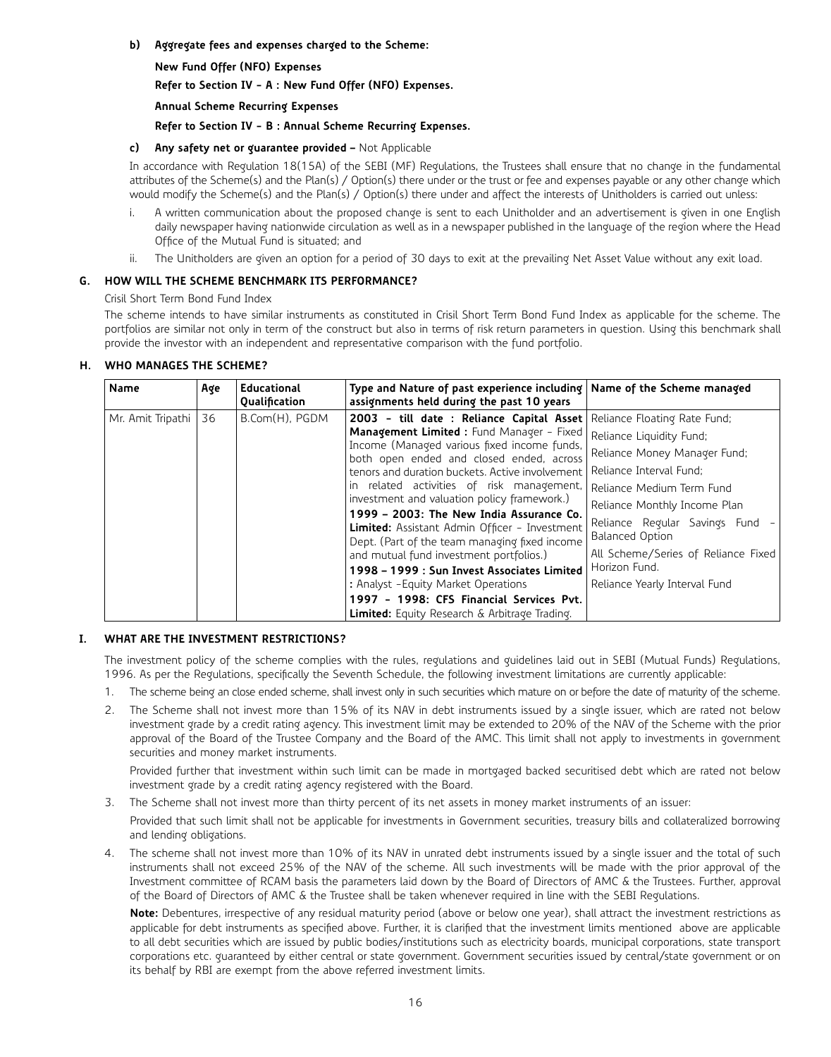**b) Aggregate fees and expenses charged to the Scheme:**

**New Fund Offer (NFO) Expenses**

**Refer to Section IV - A : New Fund Offer (NFO) Expenses.**

**Annual Scheme Recurring Expenses**

**Refer to Section IV - B : Annual Scheme Recurring Expenses.**

**c) Any safety net or guarantee provided –** Not Applicable

In accordance with Regulation 18(15A) of the SEBI (MF) Regulations, the Trustees shall ensure that no change in the fundamental attributes of the Scheme(s) and the Plan(s) / Option(s) there under or the trust or fee and expenses payable or any other change which would modify the Scheme(s) and the Plan(s) / Option(s) there under and affect the interests of Unitholders is carried out unless:

i. A written communication about the proposed change is sent to each Unitholder and an advertisement is given in one English daily newspaper having nationwide circulation as well as in a newspaper published in the language of the region where the Head Office of the Mutual Fund is situated; and

ii. The Unitholders are given an option for a period of 30 days to exit at the prevailing Net Asset Value without any exit load.

## G. HOW WILL THE SCHEME BENCHMARK ITS PERFORMANCE?

Crisil Short Term Bond Fund Index

The scheme intends to have similar instruments as constituted in Crisil Short Term Bond Fund Index as applicable for the scheme. The portfolios are similar not only in term of the construct but also in terms of risk return parameters in question. Using this benchmark shall provide the investor with an independent and representative comparison with the fund portfolio.

## H. WHO MANAGES THE SCHEME?

| Name | Age | Educational Qualification | Type and Nature of past experience including assignments held during the past 10 years | Name of the Scheme managed |
|---|---|---|---|---|
| Mr. Amit Tripathi | 36 | B.Com(H), PGDM | **2003 - till date : Reliance Capital Asset Management Limited :** Fund Manager - Fixed Income (Managed various fixed income funds, both open ended and closed ended, across tenors and duration buckets. Active involvement in related activities of risk management, investment and valuation policy framework.) **1999 – 2003: The New India Assurance Co. Limited:** Assistant Admin Officer - Investment Dept. (Part of the team managing fixed income and mutual fund investment portfolios.) **1998 – 1999 : Sun Invest Associates Limited :** Analyst -Equity Market Operations **1997 - 1998: CFS Financial Services Pvt. Limited:** Equity Research & Arbitrage Trading. | Reliance Floating Rate Fund; Reliance Liquidity Fund; Reliance Money Manager Fund; Reliance Interval Fund; Reliance Medium Term Fund Reliance Monthly Income Plan Reliance Regular Savings Fund - Balanced Option All Scheme/Series of Reliance Fixed Horizon Fund. Reliance Yearly Interval Fund |

## I. WHAT ARE THE INVESTMENT RESTRICTIONS?

The investment policy of the scheme complies with the rules, regulations and guidelines laid out in SEBI (Mutual Funds) Regulations, 1996. As per the Regulations, specifically the Seventh Schedule, the following investment limitations are currently applicable:

1. The scheme being an close ended scheme, shall invest only in such securities which mature on or before the date of maturity of the scheme.

2. The Scheme shall not invest more than 15% of its NAV in debt instruments issued by a single issuer, which are rated not below investment grade by a credit rating agency. This investment limit may be extended to 20% of the NAV of the Scheme with the prior approval of the Board of the Trustee Company and the Board of the AMC. This limit shall not apply to investments in government securities and money market instruments.

   Provided further that investment within such limit can be made in mortgaged backed securitised debt which are rated not below investment grade by a credit rating agency registered with the Board.

3. The Scheme shall not invest more than thirty percent of its net assets in money market instruments of an issuer:

   Provided that such limit shall not be applicable for investments in Government securities, treasury bills and collateralized borrowing and lending obligations.

4. The scheme shall not invest more than 10% of its NAV in unrated debt instruments issued by a single issuer and the total of such instruments shall not exceed 25% of the NAV of the scheme. All such investments will be made with the prior approval of the Investment committee of RCAM basis the parameters laid down by the Board of Directors of AMC & the Trustees. Further, approval of the Board of Directors of AMC & the Trustee shall be taken whenever required in line with the SEBI Regulations.

   **Note:** Debentures, irrespective of any residual maturity period (above or below one year), shall attract the investment restrictions as applicable for debt instruments as specified above. Further, it is clarified that the investment limits mentioned above are applicable to all debt securities which are issued by public bodies/institutions such as electricity boards, municipal corporations, state transport corporations etc. guaranteed by either central or state government. Government securities issued by central/state government or on its behalf by RBI are exempt from the above referred investment limits.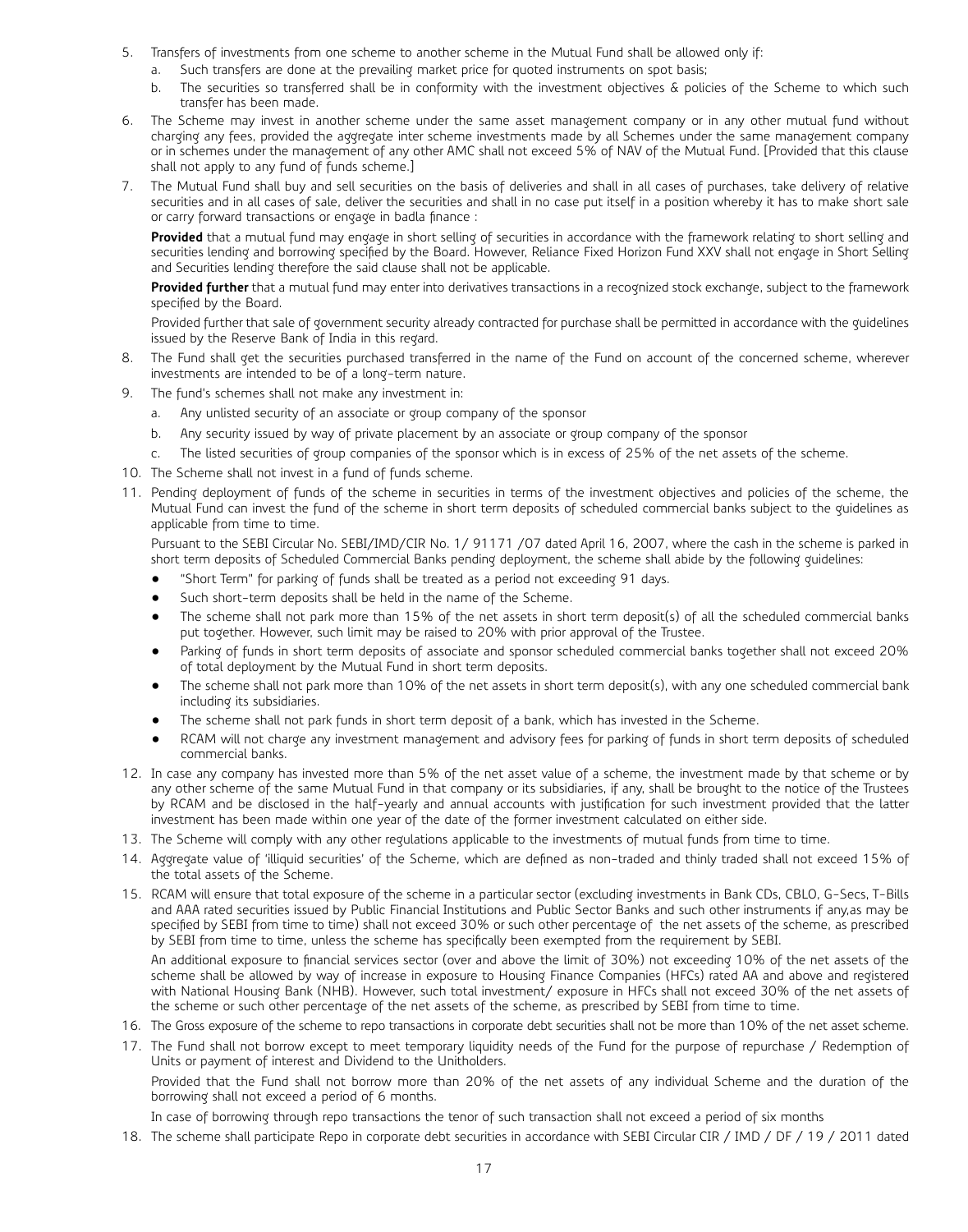5. Transfers of investments from one scheme to another scheme in the Mutual Fund shall be allowed only if:
   a. Such transfers are done at the prevailing market price for quoted instruments on spot basis;
   b. The securities so transferred shall be in conformity with the investment objectives & policies of the Scheme to which such transfer has been made.
6. The Scheme may invest in another scheme under the same asset management company or in any other mutual fund without charging any fees, provided the aggregate inter scheme investments made by all Schemes under the same management company or in schemes under the management of any other AMC shall not exceed 5% of NAV of the Mutual Fund. [Provided that this clause shall not apply to any fund of funds scheme.]
7. The Mutual Fund shall buy and sell securities on the basis of deliveries and shall in all cases of purchases, take delivery of relative securities and in all cases of sale, deliver the securities and shall in no case put itself in a position whereby it has to make short sale or carry forward transactions or engage in badla finance :

   **Provided** that a mutual fund may engage in short selling of securities in accordance with the framework relating to short selling and securities lending and borrowing specified by the Board. However, Reliance Fixed Horizon Fund XXV shall not engage in Short Selling and Securities lending therefore the said clause shall not be applicable.

   **Provided further** that a mutual fund may enter into derivatives transactions in a recognized stock exchange, subject to the framework specified by the Board.

   Provided further that sale of government security already contracted for purchase shall be permitted in accordance with the guidelines issued by the Reserve Bank of India in this regard.
8. The Fund shall get the securities purchased transferred in the name of the Fund on account of the concerned scheme, wherever investments are intended to be of a long-term nature.
9. The fund's schemes shall not make any investment in:
   a. Any unlisted security of an associate or group company of the sponsor
   b. Any security issued by way of private placement by an associate or group company of the sponsor
   c. The listed securities of group companies of the sponsor which is in excess of 25% of the net assets of the scheme.
10. The Scheme shall not invest in a fund of funds scheme.
11. Pending deployment of funds of the scheme in securities in terms of the investment objectives and policies of the scheme, the Mutual Fund can invest the fund of the scheme in short term deposits of scheduled commercial banks subject to the guidelines as applicable from time to time.

    Pursuant to the SEBI Circular No. SEBI/IMD/CIR No. 1/ 91171 /07 dated April 16, 2007, where the cash in the scheme is parked in short term deposits of Scheduled Commercial Banks pending deployment, the scheme shall abide by the following guidelines:
    - "Short Term" for parking of funds shall be treated as a period not exceeding 91 days.
    - Such short-term deposits shall be held in the name of the Scheme.
    - The scheme shall not park more than 15% of the net assets in short term deposit(s) of all the scheduled commercial banks put together. However, such limit may be raised to 20% with prior approval of the Trustee.
    - Parking of funds in short term deposits of associate and sponsor scheduled commercial banks together shall not exceed 20% of total deployment by the Mutual Fund in short term deposits.
    - The scheme shall not park more than 10% of the net assets in short term deposit(s), with any one scheduled commercial bank including its subsidiaries.
    - The scheme shall not park funds in short term deposit of a bank, which has invested in the Scheme.
    - RCAM will not charge any investment management and advisory fees for parking of funds in short term deposits of scheduled commercial banks.
12. In case any company has invested more than 5% of the net asset value of a scheme, the investment made by that scheme or by any other scheme of the same Mutual Fund in that company or its subsidiaries, if any, shall be brought to the notice of the Trustees by RCAM and be disclosed in the half-yearly and annual accounts with justification for such investment provided that the latter investment has been made within one year of the date of the former investment calculated on either side.
13. The Scheme will comply with any other regulations applicable to the investments of mutual funds from time to time.
14. Aggregate value of 'illiquid securities' of the Scheme, which are defined as non-traded and thinly traded shall not exceed 15% of the total assets of the Scheme.
15. RCAM will ensure that total exposure of the scheme in a particular sector (excluding investments in Bank CDs, CBLO, G-Secs, T-Bills and AAA rated securities issued by Public Financial Institutions and Public Sector Banks and such other instruments if any,as may be specified by SEBI from time to time) shall not exceed 30% or such other percentage of the net assets of the scheme, as prescribed by SEBI from time to time, unless the scheme has specifically been exempted from the requirement by SEBI.

    An additional exposure to financial services sector (over and above the limit of 30%) not exceeding 10% of the net assets of the scheme shall be allowed by way of increase in exposure to Housing Finance Companies (HFCs) rated AA and above and registered with National Housing Bank (NHB). However, such total investment/ exposure in HFCs shall not exceed 30% of the net assets of the scheme or such other percentage of the net assets of the scheme, as prescribed by SEBI from time to time.
16. The Gross exposure of the scheme to repo transactions in corporate debt securities shall not be more than 10% of the net asset scheme.
17. The Fund shall not borrow except to meet temporary liquidity needs of the Fund for the purpose of repurchase / Redemption of Units or payment of interest and Dividend to the Unitholders.

    Provided that the Fund shall not borrow more than 20% of the net assets of any individual Scheme and the duration of the borrowing shall not exceed a period of 6 months.

    In case of borrowing through repo transactions the tenor of such transaction shall not exceed a period of six months
18. The scheme shall participate Repo in corporate debt securities in accordance with SEBI Circular CIR / IMD / DF / 19 / 2011 dated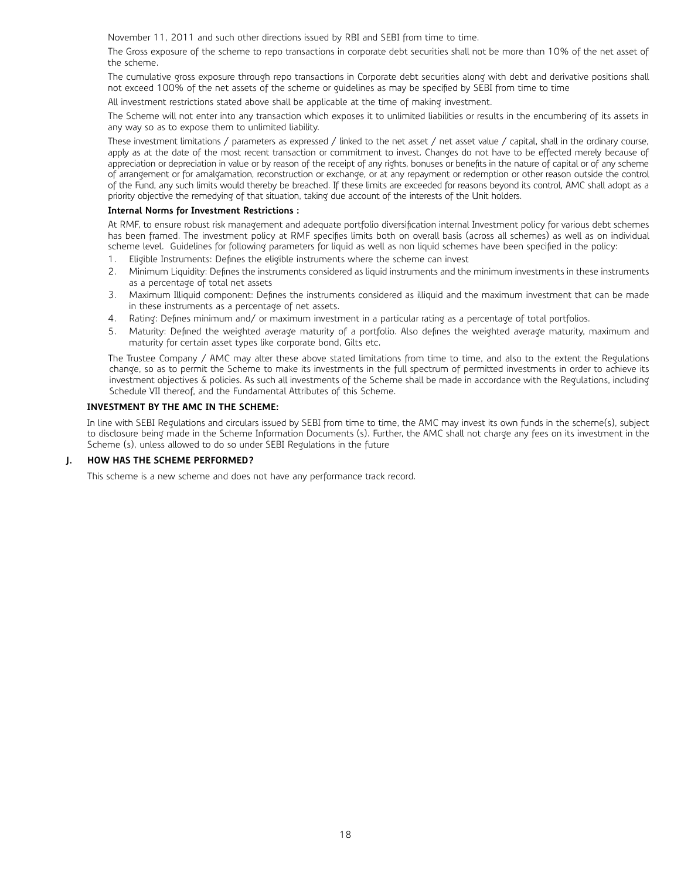November 11, 2011 and such other directions issued by RBI and SEBI from time to time.

The Gross exposure of the scheme to repo transactions in corporate debt securities shall not be more than 10% of the net asset of the scheme.

The cumulative gross exposure through repo transactions in Corporate debt securities along with debt and derivative positions shall not exceed 100% of the net assets of the scheme or guidelines as may be specified by SEBI from time to time

All investment restrictions stated above shall be applicable at the time of making investment.

The Scheme will not enter into any transaction which exposes it to unlimited liabilities or results in the encumbering of its assets in any way so as to expose them to unlimited liability.

These investment limitations / parameters as expressed / linked to the net asset / net asset value / capital, shall in the ordinary course, apply as at the date of the most recent transaction or commitment to invest. Changes do not have to be effected merely because of appreciation or depreciation in value or by reason of the receipt of any rights, bonuses or benefits in the nature of capital or of any scheme of arrangement or for amalgamation, reconstruction or exchange, or at any repayment or redemption or other reason outside the control of the Fund, any such limits would thereby be breached. If these limits are exceeded for reasons beyond its control, AMC shall adopt as a priority objective the remedying of that situation, taking due account of the interests of the Unit holders.

**Internal Norms for Investment Restrictions :**

At RMF, to ensure robust risk management and adequate portfolio diversification internal Investment policy for various debt schemes has been framed. The investment policy at RMF specifies limits both on overall basis (across all schemes) as well as on individual scheme level. Guidelines for following parameters for liquid as well as non liquid schemes have been specified in the policy:

1. Eligible Instruments: Defines the eligible instruments where the scheme can invest
2. Minimum Liquidity: Defines the instruments considered as liquid instruments and the minimum investments in these instruments as a percentage of total net assets
3. Maximum Illiquid component: Defines the instruments considered as illiquid and the maximum investment that can be made in these instruments as a percentage of net assets.
4. Rating: Defines minimum and/ or maximum investment in a particular rating as a percentage of total portfolios.
5. Maturity: Defined the weighted average maturity of a portfolio. Also defines the weighted average maturity, maximum and maturity for certain asset types like corporate bond, Gilts etc.

The Trustee Company / AMC may alter these above stated limitations from time to time, and also to the extent the Regulations change, so as to permit the Scheme to make its investments in the full spectrum of permitted investments in order to achieve its investment objectives & policies. As such all investments of the Scheme shall be made in accordance with the Regulations, including Schedule VII thereof, and the Fundamental Attributes of this Scheme.

**INVESTMENT BY THE AMC IN THE SCHEME:**

In line with SEBI Regulations and circulars issued by SEBI from time to time, the AMC may invest its own funds in the scheme(s), subject to disclosure being made in the Scheme Information Documents (s). Further, the AMC shall not charge any fees on its investment in the Scheme (s), unless allowed to do so under SEBI Regulations in the future

## J. HOW HAS THE SCHEME PERFORMED?

This scheme is a new scheme and does not have any performance track record.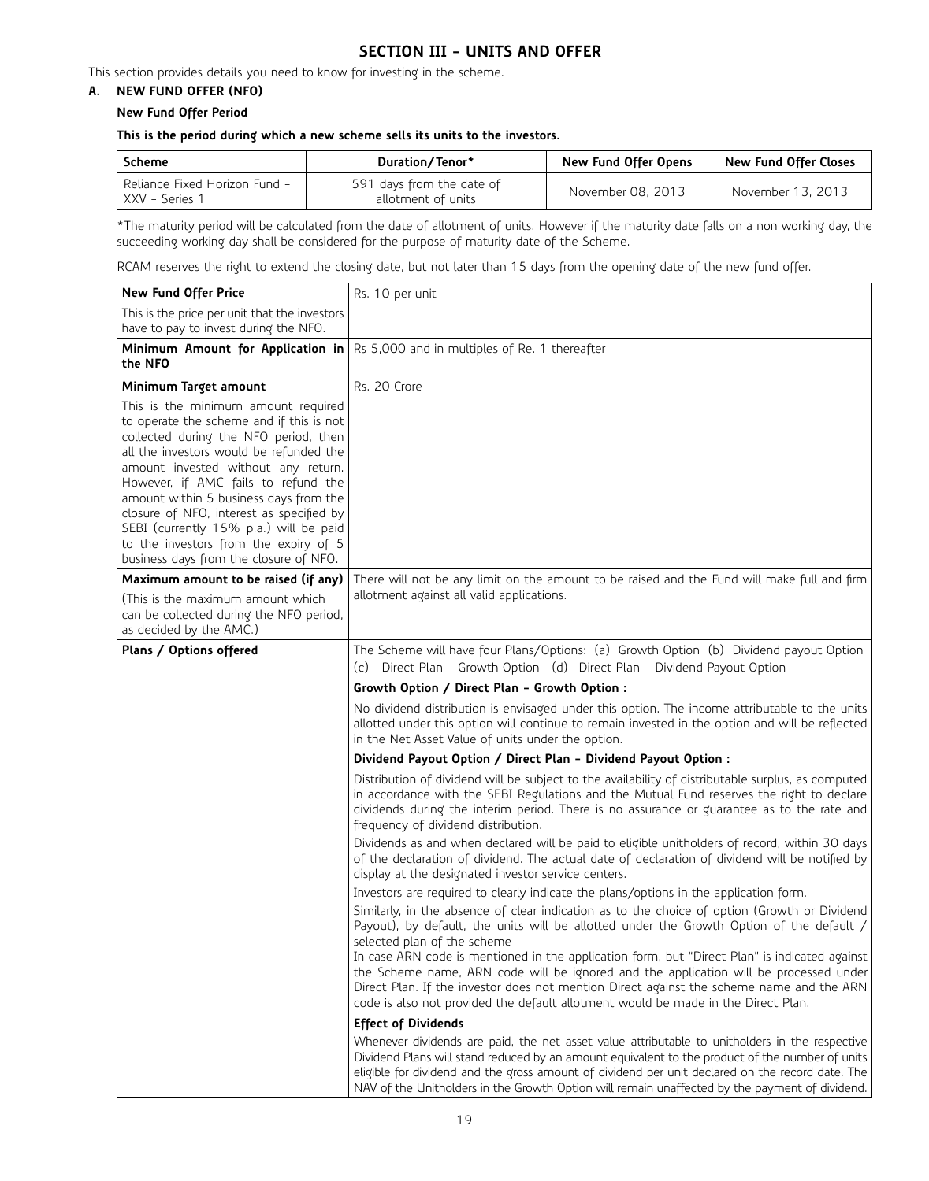# SECTION III - UNITS AND OFFER

This section provides details you need to know for investing in the scheme.

## A. NEW FUND OFFER (NFO)

### New Fund Offer Period

**This is the period during which a new scheme sells its units to the investors.**

| Scheme | Duration/Tenor* | New Fund Offer Opens | New Fund Offer Closes |
|---|---|---|---|
| Reliance Fixed Horizon Fund - XXV - Series 1 | 591 days from the date of allotment of units | November 08, 2013 | November 13, 2013 |

*The maturity period will be calculated from the date of allotment of units. However if the maturity date falls on a non working day, the succeeding working day shall be considered for the purpose of maturity date of the Scheme.

RCAM reserves the right to extend the closing date, but not later than 15 days from the opening date of the new fund offer.

| | |
|---|---|
| **New Fund Offer Price**<br>This is the price per unit that the investors have to pay to invest during the NFO. | Rs. 10 per unit |
| **Minimum Amount for Application in the NFO** | Rs 5,000 and in multiples of Re. 1 thereafter |
| **Minimum Target amount**<br>This is the minimum amount required to operate the scheme and if this is not collected during the NFO period, then all the investors would be refunded the amount invested without any return. However, if AMC fails to refund the amount within 5 business days from the closure of NFO, interest as specified by SEBI (currently 15% p.a.) will be paid to the investors from the expiry of 5 business days from the closure of NFO. | Rs. 20 Crore |
| **Maximum amount to be raised (if any)**<br>(This is the maximum amount which can be collected during the NFO period, as decided by the AMC.) | There will not be any limit on the amount to be raised and the Fund will make full and firm allotment against all valid applications. |
| **Plans / Options offered** | The Scheme will have four Plans/Options: (a) Growth Option (b) Dividend payout Option (c) Direct Plan - Growth Option (d) Direct Plan - Dividend Payout Option<br>**Growth Option / Direct Plan - Growth Option :**<br>No dividend distribution is envisaged under this option. The income attributable to the units allotted under this option will continue to remain invested in the option and will be reflected in the Net Asset Value of units under the option.<br>**Dividend Payout Option / Direct Plan - Dividend Payout Option :**<br>Distribution of dividend will be subject to the availability of distributable surplus, as computed in accordance with the SEBI Regulations and the Mutual Fund reserves the right to declare dividends during the interim period. There is no assurance or guarantee as to the rate and frequency of dividend distribution.<br>Dividends as and when declared will be paid to eligible unitholders of record, within 30 days of the declaration of dividend. The actual date of declaration of dividend will be notified by display at the designated investor service centers.<br>Investors are required to clearly indicate the plans/options in the application form.<br>Similarly, in the absence of clear indication as to the choice of option (Growth or Dividend Payout), by default, the units will be allotted under the Growth Option of the default / selected plan of the scheme<br>In case ARN code is mentioned in the application form, but "Direct Plan" is indicated against the Scheme name, ARN code will be ignored and the application will be processed under Direct Plan. If the investor does not mention Direct against the scheme name and the ARN code is also not provided the default allotment would be made in the Direct Plan.<br>**Effect of Dividends**<br>Whenever dividends are paid, the net asset value attributable to unitholders in the respective Dividend Plans will stand reduced by an amount equivalent to the product of the number of units eligible for dividend and the gross amount of dividend per unit declared on the record date. The NAV of the Unitholders in the Growth Option will remain unaffected by the payment of dividend. |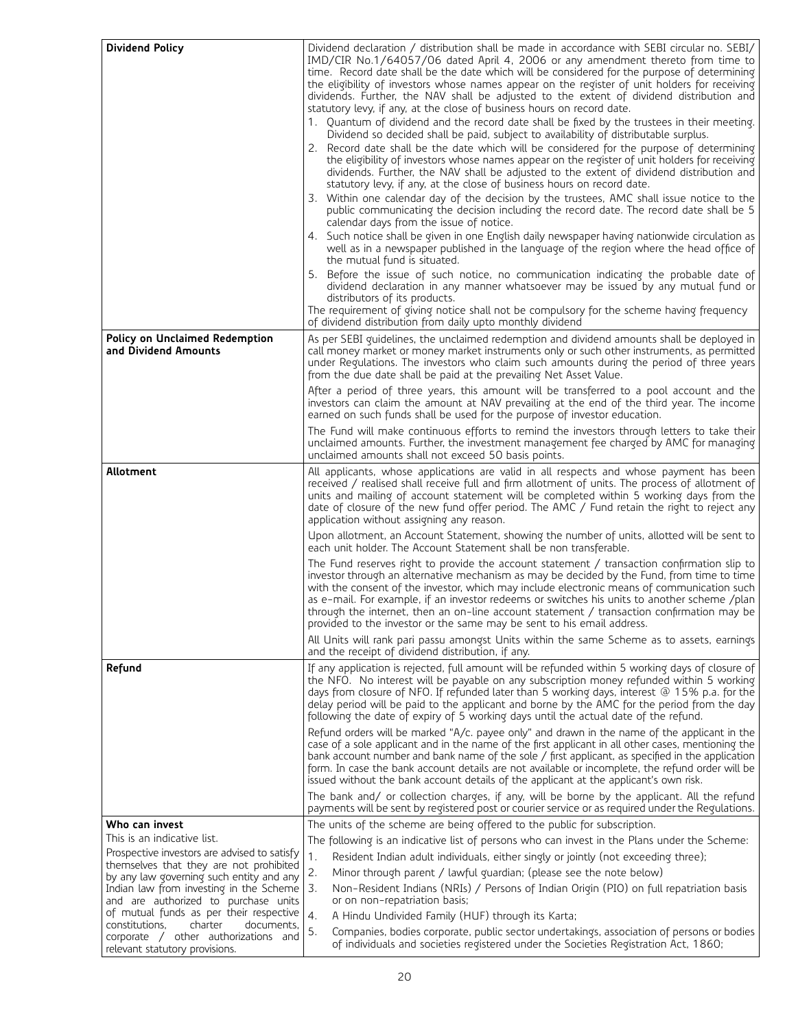| | |
|---|---|
| **Dividend Policy** | Dividend declaration / distribution shall be made in accordance with SEBI circular no. SEBI/ IMD/CIR No.1/64057/06 dated April 4, 2006 or any amendment thereto from time to time. Record date shall be the date which will be considered for the purpose of determining the eligibility of investors whose names appear on the register of unit holders for receiving dividends. Further, the NAV shall be adjusted to the extent of dividend distribution and statutory levy, if any, at the close of business hours on record date.<br>1. Quantum of dividend and the record date shall be fixed by the trustees in their meeting. Dividend so decided shall be paid, subject to availability of distributable surplus.<br>2. Record date shall be the date which will be considered for the purpose of determining the eligibility of investors whose names appear on the register of unit holders for receiving dividends. Further, the NAV shall be adjusted to the extent of dividend distribution and statutory levy, if any, at the close of business hours on record date.<br>3. Within one calendar day of the decision by the trustees, AMC shall issue notice to the public communicating the decision including the record date. The record date shall be 5 calendar days from the issue of notice.<br>4. Such notice shall be given in one English daily newspaper having nationwide circulation as well as in a newspaper published in the language of the region where the head office of the mutual fund is situated.<br>5. Before the issue of such notice, no communication indicating the probable date of dividend declaration in any manner whatsoever may be issued by any mutual fund or distributors of its products.<br>The requirement of giving notice shall not be compulsory for the scheme having frequency of dividend distribution from daily upto monthly dividend |
| **Policy on Unclaimed Redemption and Dividend Amounts** | As per SEBI guidelines, the unclaimed redemption and dividend amounts shall be deployed in call money market or money market instruments only or such other instruments, as permitted under Regulations. The investors who claim such amounts during the period of three years from the due date shall be paid at the prevailing Net Asset Value.<br>After a period of three years, this amount will be transferred to a pool account and the investors can claim the amount at NAV prevailing at the end of the third year. The income earned on such funds shall be used for the purpose of investor education.<br>The Fund will make continuous efforts to remind the investors through letters to take their unclaimed amounts. Further, the investment management fee charged by AMC for managing unclaimed amounts shall not exceed 50 basis points. |
| **Allotment** | All applicants, whose applications are valid in all respects and whose payment has been received / realised shall receive full and firm allotment of units. The process of allotment of units and mailing of account statement will be completed within 5 working days from the date of closure of the new fund offer period. The AMC / Fund retain the right to reject any application without assigning any reason.<br>Upon allotment, an Account Statement, showing the number of units, allotted will be sent to each unit holder. The Account Statement shall be non transferable.<br>The Fund reserves right to provide the account statement / transaction confirmation slip to investor through an alternative mechanism as may be decided by the Fund, from time to time with the consent of the investor, which may include electronic means of communication such as e-mail. For example, if an investor redeems or switches his units to another scheme /plan through the internet, then an on-line account statement / transaction confirmation may be provided to the investor or the same may be sent to his email address.<br>All Units will rank pari passu amongst Units within the same Scheme as to assets, earnings and the receipt of dividend distribution, if any. |
| **Refund** | If any application is rejected, full amount will be refunded within 5 working days of closure of the NFO. No interest will be payable on any subscription money refunded within 5 working days from closure of NFO. If refunded later than 5 working days, interest @ 15% p.a. for the delay period will be paid to the applicant and borne by the AMC for the period from the day following the date of expiry of 5 working days until the actual date of the refund.<br>Refund orders will be marked "A/c. payee only" and drawn in the name of the applicant in the case of a sole applicant and in the name of the first applicant in all other cases, mentioning the bank account number and bank name of the sole / first applicant, as specified in the application form. In case the bank account details are not available or incomplete, the refund order will be issued without the bank account details of the applicant at the applicant's own risk.<br>The bank and/ or collection charges, if any, will be borne by the applicant. All the refund payments will be sent by registered post or courier service or as required under the Regulations. |
| **Who can invest**<br>This is an indicative list.<br>Prospective investors are advised to satisfy themselves that they are not prohibited by any law governing such entity and any Indian law from investing in the Scheme and are authorized to purchase units of mutual funds as per their respective constitutions, charter documents, corporate / other authorizations and relevant statutory provisions. | The units of the scheme are being offered to the public for subscription.<br>The following is an indicative list of persons who can invest in the Plans under the Scheme:<br>1. Resident Indian adult individuals, either singly or jointly (not exceeding three);<br>2. Minor through parent / lawful guardian; (please see the note below)<br>3. Non-Resident Indians (NRIs) / Persons of Indian Origin (PIO) on full repatriation basis or on non-repatriation basis;<br>4. A Hindu Undivided Family (HUF) through its Karta;<br>5. Companies, bodies corporate, public sector undertakings, association of persons or bodies of individuals and societies registered under the Societies Registration Act, 1860; |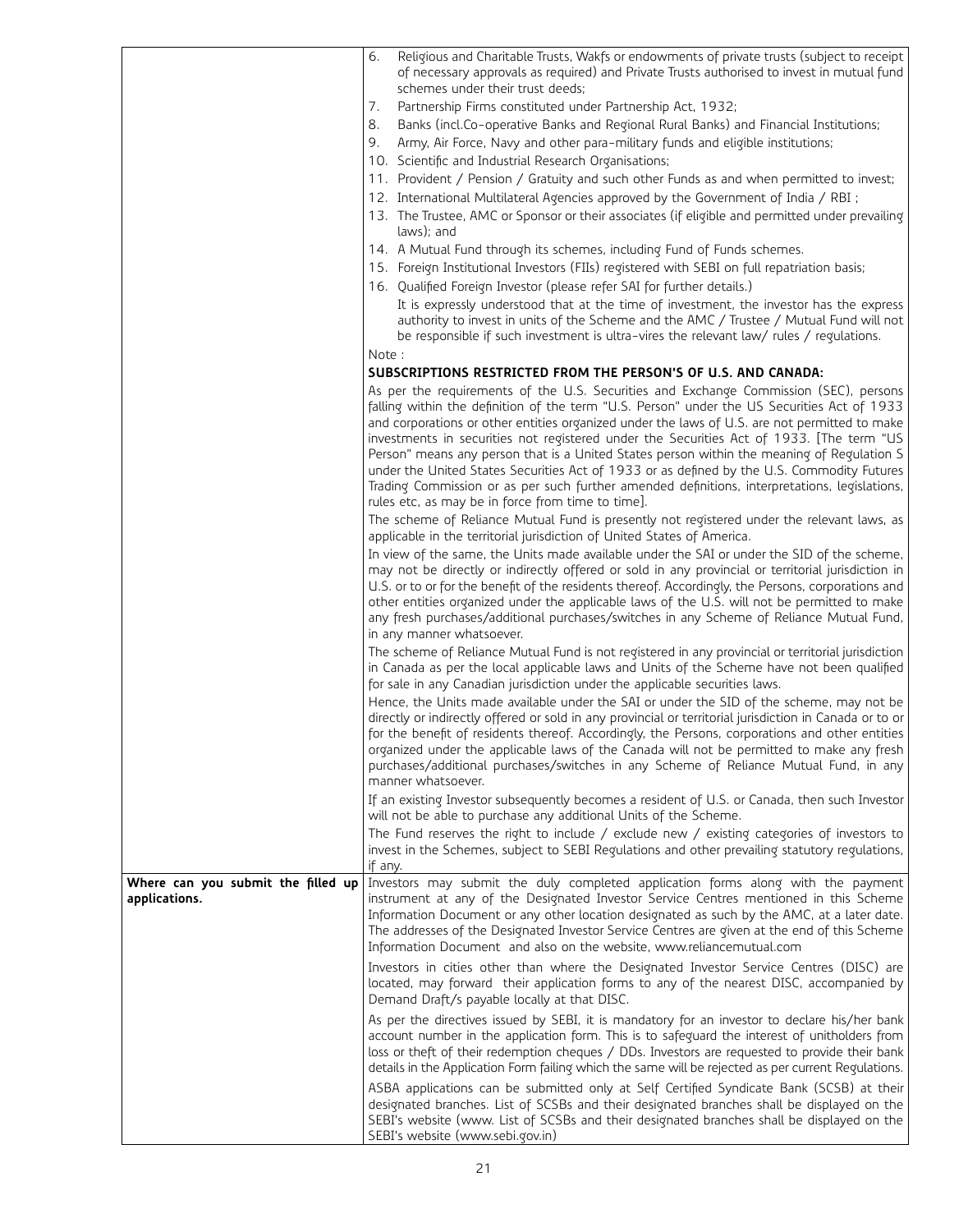| | |
|---|---|
| | 6. Religious and Charitable Trusts, Wakfs or endowments of private trusts (subject to receipt of necessary approvals as required) and Private Trusts authorised to invest in mutual fund schemes under their trust deeds;<br>7. Partnership Firms constituted under Partnership Act, 1932;<br>8. Banks (incl.Co-operative Banks and Regional Rural Banks) and Financial Institutions;<br>9. Army, Air Force, Navy and other para-military funds and eligible institutions;<br>10. Scientific and Industrial Research Organisations;<br>11. Provident / Pension / Gratuity and such other Funds as and when permitted to invest;<br>12. International Multilateral Agencies approved by the Government of India / RBI ;<br>13. The Trustee, AMC or Sponsor or their associates (if eligible and permitted under prevailing laws); and<br>14. A Mutual Fund through its schemes, including Fund of Funds schemes.<br>15. Foreign Institutional Investors (FIIs) registered with SEBI on full repatriation basis;<br>16. Qualified Foreign Investor (please refer SAI for further details.)<br>It is expressly understood that at the time of investment, the investor has the express authority to invest in units of the Scheme and the AMC / Trustee / Mutual Fund will not be responsible if such investment is ultra-vires the relevant law/ rules / regulations.<br>Note :<br>**SUBSCRIPTIONS RESTRICTED FROM THE PERSON'S OF U.S. AND CANADA:**<br>As per the requirements of the U.S. Securities and Exchange Commission (SEC), persons falling within the definition of the term "U.S. Person" under the US Securities Act of 1933 and corporations or other entities organized under the laws of U.S. are not permitted to make investments in securities not registered under the Securities Act of 1933. [The term "US Person" means any person that is a United States person within the meaning of Regulation S under the United States Securities Act of 1933 or as defined by the U.S. Commodity Futures Trading Commission or as per such further amended definitions, interpretations, legislations, rules etc, as may be in force from time to time].<br>The scheme of Reliance Mutual Fund is presently not registered under the relevant laws, as applicable in the territorial jurisdiction of United States of America.<br>In view of the same, the Units made available under the SAI or under the SID of the scheme, may not be directly or indirectly offered or sold in any provincial or territorial jurisdiction in U.S. or to or for the benefit of the residents thereof. Accordingly, the Persons, corporations and other entities organized under the applicable laws of the U.S. will not be permitted to make any fresh purchases/additional purchases/switches in any Scheme of Reliance Mutual Fund, in any manner whatsoever.<br>The scheme of Reliance Mutual Fund is not registered in any provincial or territorial jurisdiction in Canada as per the local applicable laws and Units of the Scheme have not been qualified for sale in any Canadian jurisdiction under the applicable securities laws.<br>Hence, the Units made available under the SAI or under the SID of the scheme, may not be directly or indirectly offered or sold in any provincial or territorial jurisdiction in Canada or to or for the benefit of residents thereof. Accordingly, the Persons, corporations and other entities organized under the applicable laws of the Canada will not be permitted to make any fresh purchases/additional purchases/switches in any Scheme of Reliance Mutual Fund, in any manner whatsoever.<br>If an existing Investor subsequently becomes a resident of U.S. or Canada, then such Investor will not be able to purchase any additional Units of the Scheme.<br>The Fund reserves the right to include / exclude new / existing categories of investors to invest in the Schemes, subject to SEBI Regulations and other prevailing statutory regulations, if any. |
| **Where can you submit the filled up applications.** | Investors may submit the duly completed application forms along with the payment instrument at any of the Designated Investor Service Centres mentioned in this Scheme Information Document or any other location designated as such by the AMC, at a later date. The addresses of the Designated Investor Service Centres are given at the end of this Scheme Information Document and also on the website, www.reliancemutual.com<br>Investors in cities other than where the Designated Investor Service Centres (DISC) are located, may forward their application forms to any of the nearest DISC, accompanied by Demand Draft/s payable locally at that DISC.<br>As per the directives issued by SEBI, it is mandatory for an investor to declare his/her bank account number in the application form. This is to safeguard the interest of unitholders from loss or theft of their redemption cheques / DDs. Investors are requested to provide their bank details in the Application Form failing which the same will be rejected as per current Regulations.<br>ASBA applications can be submitted only at Self Certified Syndicate Bank (SCSB) at their designated branches. List of SCSBs and their designated branches shall be displayed on the SEBI's website (www. List of SCSBs and their designated branches shall be displayed on the SEBI's website (www.sebi.gov.in) |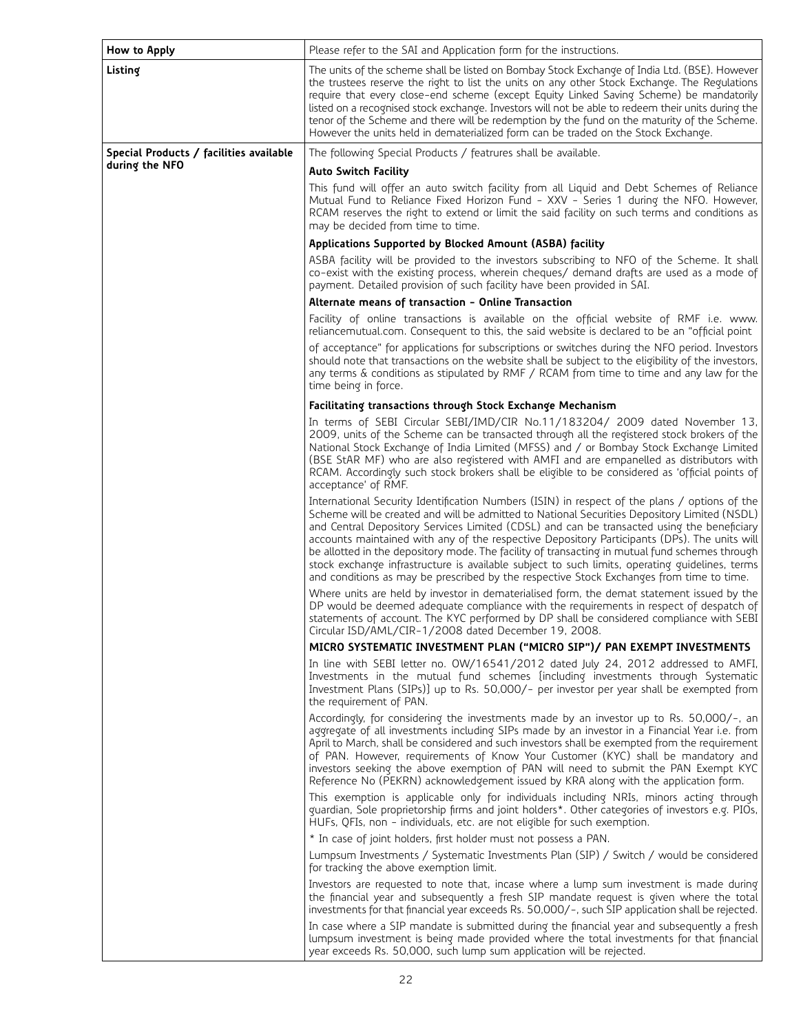| | |
|---|---|
| **How to Apply** | Please refer to the SAI and Application form for the instructions. |
| **Listing** | The units of the scheme shall be listed on Bombay Stock Exchange of India Ltd. (BSE). However the trustees reserve the right to list the units on any other Stock Exchange. The Regulations require that every close-end scheme (except Equity Linked Saving Scheme) be mandatorily listed on a recognised stock exchange. Investors will not be able to redeem their units during the tenor of the Scheme and there will be redemption by the fund on the maturity of the Scheme. However the units held in dematerialized form can be traded on the Stock Exchange. |
| **Special Products / facilities available during the NFO** | The following Special Products / featrures shall be available.<br><br>**Auto Switch Facility**<br><br>This fund will offer an auto switch facility from all Liquid and Debt Schemes of Reliance Mutual Fund to Reliance Fixed Horizon Fund - XXV - Series 1 during the NFO. However, RCAM reserves the right to extend or limit the said facility on such terms and conditions as may be decided from time to time.<br><br>**Applications Supported by Blocked Amount (ASBA) facility**<br><br>ASBA facility will be provided to the investors subscribing to NFO of the Scheme. It shall co-exist with the existing process, wherein cheques/ demand drafts are used as a mode of payment. Detailed provision of such facility have been provided in SAI.<br><br>**Alternate means of transaction - Online Transaction**<br><br>Facility of online transactions is available on the official website of RMF i.e. www.reliancemutual.com. Consequent to this, the said website is declared to be an "official point of acceptance" for applications for subscriptions or switches during the NFO period. Investors should note that transactions on the website shall be subject to the eligibility of the investors, any terms & conditions as stipulated by RMF / RCAM from time to time and any law for the time being in force.<br><br>**Facilitating transactions through Stock Exchange Mechanism**<br><br>In terms of SEBI Circular SEBI/IMD/CIR No.11/183204/ 2009 dated November 13, 2009, units of the Scheme can be transacted through all the registered stock brokers of the National Stock Exchange of India Limited (MFSS) and / or Bombay Stock Exchange Limited (BSE StAR MF) who are also registered with AMFI and are empanelled as distributors with RCAM. Accordingly such stock brokers shall be eligible to be considered as 'official points of acceptance' of RMF.<br><br>International Security Identification Numbers (ISIN) in respect of the plans / options of the Scheme will be created and will be admitted to National Securities Depository Limited (NSDL) and Central Depository Services Limited (CDSL) and can be transacted using the beneficiary accounts maintained with any of the respective Depository Participants (DPs). The units will be allotted in the depository mode. The facility of transacting in mutual fund schemes through stock exchange infrastructure is available subject to such limits, operating guidelines, terms and conditions as may be prescribed by the respective Stock Exchanges from time to time.<br><br>Where units are held by investor in dematerialised form, the demat statement issued by the DP would be deemed adequate compliance with the requirements in respect of despatch of statements of account. The KYC performed by DP shall be considered compliance with SEBI Circular ISD/AML/CIR-1/2008 dated December 19, 2008.<br><br>**MICRO SYSTEMATIC INVESTMENT PLAN ("MICRO SIP")/ PAN EXEMPT INVESTMENTS**<br><br>In line with SEBI letter no. OW/16541/2012 dated July 24, 2012 addressed to AMFI, Investments in the mutual fund schemes [including investments through Systematic Investment Plans (SIPs)] up to Rs. 50,000/- per investor per year shall be exempted from the requirement of PAN.<br><br>Accordingly, for considering the investments made by an investor up to Rs. 50,000/-, an aggregate of all investments including SIPs made by an investor in a Financial Year i.e. from April to March, shall be considered and such investors shall be exempted from the requirement of PAN. However, requirements of Know Your Customer (KYC) shall be mandatory and investors seeking the above exemption of PAN will need to submit the PAN Exempt KYC Reference No (PEKRN) acknowledgement issued by KRA along with the application form.<br><br>This exemption is applicable only for individuals including NRIs, minors acting through guardian, Sole proprietorship firms and joint holders*. Other categories of investors e.g. PIOs, HUFs, QFIs, non - individuals, etc. are not eligible for such exemption.<br><br>* In case of joint holders, first holder must not possess a PAN.<br><br>Lumpsum Investments / Systematic Investments Plan (SIP) / Switch / would be considered for tracking the above exemption limit.<br><br>Investors are requested to note that, incase where a lump sum investment is made during the financial year and subsequently a fresh SIP mandate request is given where the total investments for that financial year exceeds Rs. 50,000/-, such SIP application shall be rejected.<br><br>In case where a SIP mandate is submitted during the financial year and subsequently a fresh lumpsum investment is being made provided where the total investments for that financial year exceeds Rs. 50,000, such lump sum application will be rejected. |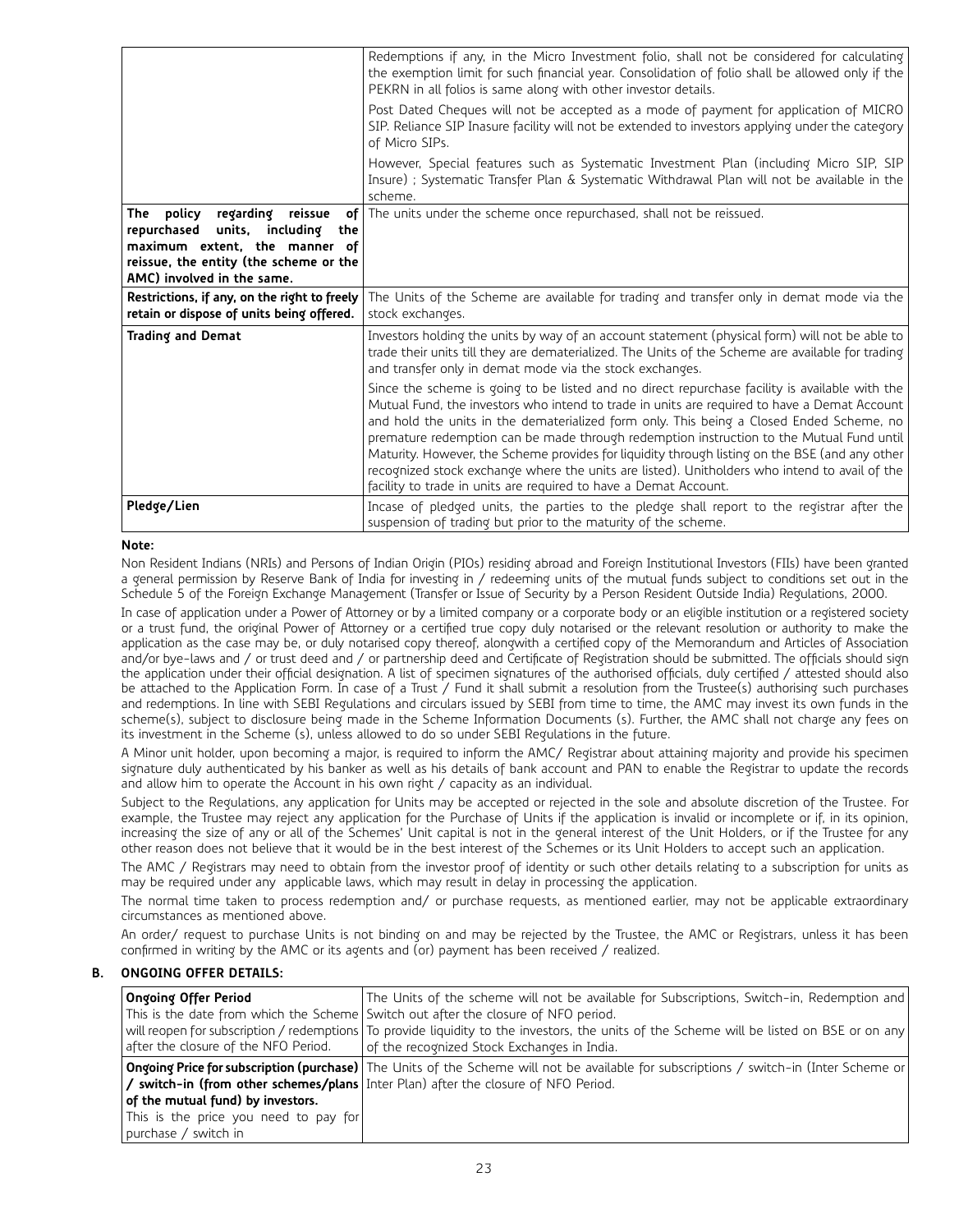| | |
|---|---|
| | Redemptions if any, in the Micro Investment folio, shall not be considered for calculating the exemption limit for such financial year. Consolidation of folio shall be allowed only if the PEKRN in all folios is same along with other investor details.<br><br>Post Dated Cheques will not be accepted as a mode of payment for application of MICRO SIP. Reliance SIP Inasure facility will not be extended to investors applying under the category of Micro SIPs.<br><br>However, Special features such as Systematic Investment Plan (including Micro SIP, SIP Insure) ; Systematic Transfer Plan & Systematic Withdrawal Plan will not be available in the scheme. |
| **The policy regarding reissue of repurchased units, including the maximum extent, the manner of reissue, the entity (the scheme or the AMC) involved in the same.** | The units under the scheme once repurchased, shall not be reissued. |
| **Restrictions, if any, on the right to freely retain or dispose of units being offered.** | The Units of the Scheme are available for trading and transfer only in demat mode via the stock exchanges. |
| **Trading and Demat** | Investors holding the units by way of an account statement (physical form) will not be able to trade their units till they are dematerialized. The Units of the Scheme are available for trading and transfer only in demat mode via the stock exchanges.<br><br>Since the scheme is going to be listed and no direct repurchase facility is available with the Mutual Fund, the investors who intend to trade in units are required to have a Demat Account and hold the units in the dematerialized form only. This being a Closed Ended Scheme, no premature redemption can be made through redemption instruction to the Mutual Fund until Maturity. However, the Scheme provides for liquidity through listing on the BSE (and any other recognized stock exchange where the units are listed). Unitholders who intend to avail of the facility to trade in units are required to have a Demat Account. |
| **Pledge/Lien** | Incase of pledged units, the parties to the pledge shall report to the registrar after the suspension of trading but prior to the maturity of the scheme. |

**Note:**

Non Resident Indians (NRIs) and Persons of Indian Origin (PIOs) residing abroad and Foreign Institutional Investors (FIIs) have been granted a general permission by Reserve Bank of India for investing in / redeeming units of the mutual funds subject to conditions set out in the Schedule 5 of the Foreign Exchange Management (Transfer or Issue of Security by a Person Resident Outside India) Regulations, 2000.

In case of application under a Power of Attorney or by a limited company or a corporate body or an eligible institution or a registered society or a trust fund, the original Power of Attorney or a certified true copy duly notarised or the relevant resolution or authority to make the application as the case may be, or duly notarised copy thereof, alongwith a certified copy of the Memorandum and Articles of Association and/or bye-laws and / or trust deed and / or partnership deed and Certificate of Registration should be submitted. The officials should sign the application under their official designation. A list of specimen signatures of the authorised officials, duly certified / attested should also be attached to the Application Form. In case of a Trust / Fund it shall submit a resolution from the Trustee(s) authorising such purchases and redemptions. In line with SEBI Regulations and circulars issued by SEBI from time to time, the AMC may invest its own funds in the scheme(s), subject to disclosure being made in the Scheme Information Documents (s). Further, the AMC shall not charge any fees on its investment in the Scheme (s), unless allowed to do so under SEBI Regulations in the future.

A Minor unit holder, upon becoming a major, is required to inform the AMC/ Registrar about attaining majority and provide his specimen signature duly authenticated by his banker as well as his details of bank account and PAN to enable the Registrar to update the records and allow him to operate the Account in his own right / capacity as an individual.

Subject to the Regulations, any application for Units may be accepted or rejected in the sole and absolute discretion of the Trustee. For example, the Trustee may reject any application for the Purchase of Units if the application is invalid or incomplete or if, in its opinion, increasing the size of any or all of the Schemes' Unit capital is not in the general interest of the Unit Holders, or if the Trustee for any other reason does not believe that it would be in the best interest of the Schemes or its Unit Holders to accept such an application.

The AMC / Registrars may need to obtain from the investor proof of identity or such other details relating to a subscription for units as may be required under any applicable laws, which may result in delay in processing the application.

The normal time taken to process redemption and/ or purchase requests, as mentioned earlier, may not be applicable extraordinary circumstances as mentioned above.

An order/ request to purchase Units is not binding on and may be rejected by the Trustee, the AMC or Registrars, unless it has been confirmed in writing by the AMC or its agents and (or) payment has been received / realized.

## B. ONGOING OFFER DETAILS:

| | |
|---|---|
| **Ongoing Offer Period**<br>This is the date from which the Scheme will reopen for subscription / redemptions after the closure of the NFO Period. | The Units of the scheme will not be available for Subscriptions, Switch-in, Redemption and Switch out after the closure of NFO period.<br>To provide liquidity to the investors, the units of the Scheme will be listed on BSE or on any of the recognized Stock Exchanges in India. |
| **Ongoing Price for subscription (purchase) / switch-in (from other schemes/plans of the mutual fund) by investors.**<br>This is the price you need to pay for purchase / switch in | The Units of the Scheme will not be available for subscriptions / switch-in (Inter Scheme or Inter Plan) after the closure of NFO Period. |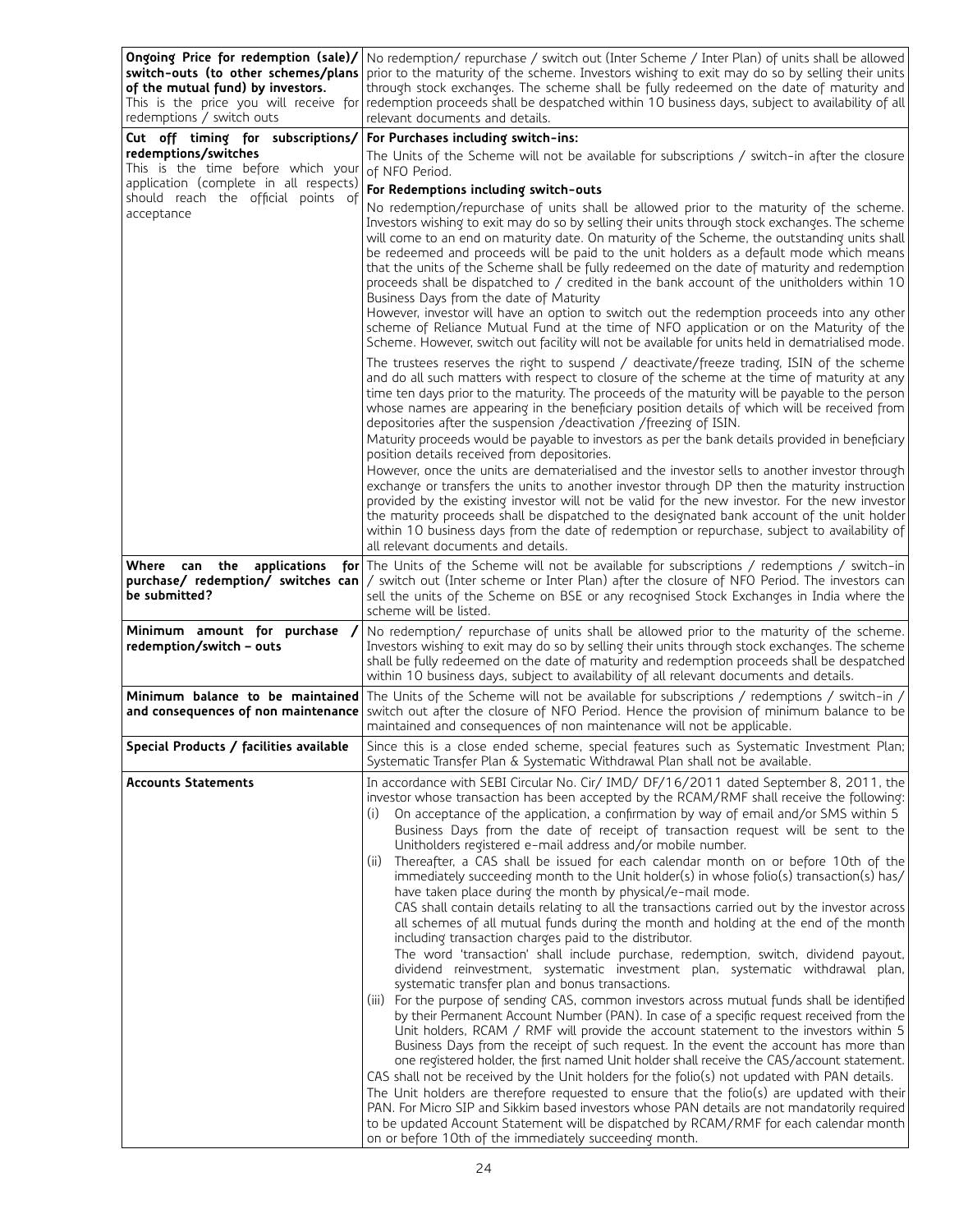| | |
|---|---|
| **Ongoing Price for redemption (sale)/ switch-outs (to other schemes/plans of the mutual fund) by investors.** This is the price you will receive for redemptions / switch outs | No redemption/ repurchase / switch out (Inter Scheme / Inter Plan) of units shall be allowed prior to the maturity of the scheme. Investors wishing to exit may do so by selling their units through stock exchanges. The scheme shall be fully redeemed on the date of maturity and redemption proceeds shall be despatched within 10 business days, subject to availability of all relevant documents and details. |
| **Cut off timing for subscriptions/ redemptions/switches** This is the time before which your application (complete in all respects) should reach the official points of acceptance | **For Purchases including switch-ins:** The Units of the Scheme will not be available for subscriptions / switch-in after the closure of NFO Period. **For Redemptions including switch-outs** No redemption/repurchase of units shall be allowed prior to the maturity of the scheme. Investors wishing to exit may do so by selling their units through stock exchanges. The scheme will come to an end on maturity date. On maturity of the Scheme, the outstanding units shall be redeemed and proceeds will be paid to the unit holders as a default mode which means that the units of the Scheme shall be fully redeemed on the date of maturity and redemption proceeds shall be dispatched to / credited in the bank account of the unitholders within 10 Business Days from the date of Maturity However, investor will have an option to switch out the redemption proceeds into any other scheme of Reliance Mutual Fund at the time of NFO application or on the Maturity of the Scheme. However, switch out facility will not be available for units held in dematrialised mode. The trustees reserves the right to suspend / deactivate/freeze trading, ISIN of the scheme and do all such matters with respect to closure of the scheme at the time of maturity at any time ten days prior to the maturity. The proceeds of the maturity will be payable to the person whose names are appearing in the beneficiary position details of which will be received from depositories after the suspension /deactivation /freezing of ISIN. Maturity proceeds would be payable to investors as per the bank details provided in beneficiary position details received from depositories. However, once the units are dematerialised and the investor sells to another investor through exchange or transfers the units to another investor through DP then the maturity instruction provided by the existing investor will not be valid for the new investor. For the new investor the maturity proceeds shall be dispatched to the designated bank account of the unit holder within 10 business days from the date of redemption or repurchase, subject to availability of all relevant documents and details. |
| **Where can the applications for purchase/ redemption/ switches can be submitted?** | The Units of the Scheme will not be available for subscriptions / redemptions / switch-in / switch out (Inter scheme or Inter Plan) after the closure of NFO Period. The investors can sell the units of the Scheme on BSE or any recognised Stock Exchanges in India where the scheme will be listed. |
| **Minimum amount for purchase / redemption/switch – outs** | No redemption/ repurchase of units shall be allowed prior to the maturity of the scheme. Investors wishing to exit may do so by selling their units through stock exchanges. The scheme shall be fully redeemed on the date of maturity and redemption proceeds shall be despatched within 10 business days, subject to availability of all relevant documents and details. |
| **Minimum balance to be maintained and consequences of non maintenance** | The Units of the Scheme will not be available for subscriptions / redemptions / switch-in / switch out after the closure of NFO Period. Hence the provision of minimum balance to be maintained and consequences of non maintenance will not be applicable. |
| **Special Products / facilities available** | Since this is a close ended scheme, special features such as Systematic Investment Plan; Systematic Transfer Plan & Systematic Withdrawal Plan shall not be available. |
| **Accounts Statements** | In accordance with SEBI Circular No. Cir/ IMD/ DF/16/2011 dated September 8, 2011, the investor whose transaction has been accepted by the RCAM/RMF shall receive the following: (i) On acceptance of the application, a confirmation by way of email and/or SMS within 5 Business Days from the date of receipt of transaction request will be sent to the Unitholders registered e-mail address and/or mobile number. (ii) Thereafter, a CAS shall be issued for each calendar month on or before 10th of the immediately succeeding month to the Unit holder(s) in whose folio(s) transaction(s) has/ have taken place during the month by physical/e-mail mode. CAS shall contain details relating to all the transactions carried out by the investor across all schemes of all mutual funds during the month and holding at the end of the month including transaction charges paid to the distributor. The word 'transaction' shall include purchase, redemption, switch, dividend payout, dividend reinvestment, systematic investment plan, systematic withdrawal plan, systematic transfer plan and bonus transactions. (iii) For the purpose of sending CAS, common investors across mutual funds shall be identified by their Permanent Account Number (PAN). In case of a specific request received from the Unit holders, RCAM / RMF will provide the account statement to the investors within 5 Business Days from the receipt of such request. In the event the account has more than one registered holder, the first named Unit holder shall receive the CAS/account statement. CAS shall not be received by the Unit holders for the folio(s) not updated with PAN details. The Unit holders are therefore requested to ensure that the folio(s) are updated with their PAN. For Micro SIP and Sikkim based investors whose PAN details are not mandatorily required to be updated Account Statement will be dispatched by RCAM/RMF for each calendar month on or before 10th of the immediately succeeding month. |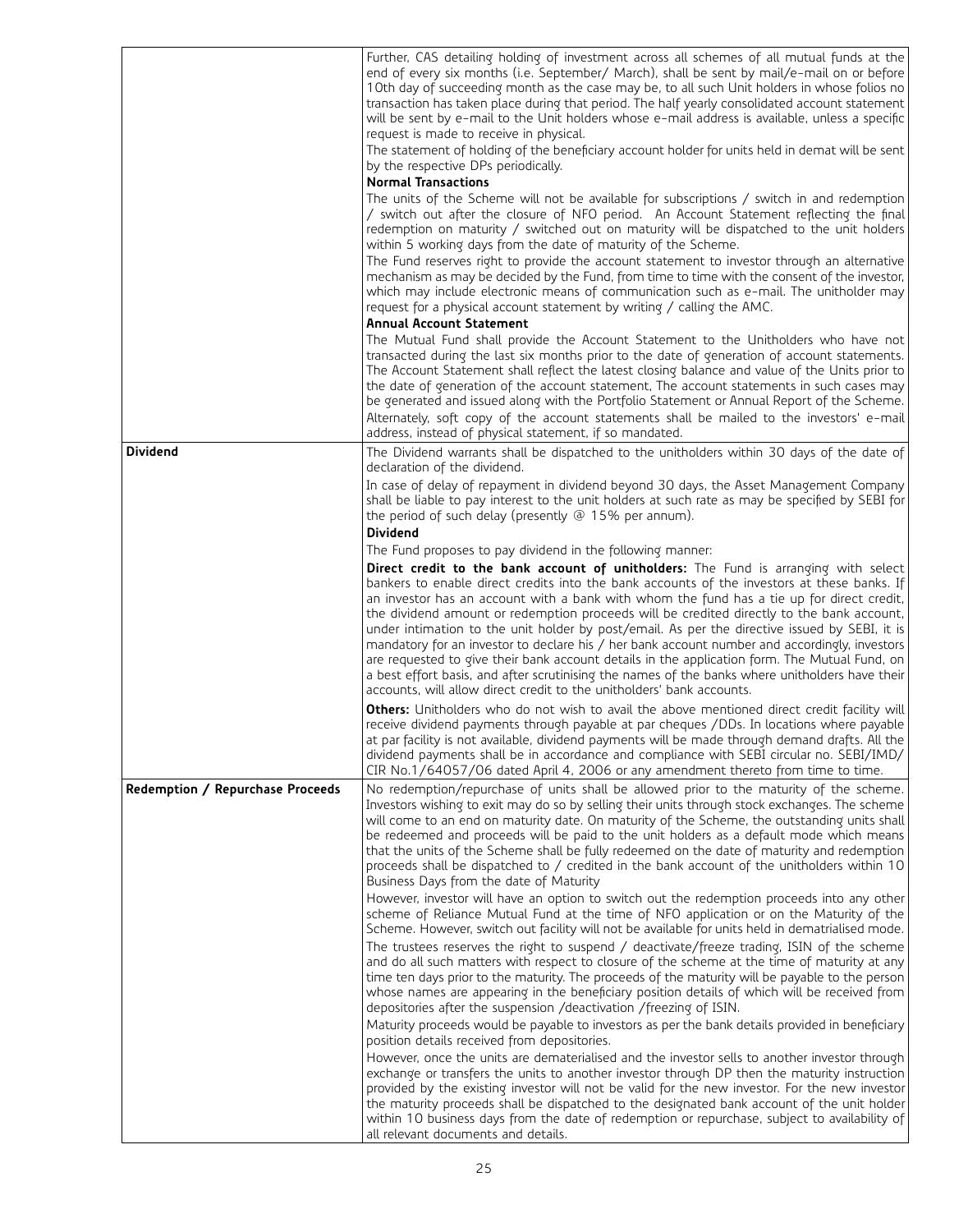| | |
|---|---|
| | Further, CAS detailing holding of investment across all schemes of all mutual funds at the end of every six months (i.e. September/ March), shall be sent by mail/e-mail on or before 10th day of succeeding month as the case may be, to all such Unit holders in whose folios no transaction has taken place during that period. The half yearly consolidated account statement will be sent by e-mail to the Unit holders whose e-mail address is available, unless a specific request is made to receive in physical.<br>The statement of holding of the beneficiary account holder for units held in demat will be sent by the respective DPs periodically.<br>**Normal Transactions**<br>The units of the Scheme will not be available for subscriptions / switch in and redemption / switch out after the closure of NFO period. An Account Statement reflecting the final redemption on maturity / switched out on maturity will be dispatched to the unit holders within 5 working days from the date of maturity of the Scheme.<br>The Fund reserves right to provide the account statement to investor through an alternative mechanism as may be decided by the Fund, from time to time with the consent of the investor, which may include electronic means of communication such as e-mail. The unitholder may request for a physical account statement by writing / calling the AMC.<br>**Annual Account Statement**<br>The Mutual Fund shall provide the Account Statement to the Unitholders who have not transacted during the last six months prior to the date of generation of account statements. The Account Statement shall reflect the latest closing balance and value of the Units prior to the date of generation of the account statement, The account statements in such cases may be generated and issued along with the Portfolio Statement or Annual Report of the Scheme. Alternately, soft copy of the account statements shall be mailed to the investors' e-mail address, instead of physical statement, if so mandated. |
| **Dividend** | The Dividend warrants shall be dispatched to the unitholders within 30 days of the date of declaration of the dividend.<br>In case of delay of repayment in dividend beyond 30 days, the Asset Management Company shall be liable to pay interest to the unit holders at such rate as may be specified by SEBI for the period of such delay (presently @ 15% per annum).<br>**Dividend**<br>The Fund proposes to pay dividend in the following manner:<br>**Direct credit to the bank account of unitholders:** The Fund is arranging with select bankers to enable direct credits into the bank accounts of the investors at these banks. If an investor has an account with a bank with whom the fund has a tie up for direct credit, the dividend amount or redemption proceeds will be credited directly to the bank account, under intimation to the unit holder by post/email. As per the directive issued by SEBI, it is mandatory for an investor to declare his / her bank account number and accordingly, investors are requested to give their bank account details in the application form. The Mutual Fund, on a best effort basis, and after scrutinising the names of the banks where unitholders have their accounts, will allow direct credit to the unitholders' bank accounts.<br>**Others:** Unitholders who do not wish to avail the above mentioned direct credit facility will receive dividend payments through payable at par cheques /DDs. In locations where payable at par facility is not available, dividend payments will be made through demand drafts. All the dividend payments shall be in accordance and compliance with SEBI circular no. SEBI/IMD/ CIR No.1/64057/06 dated April 4, 2006 or any amendment thereto from time to time. |
| **Redemption / Repurchase Proceeds** | No redemption/repurchase of units shall be allowed prior to the maturity of the scheme. Investors wishing to exit may do so by selling their units through stock exchanges. The scheme will come to an end on maturity date. On maturity of the Scheme, the outstanding units shall be redeemed and proceeds will be paid to the unit holders as a default mode which means that the units of the Scheme shall be fully redeemed on the date of maturity and redemption proceeds shall be dispatched to / credited in the bank account of the unitholders within 10 Business Days from the date of Maturity<br>However, investor will have an option to switch out the redemption proceeds into any other scheme of Reliance Mutual Fund at the time of NFO application or on the Maturity of the Scheme. However, switch out facility will not be available for units held in dematrialised mode.<br>The trustees reserves the right to suspend / deactivate/freeze trading, ISIN of the scheme and do all such matters with respect to closure of the scheme at the time of maturity at any time ten days prior to the maturity. The proceeds of the maturity will be payable to the person whose names are appearing in the beneficiary position details of which will be received from depositories after the suspension /deactivation /freezing of ISIN.<br>Maturity proceeds would be payable to investors as per the bank details provided in beneficiary position details received from depositories.<br>However, once the units are dematerialised and the investor sells to another investor through exchange or transfers the units to another investor through DP then the maturity instruction provided by the existing investor will not be valid for the new investor. For the new investor the maturity proceeds shall be dispatched to the designated bank account of the unit holder within 10 business days from the date of redemption or repurchase, subject to availability of all relevant documents and details. |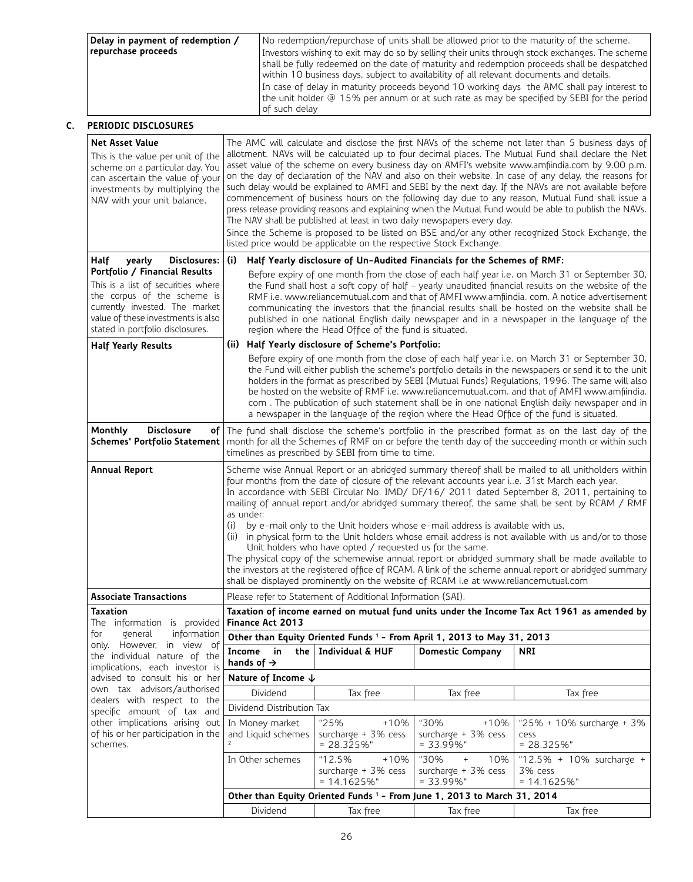| | |
|---|---|
| **Delay in payment of redemption / repurchase proceeds** | No redemption/repurchase of units shall be allowed prior to the maturity of the scheme. Investors wishing to exit may do so by selling their units through stock exchanges. The scheme shall be fully redeemed on the date of maturity and redemption proceeds shall be despatched within 10 business days, subject to availability of all relevant documents and details. In case of delay in maturity proceeds beyond 10 working days the AMC shall pay interest to the unit holder @ 15% per annum or at such rate as may be specified by SEBI for the period of such delay |

## C. PERIODIC DISCLOSURES

| | |
|---|---|
| **Net Asset Value**<br>This is the value per unit of the scheme on a particular day. You can ascertain the value of your investments by multiplying the NAV with your unit balance. | The AMC will calculate and disclose the first NAVs of the scheme not later than 5 business days of allotment. NAVs will be calculated up to four decimal places. The Mutual Fund shall declare the Net asset value of the scheme on every business day on AMFI's website www.amfiindia.com by 9.00 p.m. on the day of declaration of the NAV and also on their website. In case of any delay, the reasons for such delay would be explained to AMFI and SEBI by the next day. If the NAVs are not available before commencement of business hours on the following day due to any reason, Mutual Fund shall issue a press release providing reasons and explaining when the Mutual Fund would be able to publish the NAVs. The NAV shall be published at least in two daily newspapers every day.<br>Since the Scheme is proposed to be listed on BSE and/or any other recognized Stock Exchange, the listed price would be applicable on the respective Stock Exchange. |
| **Half yearly Disclosures: Portfolio / Financial Results**<br>This is a list of securities where the corpus of the scheme is currently invested. The market value of these investments is also stated in portfolio disclosures. | **(i) Half Yearly disclosure of Un-Audited Financials for the Schemes of RMF:**<br>Before expiry of one month from the close of each half year i.e. on March 31 or September 30, the Fund shall host a soft copy of half - yearly unaudited financial results on the website of the RMF i.e. www.reliancemutual.com and that of AMFI www.amfiindia. com. A notice advertisement communicating the investors that the financial results shall be hosted on the website shall be published in one national English daily newspaper and in a newspaper in the language of the region where the Head Office of the fund is situated. |
| **Half Yearly Results** | **(ii) Half Yearly disclosure of Scheme's Portfolio:**<br>Before expiry of one month from the close of each half year i.e. on March 31 or September 30, the Fund will either publish the scheme's portfolio details in the newspapers or send it to the unit holders in the format as prescribed by SEBI (Mutual Funds) Regulations, 1996. The same will also be hosted on the website of RMF i.e. www.reliancemutual.com. and that of AMFI www.amfiindia. com . The publication of such statement shall be in one national English daily newspaper and in a newspaper in the language of the region where the Head Office of the fund is situated. |
| **Monthly Disclosure of Schemes' Portfolio Statement** | The fund shall disclose the scheme's portfolio in the prescribed format as on the last day of the month for all the Schemes of RMF on or before the tenth day of the succeeding month or within such timelines as prescribed by SEBI from time to time. |
| **Annual Report** | Scheme wise Annual Report or an abridged summary thereof shall be mailed to all unitholders within four months from the date of closure of the relevant accounts year i..e. 31st March each year.<br>In accordance with SEBI Circular No. IMD/ DF/16/ 2011 dated September 8, 2011, pertaining to mailing of annual report and/or abridged summary thereof, the same shall be sent by RCAM / RMF as under:<br>(i) by e-mail only to the Unit holders whose e-mail address is available with us,<br>(ii) in physical form to the Unit holders whose email address is not available with us and/or to those Unit holders who have opted / requested us for the same.<br>The physical copy of the schemewise annual report or abridged summary shall be made available to the investors at the registered office of RCAM. A link of the scheme annual report or abridged summary shall be displayed prominently on the website of RCAM i.e at www.reliancemutual.com |
| **Associate Transactions** | Please refer to Statement of Additional Information (SAI). |

**Taxation**

The information is provided for general information only. However, in view of the individual nature of the implications, each investor is advised to consult his or her own tax advisors/authorised dealers with respect to the specific amount of tax and other implications arising out of his or her participation in the schemes.

**Taxation of income earned on mutual fund units under the Income Tax Act 1961 as amended by Finance Act 2013**

| **Other than Equity Oriented Funds [1] - From April 1, 2013 to May 31, 2013** | | | |
|---|---|---|---|
| **Income in the hands of →** | **Individual & HUF** | **Domestic Company** | **NRI** |
| **Nature of Income ↓** | | | |
| Dividend | Tax free | Tax free | Tax free |
| Dividend Distribution Tax | | | |
| In Money market and Liquid schemes [2] | "25% +10% surcharge + 3% cess = 28.325%" | "30% +10% surcharge + 3% cess = 33.99%" | "25% + 10% surcharge + 3% cess = 28.325%" |
| In Other schemes | "12.5% +10% surcharge + 3% cess = 14.1625%" | "30% + 10% surcharge + 3% cess = 33.99%" | "12.5% + 10% surcharge + 3% cess = 14.1625%" |
| **Other than Equity Oriented Funds [1] - From June 1, 2013 to March 31, 2014** | | | |
| Dividend | Tax free | Tax free | Tax free |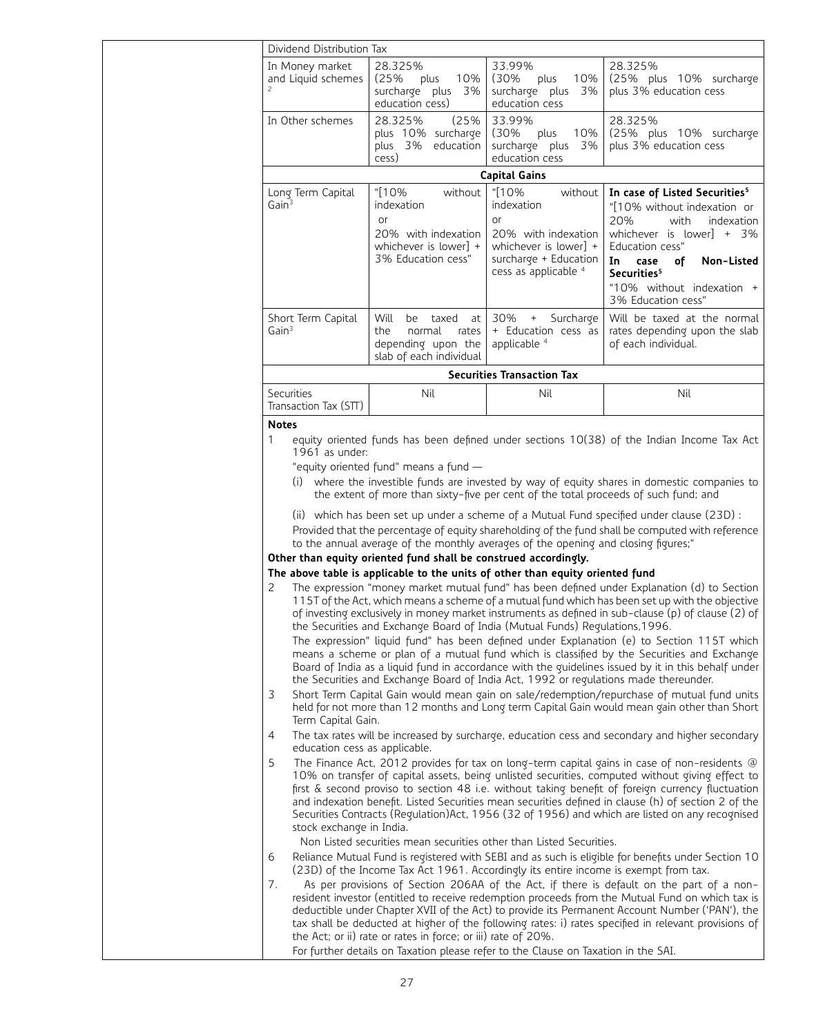| | | | |
|---|---|---|---|
| Dividend Distribution Tax | | | |
| In Money market and Liquid schemes [2] | 28.325% (25% plus 10% surcharge plus 3% education cess) | 33.99% (30% plus 10% surcharge plus 3% education cess | 28.325% (25% plus 10% surcharge plus 3% education cess |
| In Other schemes | 28.325% (25% plus 10% surcharge plus 3% education cess) | 33.99% (30% plus 10% surcharge plus 3% education cess | 28.325% (25% plus 10% surcharge plus 3% education cess |
| **Capital Gains** | | | |
| Long Term Capital Gain[3] | "[10% without indexation or 20% with indexation whichever is lower] + 3% Education cess" | "[10% without indexation or 20% with indexation whichever is lower] + surcharge + Education cess as applicable [4] | **In case of Listed Securities[5]** "[10% without indexation or 20% with indexation whichever is lower] + 3% Education cess" **In case of Non-Listed Securities[5]** "10% without indexation + 3% Education cess" |
| Short Term Capital Gain[3] | Will be taxed at the normal rates depending upon the slab of each individual | 30% + Surcharge + Education cess as applicable [4] | Will be taxed at the normal rates depending upon the slab of each individual. |
| **Securities Transaction Tax** | | | |
| Securities Transaction Tax (STT) | Nil | Nil | Nil |

**Notes**

1. equity oriented funds has been defined under sections 10(38) of the Indian Income Tax Act 1961 as under:

   "equity oriented fund" means a fund —

   (i) where the investible funds are invested by way of equity shares in domestic companies to the extent of more than sixty-five per cent of the total proceeds of such fund; and

   (ii) which has been set up under a scheme of a Mutual Fund specified under clause (23D) :

   Provided that the percentage of equity shareholding of the fund shall be computed with reference to the annual average of the monthly averages of the opening and closing figures;"

**Other than equity oriented fund shall be construed accordingly.**

**The above table is applicable to the units of other than equity oriented fund**

2. The expression "money market mutual fund" has been defined under Explanation (d) to Section 115T of the Act, which means a scheme of a mutual fund which has been set up with the objective of investing exclusively in money market instruments as defined in sub-clause (p) of clause (2) of the Securities and Exchange Board of India (Mutual Funds) Regulations,1996.

   The expression" liquid fund" has been defined under Explanation (e) to Section 115T which means a scheme or plan of a mutual fund which is classified by the Securities and Exchange Board of India as a liquid fund in accordance with the guidelines issued by it in this behalf under the Securities and Exchange Board of India Act, 1992 or regulations made thereunder.

3. Short Term Capital Gain would mean gain on sale/redemption/repurchase of mutual fund units held for not more than 12 months and Long term Capital Gain would mean gain other than Short Term Capital Gain.

4. The tax rates will be increased by surcharge, education cess and secondary and higher secondary education cess as applicable.

5. The Finance Act, 2012 provides for tax on long-term capital gains in case of non-residents @ 10% on transfer of capital assets, being unlisted securities, computed without giving effect to first & second proviso to section 48 i.e. without taking benefit of foreign currency fluctuation and indexation benefit. Listed Securities mean securities defined in clause (h) of section 2 of the Securities Contracts (Regulation)Act, 1956 (32 of 1956) and which are listed on any recognised stock exchange in India.

   Non Listed securities mean securities other than Listed Securities.

6. Reliance Mutual Fund is registered with SEBI and as such is eligible for benefits under Section 10 (23D) of the Income Tax Act 1961. Accordingly its entire income is exempt from tax.

7. As per provisions of Section 206AA of the Act, if there is default on the part of a non-resident investor (entitled to receive redemption proceeds from the Mutual Fund on which tax is deductible under Chapter XVII of the Act) to provide its Permanent Account Number ('PAN'), the tax shall be deducted at higher of the following rates: i) rates specified in relevant provisions of the Act; or ii) rate or rates in force; or iii) rate of 20%.

   For further details on Taxation please refer to the Clause on Taxation in the SAI.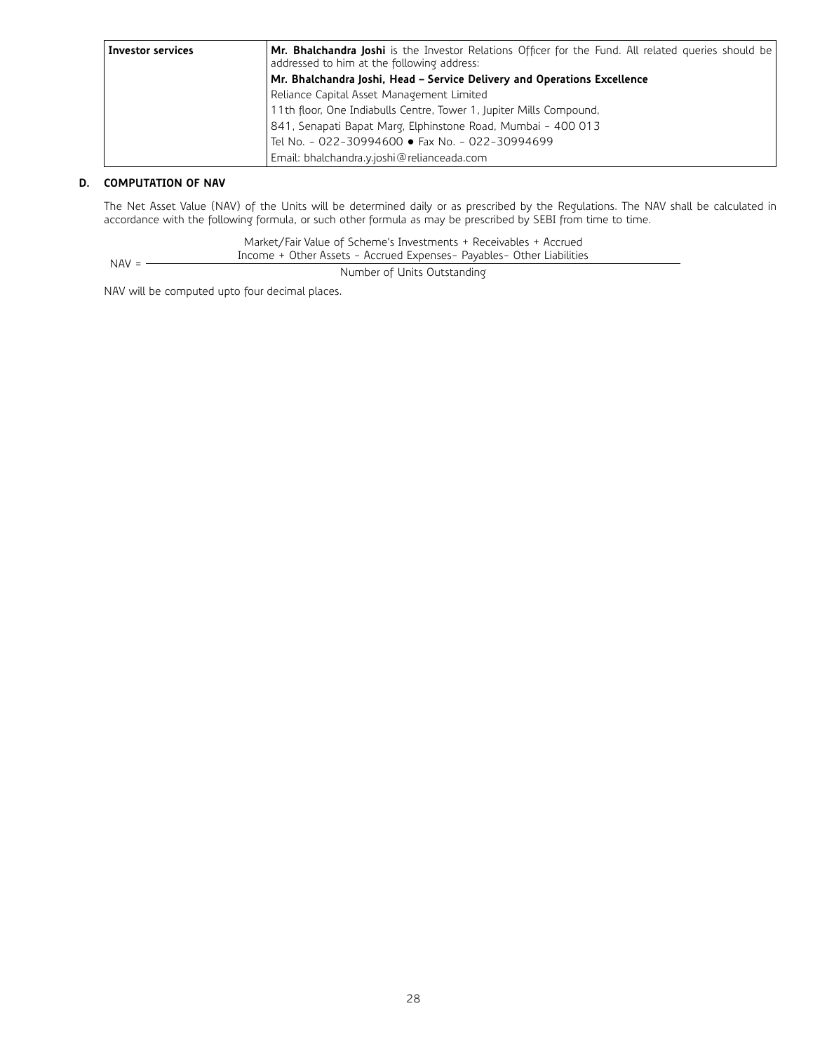| | |
|---|---|
| **Investor services** | **Mr. Bhalchandra Joshi** is the Investor Relations Officer for the Fund. All related queries should be addressed to him at the following address:<br>**Mr. Bhalchandra Joshi, Head – Service Delivery and Operations Excellence**<br>Reliance Capital Asset Management Limited<br>11th floor, One Indiabulls Centre, Tower 1, Jupiter Mills Compound,<br>841, Senapati Bapat Marg, Elphinstone Road, Mumbai - 400 013<br>Tel No. - 022-30994600 • Fax No. - 022-30994699<br>Email: bhalchandra.y.joshi@relianceada.com |

## D. COMPUTATION OF NAV

The Net Asset Value (NAV) of the Units will be determined daily or as prescribed by the Regulations. The NAV shall be calculated in accordance with the following formula, or such other formula as may be prescribed by SEBI from time to time.

$$\text{NAV} = \frac{\text{Market/Fair Value of Scheme's Investments + Receivables + Accrued Income + Other Assets - Accrued Expenses - Payables - Other Liabilities}}{\text{Number of Units Outstanding}}$$

NAV will be computed upto four decimal places.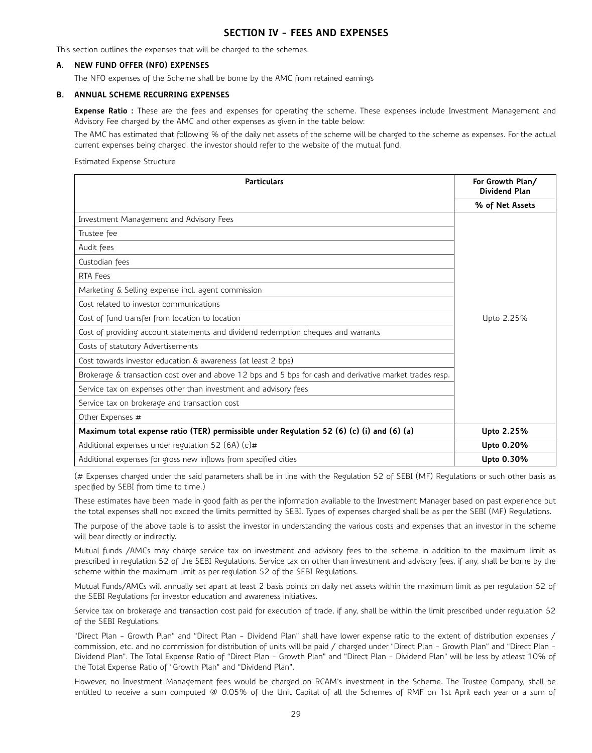## SECTION IV - FEES AND EXPENSES

This section outlines the expenses that will be charged to the schemes.

### A. NEW FUND OFFER (NFO) EXPENSES

The NFO expenses of the Scheme shall be borne by the AMC from retained earnings

### B. ANNUAL SCHEME RECURRING EXPENSES

**Expense Ratio :** These are the fees and expenses for operating the scheme. These expenses include Investment Management and Advisory Fee charged by the AMC and other expenses as given in the table below:

The AMC has estimated that following % of the daily net assets of the scheme will be charged to the scheme as expenses. For the actual current expenses being charged, the investor should refer to the website of the mutual fund.

Estimated Expense Structure

| Particulars | For Growth Plan/ Dividend Plan |
|---|---|
| | % of Net Assets |
| Investment Management and Advisory Fees | Upto 2.25% |
| Trustee fee | |
| Audit fees | |
| Custodian fees | |
| RTA Fees | |
| Marketing & Selling expense incl. agent commission | |
| Cost related to investor communications | |
| Cost of fund transfer from location to location | |
| Cost of providing account statements and dividend redemption cheques and warrants | |
| Costs of statutory Advertisements | |
| Cost towards investor education & awareness (at least 2 bps) | |
| Brokerage & transaction cost over and above 12 bps and 5 bps for cash and derivative market trades resp. | |
| Service tax on expenses other than investment and advisory fees | |
| Service tax on brokerage and transaction cost | |
| Other Expenses # | |
| **Maximum total expense ratio (TER) permissible under Regulation 52 (6) (c) (i) and (6) (a)** | **Upto 2.25%** |
| Additional expenses under regulation 52 (6A) (c)# | **Upto 0.20%** |
| Additional expenses for gross new inflows from specified cities | **Upto 0.30%** |

(# Expenses charged under the said parameters shall be in line with the Regulation 52 of SEBI (MF) Regulations or such other basis as specified by SEBI from time to time.)

These estimates have been made in good faith as per the information available to the Investment Manager based on past experience but the total expenses shall not exceed the limits permitted by SEBI. Types of expenses charged shall be as per the SEBI (MF) Regulations.

The purpose of the above table is to assist the investor in understanding the various costs and expenses that an investor in the scheme will bear directly or indirectly.

Mutual funds /AMCs may charge service tax on investment and advisory fees to the scheme in addition to the maximum limit as prescribed in regulation 52 of the SEBI Regulations. Service tax on other than investment and advisory fees, if any, shall be borne by the scheme within the maximum limit as per regulation 52 of the SEBI Regulations.

Mutual Funds/AMCs will annually set apart at least 2 basis points on daily net assets within the maximum limit as per regulation 52 of the SEBI Regulations for investor education and awareness initiatives.

Service tax on brokerage and transaction cost paid for execution of trade, if any, shall be within the limit prescribed under regulation 52 of the SEBI Regulations.

"Direct Plan - Growth Plan" and "Direct Plan - Dividend Plan" shall have lower expense ratio to the extent of distribution expenses / commission, etc. and no commission for distribution of units will be paid / charged under "Direct Plan - Growth Plan" and "Direct Plan - Dividend Plan". The Total Expense Ratio of "Direct Plan - Growth Plan" and "Direct Plan - Dividend Plan" will be less by atleast 10% of the Total Expense Ratio of "Growth Plan" and "Dividend Plan".

However, no Investment Management fees would be charged on RCAM's investment in the Scheme. The Trustee Company, shall be entitled to receive a sum computed @ 0.05% of the Unit Capital of all the Schemes of RMF on 1st April each year or a sum of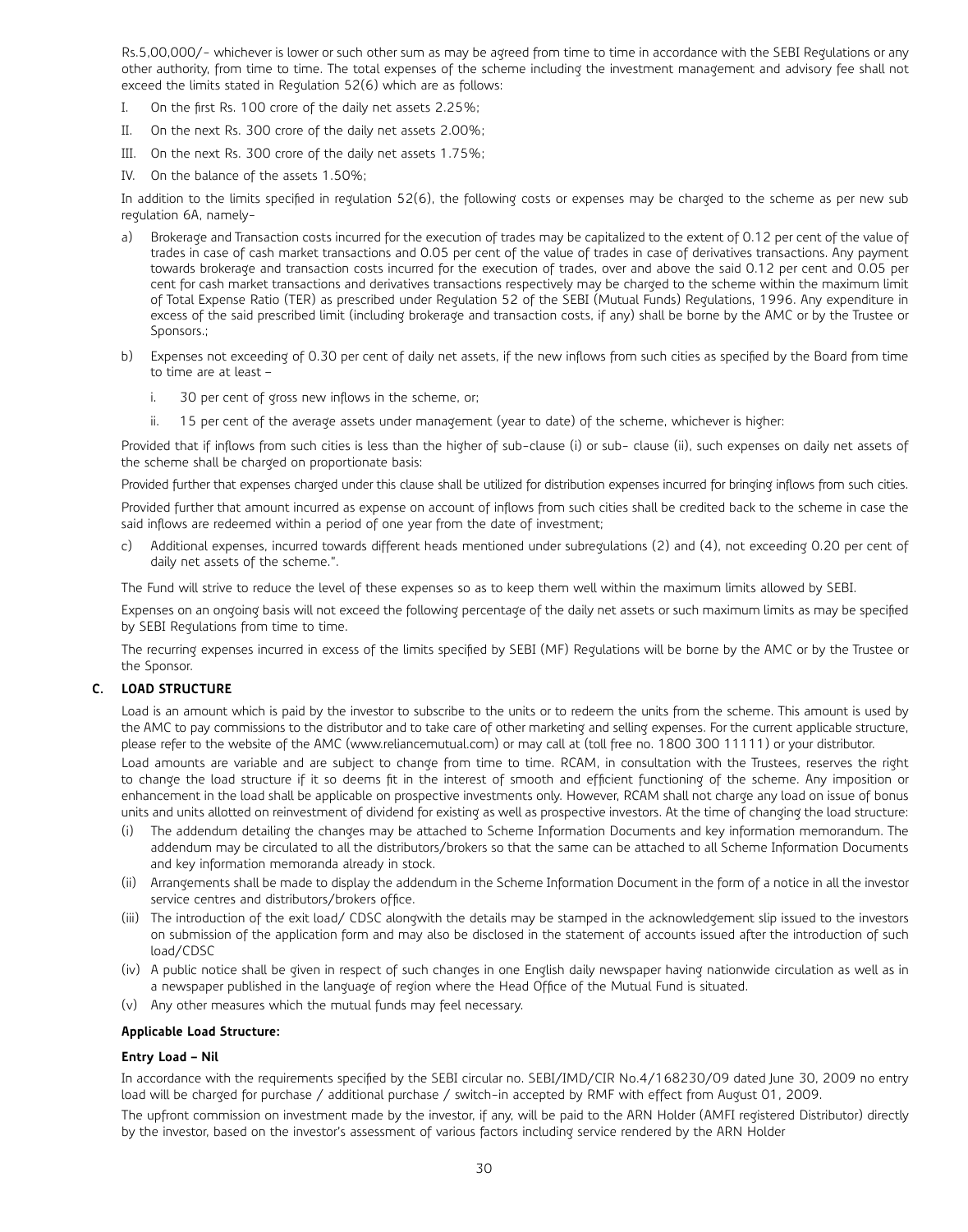Rs.5,00,000/- whichever is lower or such other sum as may be agreed from time to time in accordance with the SEBI Regulations or any other authority, from time to time. The total expenses of the scheme including the investment management and advisory fee shall not exceed the limits stated in Regulation 52(6) which are as follows:

I. On the first Rs. 100 crore of the daily net assets 2.25%;

II. On the next Rs. 300 crore of the daily net assets 2.00%;

III. On the next Rs. 300 crore of the daily net assets 1.75%;

IV. On the balance of the assets 1.50%;

In addition to the limits specified in regulation 52(6), the following costs or expenses may be charged to the scheme as per new sub regulation 6A, namely-

a) Brokerage and Transaction costs incurred for the execution of trades may be capitalized to the extent of 0.12 per cent of the value of trades in case of cash market transactions and 0.05 per cent of the value of trades in case of derivatives transactions. Any payment towards brokerage and transaction costs incurred for the execution of trades, over and above the said 0.12 per cent and 0.05 per cent for cash market transactions and derivatives transactions respectively may be charged to the scheme within the maximum limit of Total Expense Ratio (TER) as prescribed under Regulation 52 of the SEBI (Mutual Funds) Regulations, 1996. Any expenditure in excess of the said prescribed limit (including brokerage and transaction costs, if any) shall be borne by the AMC or by the Trustee or Sponsors.;

b) Expenses not exceeding of 0.30 per cent of daily net assets, if the new inflows from such cities as specified by the Board from time to time are at least –

   i. 30 per cent of gross new inflows in the scheme, or;

   ii. 15 per cent of the average assets under management (year to date) of the scheme, whichever is higher:

Provided that if inflows from such cities is less than the higher of sub-clause (i) or sub- clause (ii), such expenses on daily net assets of the scheme shall be charged on proportionate basis:

Provided further that expenses charged under this clause shall be utilized for distribution expenses incurred for bringing inflows from such cities.

Provided further that amount incurred as expense on account of inflows from such cities shall be credited back to the scheme in case the said inflows are redeemed within a period of one year from the date of investment;

c) Additional expenses, incurred towards different heads mentioned under subregulations (2) and (4), not exceeding 0.20 per cent of daily net assets of the scheme.".

The Fund will strive to reduce the level of these expenses so as to keep them well within the maximum limits allowed by SEBI.

Expenses on an ongoing basis will not exceed the following percentage of the daily net assets or such maximum limits as may be specified by SEBI Regulations from time to time.

The recurring expenses incurred in excess of the limits specified by SEBI (MF) Regulations will be borne by the AMC or by the Trustee or the Sponsor.

## C. LOAD STRUCTURE

Load is an amount which is paid by the investor to subscribe to the units or to redeem the units from the scheme. This amount is used by the AMC to pay commissions to the distributor and to take care of other marketing and selling expenses. For the current applicable structure, please refer to the website of the AMC (www.reliancemutual.com) or may call at (toll free no. 1800 300 11111) or your distributor.

Load amounts are variable and are subject to change from time to time. RCAM, in consultation with the Trustees, reserves the right to change the load structure if it so deems fit in the interest of smooth and efficient functioning of the scheme. Any imposition or enhancement in the load shall be applicable on prospective investments only. However, RCAM shall not charge any load on issue of bonus units and units allotted on reinvestment of dividend for existing as well as prospective investors. At the time of changing the load structure:

(i) The addendum detailing the changes may be attached to Scheme Information Documents and key information memorandum. The addendum may be circulated to all the distributors/brokers so that the same can be attached to all Scheme Information Documents and key information memoranda already in stock.

(ii) Arrangements shall be made to display the addendum in the Scheme Information Document in the form of a notice in all the investor service centres and distributors/brokers office.

(iii) The introduction of the exit load/ CDSC alongwith the details may be stamped in the acknowledgement slip issued to the investors on submission of the application form and may also be disclosed in the statement of accounts issued after the introduction of such load/CDSC

(iv) A public notice shall be given in respect of such changes in one English daily newspaper having nationwide circulation as well as in a newspaper published in the language of region where the Head Office of the Mutual Fund is situated.

(v) Any other measures which the mutual funds may feel necessary.

**Applicable Load Structure:**

**Entry Load – Nil**

In accordance with the requirements specified by the SEBI circular no. SEBI/IMD/CIR No.4/168230/09 dated June 30, 2009 no entry load will be charged for purchase / additional purchase / switch-in accepted by RMF with effect from August 01, 2009.

The upfront commission on investment made by the investor, if any, will be paid to the ARN Holder (AMFI registered Distributor) directly by the investor, based on the investor's assessment of various factors including service rendered by the ARN Holder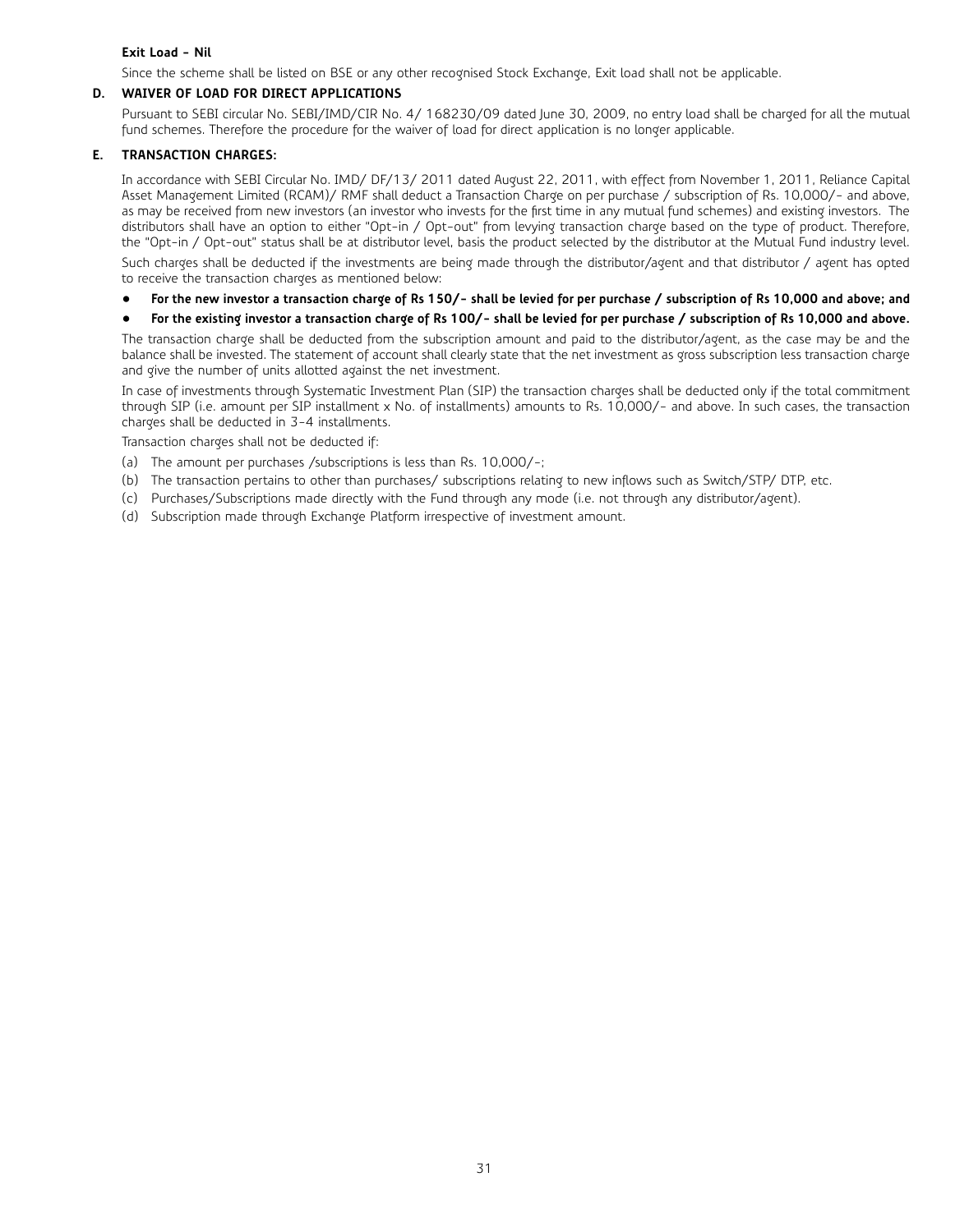**Exit Load - Nil**

Since the scheme shall be listed on BSE or any other recognised Stock Exchange, Exit load shall not be applicable.

## D. WAIVER OF LOAD FOR DIRECT APPLICATIONS

Pursuant to SEBI circular No. SEBI/IMD/CIR No. 4/ 168230/09 dated June 30, 2009, no entry load shall be charged for all the mutual fund schemes. Therefore the procedure for the waiver of load for direct application is no longer applicable.

## E. TRANSACTION CHARGES:

In accordance with SEBI Circular No. IMD/ DF/13/ 2011 dated August 22, 2011, with effect from November 1, 2011, Reliance Capital Asset Management Limited (RCAM)/ RMF shall deduct a Transaction Charge on per purchase / subscription of Rs. 10,000/- and above, as may be received from new investors (an investor who invests for the first time in any mutual fund schemes) and existing investors. The distributors shall have an option to either "Opt-in / Opt-out" from levying transaction charge based on the type of product. Therefore, the "Opt-in / Opt-out" status shall be at distributor level, basis the product selected by the distributor at the Mutual Fund industry level.

Such charges shall be deducted if the investments are being made through the distributor/agent and that distributor / agent has opted to receive the transaction charges as mentioned below:

- **For the new investor a transaction charge of Rs 150/- shall be levied for per purchase / subscription of Rs 10,000 and above; and**
- **For the existing investor a transaction charge of Rs 100/- shall be levied for per purchase / subscription of Rs 10,000 and above.**

The transaction charge shall be deducted from the subscription amount and paid to the distributor/agent, as the case may be and the balance shall be invested. The statement of account shall clearly state that the net investment as gross subscription less transaction charge and give the number of units allotted against the net investment.

In case of investments through Systematic Investment Plan (SIP) the transaction charges shall be deducted only if the total commitment through SIP (i.e. amount per SIP installment x No. of installments) amounts to Rs. 10,000/- and above. In such cases, the transaction charges shall be deducted in 3-4 installments.

Transaction charges shall not be deducted if:

(a) The amount per purchases /subscriptions is less than Rs. 10,000/-;

(b) The transaction pertains to other than purchases/ subscriptions relating to new inflows such as Switch/STP/ DTP, etc.

(c) Purchases/Subscriptions made directly with the Fund through any mode (i.e. not through any distributor/agent).

(d) Subscription made through Exchange Platform irrespective of investment amount.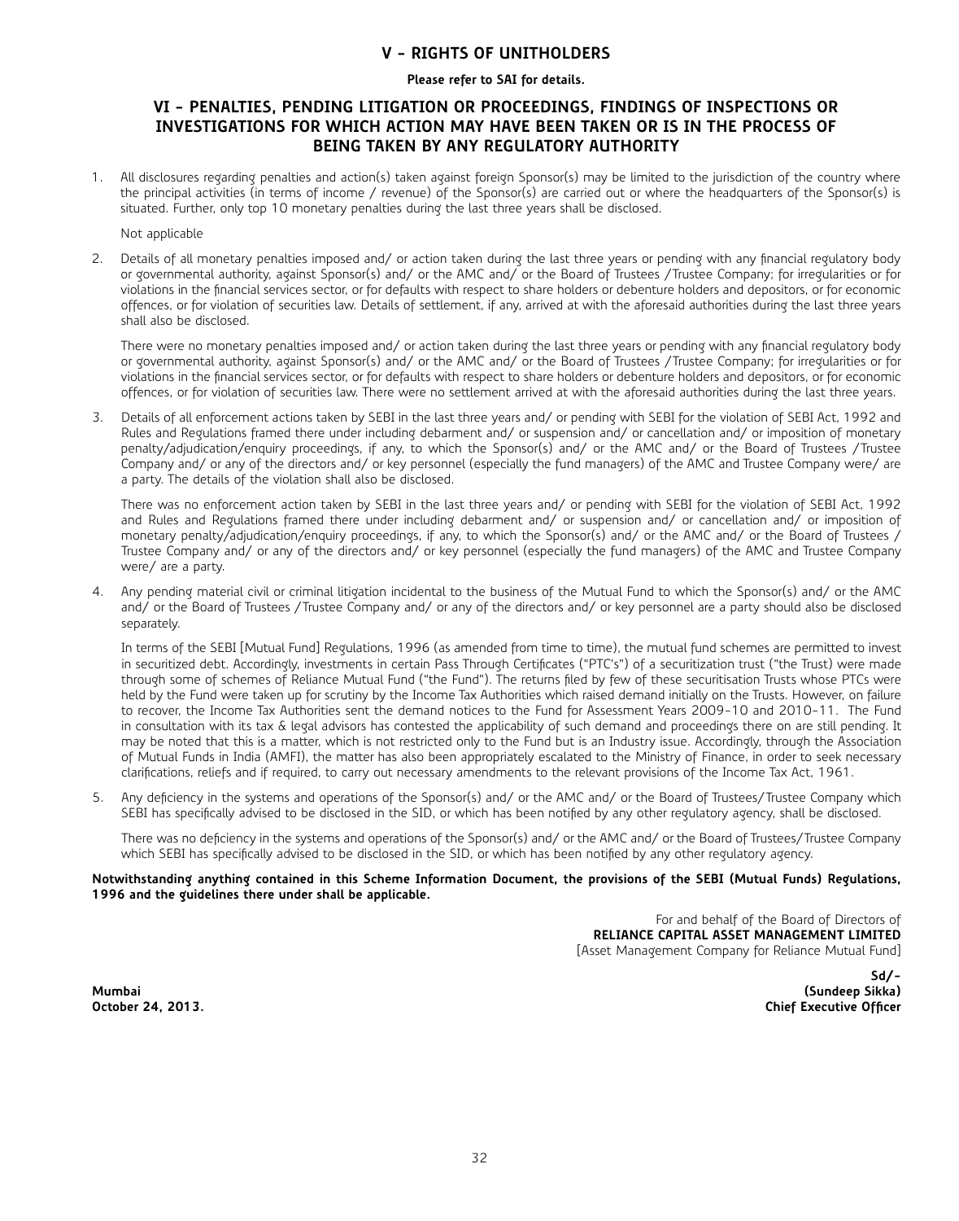## V - RIGHTS OF UNITHOLDERS

**Please refer to SAI for details.**

## VI - PENALTIES, PENDING LITIGATION OR PROCEEDINGS, FINDINGS OF INSPECTIONS OR INVESTIGATIONS FOR WHICH ACTION MAY HAVE BEEN TAKEN OR IS IN THE PROCESS OF BEING TAKEN BY ANY REGULATORY AUTHORITY

1. All disclosures regarding penalties and action(s) taken against foreign Sponsor(s) may be limited to the jurisdiction of the country where the principal activities (in terms of income / revenue) of the Sponsor(s) are carried out or where the headquarters of the Sponsor(s) is situated. Further, only top 10 monetary penalties during the last three years shall be disclosed.

   Not applicable

2. Details of all monetary penalties imposed and/ or action taken during the last three years or pending with any financial regulatory body or governmental authority, against Sponsor(s) and/ or the AMC and/ or the Board of Trustees /Trustee Company; for irregularities or for violations in the financial services sector, or for defaults with respect to share holders or debenture holders and depositors, or for economic offences, or for violation of securities law. Details of settlement, if any, arrived at with the aforesaid authorities during the last three years shall also be disclosed.

   There were no monetary penalties imposed and/ or action taken during the last three years or pending with any financial regulatory body or governmental authority, against Sponsor(s) and/ or the AMC and/ or the Board of Trustees /Trustee Company; for irregularities or for violations in the financial services sector, or for defaults with respect to share holders or debenture holders and depositors, or for economic offences, or for violation of securities law. There were no settlement arrived at with the aforesaid authorities during the last three years.

3. Details of all enforcement actions taken by SEBI in the last three years and/ or pending with SEBI for the violation of SEBI Act, 1992 and Rules and Regulations framed there under including debarment and/ or suspension and/ or cancellation and/ or imposition of monetary penalty/adjudication/enquiry proceedings, if any, to which the Sponsor(s) and/ or the AMC and/ or the Board of Trustees /Trustee Company and/ or any of the directors and/ or key personnel (especially the fund managers) of the AMC and Trustee Company were/ are a party. The details of the violation shall also be disclosed.

   There was no enforcement action taken by SEBI in the last three years and/ or pending with SEBI for the violation of SEBI Act, 1992 and Rules and Regulations framed there under including debarment and/ or suspension and/ or cancellation and/ or imposition of monetary penalty/adjudication/enquiry proceedings, if any, to which the Sponsor(s) and/ or the AMC and/ or the Board of Trustees / Trustee Company and/ or any of the directors and/ or key personnel (especially the fund managers) of the AMC and Trustee Company were/ are a party.

4. Any pending material civil or criminal litigation incidental to the business of the Mutual Fund to which the Sponsor(s) and/ or the AMC and/ or the Board of Trustees /Trustee Company and/ or any of the directors and/ or key personnel are a party should also be disclosed separately.

   In terms of the SEBI [Mutual Fund] Regulations, 1996 (as amended from time to time), the mutual fund schemes are permitted to invest in securitized debt. Accordingly, investments in certain Pass Through Certificates ("PTC's") of a securitization trust ("the Trust) were made through some of schemes of Reliance Mutual Fund ("the Fund"). The returns filed by few of these securitisation Trusts whose PTCs were held by the Fund were taken up for scrutiny by the Income Tax Authorities which raised demand initially on the Trusts. However, on failure to recover, the Income Tax Authorities sent the demand notices to the Fund for Assessment Years 2009-10 and 2010-11. The Fund in consultation with its tax & legal advisors has contested the applicability of such demand and proceedings there on are still pending. It may be noted that this is a matter, which is not restricted only to the Fund but is an Industry issue. Accordingly, through the Association of Mutual Funds in India (AMFI), the matter has also been appropriately escalated to the Ministry of Finance, in order to seek necessary clarifications, reliefs and if required, to carry out necessary amendments to the relevant provisions of the Income Tax Act, 1961.

5. Any deficiency in the systems and operations of the Sponsor(s) and/ or the AMC and/ or the Board of Trustees/Trustee Company which SEBI has specifically advised to be disclosed in the SID, or which has been notified by any other regulatory agency, shall be disclosed.

   There was no deficiency in the systems and operations of the Sponsor(s) and/ or the AMC and/ or the Board of Trustees/Trustee Company which SEBI has specifically advised to be disclosed in the SID, or which has been notified by any other regulatory agency.

**Notwithstanding anything contained in this Scheme Information Document, the provisions of the SEBI (Mutual Funds) Regulations, 1996 and the guidelines there under shall be applicable.**

For and behalf of the Board of Directors of
**RELIANCE CAPITAL ASSET MANAGEMENT LIMITED**
[Asset Management Company for Reliance Mutual Fund]

**Sd/-**
**(Sundeep Sikka)**
**Chief Executive Officer**

**Mumbai**
**October 24, 2013.**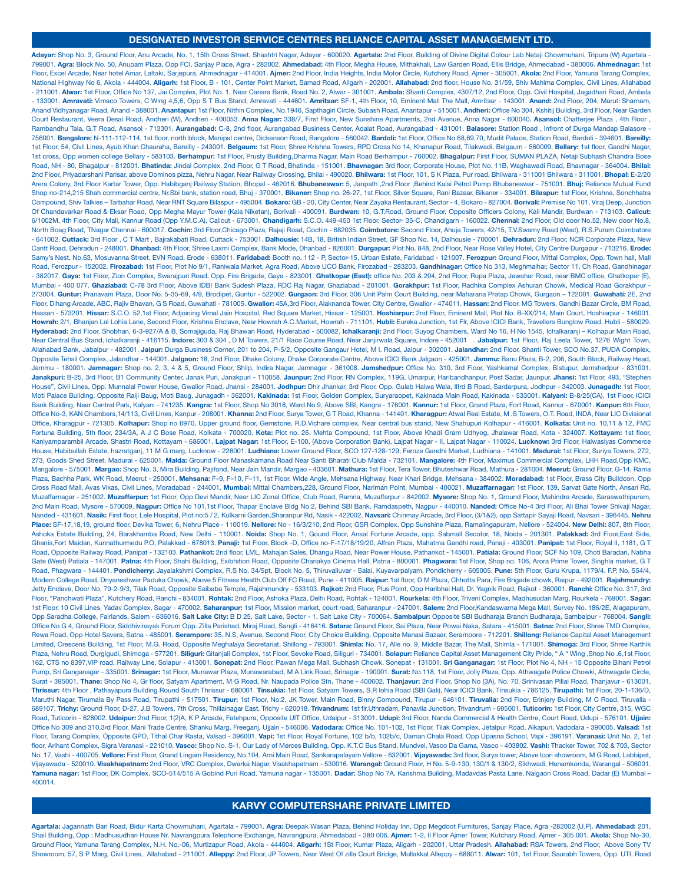## DESIGNATED INVESTOR SERVICE CENTRES RELIANCE CAPITAL ASSET MANAGEMENT LTD.

**Adayar:** Shop No. 3, Ground Floor, Anu Arcade, No. 1, 15th Cross Street, Shashtri Nagar, Adayar - 600020. **Agartala:** 2nd Floor, Building of Divine Digital Colour Lab Netaji Chowmuhani, Tripura (W) Agartala - 799001. **Agra:** Block No. 50, Anupam Plaza, Opp FCI, Sanjay Place, Agra - 282002. **Ahmedabad:** 4th Floor, Megha House, Mithakhali, Law Garden Road, Ellis Bridge, Ahmedabad - 380006. **Ahmednagar:** 1st Floor, Excel Arcade, Near hotel Amar, Laltaki, Sarjepura, Ahmednagar - 414001. **Ajmer:** 2nd Floor, India Heights, India Motor Circle, Kutchery Road, Ajmer - 305001. **Akola:** 2nd Floor, Yamuna Tarang Complex, National Highway No 6, Akola - 444004. **Aligarh:** 1st Floor, B - 101, Center Point Market, Samad Road, Aligarh - 202001. **Allahabad:** 2nd floor, House No. 31/59, Shiv Mahima Complex, Civil Lines, Allahabad - 211001. **Alwar:** 1st Floor, Office No 137, Jai Complex, Plot No. 1, Near Canara Bank, Road No. 2, Alwar - 301001. **Ambala:** Shanti Complex, 4307/12, 2nd Floor, Opp. Civil Hospital, Jagadhari Road, Ambala - 133001. **Amravati:** Vimaco Towers, C Wing 4,5,6, Opp S T Bus Stand, Amravati - 444601. **Amritsar:** SF-1, 4th Floor, 10, Eminent Mall The Mall, Amritsar - 143001. **Anand:** 2nd Floor, 204, Maruti Sharnam, Anand Vidhyanagar Road, Anand - 388001. **Anantapur:** 1st Floor, Nithin Complex, No.1946, Sapthagiri Circle, Subash Road, Anantapur - 515001. **Andheri:** Office No 304, Kshitij Building, 3rd Floor, Near Garden Court Restaurant, Veera Desai Road, Andheri (W), Andheri - 400053. **Anna Nagar:** 338/7, First Floor, New Sunshine Apartments, 2nd Avenue, Anna Nagar - 600040. **Asansol:** Chatterjee Plaza , 4th Floor , Rambandhu Tala, G.T Road, Asansol - 713301. **Aurangabad:** C-8, 2nd floor, Aurangabad Business Center, Adalat Road, Aurangabad - 431001. **Balasore:** Station Road , Infront of Durga Mandap Balasore - 756001. **Bangalore:** N-111-112-114, 1st floor, north block, Manipal centre, Dickenson Road, Bangalore - 560042. **Bardoli:** 1st Floor, Office No 68,69,70, Mudit Palace, Station Road, Bardoli - 394601. **Bareilly:** 1st Floor, 54, Civil Lines, Ayub Khan Chauraha, Bareilly - 243001. **Belgaum:** 1st Floor, Shree Krishna Towers, RPD Cross No 14, Khanapur Road, Tilakwadi, Belgaum - 560009. **Bellary:** 1st floor, Gandhi Nagar, 1st cross, Opp women college Bellary - 583103. **Berhampur:** 1st Floor, Prusty Building,Dharma Nagar, Main Road Berhampur - 760002. **Bhagalpur:** First Floor, SUMAN PLAZA, Netaji Subhash Chandra Bose Road, NH - 80, Bhagalpur - 812001. **Bhatinda:** Jindal Complex, 2nd Floor, G T Road, Bhatinda - 151001. **Bhavnagar:** 3rd floor, Corporate House, Plot No. 11B, Waghawadi Road, Bhavnagar - 364004. **Bhilai:** 2nd Floor, Priyadarshani Parisar, above Dominos pizza, Nehru Nagar, Near Railway Crossing, Bhilai - 490020. **Bhilwara:** 1st Floor, 101, S K Plaza, Pur road, Bhilwara - 311001 Bhilwara - 311001. **Bhopal:** E-2/20 Arera Colony, 3rd Floor Kartar Tower, Opp. Habibganj Railway Station, Bhopal - 462016. **Bhubaneswar:** 5, Janpath ,2nd Floor ,Behind Kalsi Petrol Pump Bhubaneswar - 751001. **Bhuj:** Reliance Mutual Fund Shop no-214,215 Shah commercial centre, Nr.Sbi bank, station road, Bhuj - 370001. **Bikaner:** Shop no. 26-27, 1st Floor, Silver Square, Rani Bazaar, Bikaner - 334001. **Bilaspur:** 1st Floor, Krishna, Sonchhatra Compound, Shiv Talkies – Tarbahar Road, Near RNT Square Bilaspur - 495004. **Bokaro:** GB - 20, City Center, Near Zayaka Restaurant, Sector - 4, Bokaro - 827004. **Borivali:** Premise No 101, Viraj Deep, Junction Of Chandavarkar Road & Eksar Road, Opp Megha Mayur Tower (Kala Niketan), Borivali - 400091. **Burdwan:** 10, G.T.Road, Ground Floor, Opposite Officers Colony, Kali Mandir, Burdwan - 713103. **Calicut:** 6/1002M, 4th Floor, City Mall, Kannur Road (Opp Y.M.C.A), Calicut - 673001. **Chandigarh:** S.C.O. 449-450 1st Floor, Sector- 35-C, Chandigarh - 160022. **Chennai:** 2nd Floor, Old door No.52, New door No.8, North Boag Road, TNagar Chennai - 600017. **Cochin:** 3rd Floor,Chicago Plaza, Rajaji Road, Cochin - 682035. **Coimbatore:** Second Floor, Ahuja Towers, 42/15, T.V.Swamy Road (West), R.S.Puram Coimbatore - 641002. **Cuttack:** 3rd Floor , C T Mart , Bajrakabati Road, Cuttack - 753001. **Dalhousie:** 14B, 18, British Indian Street, GF Shop No. 14, Dalhousie - 700001. **Dehradun:** 2nd Floor, NCR Corporate Plaza, New Cantt Road, Dehradun - 248001. **Dhanbad:** 4th Floor, Shree Laxmi Complex, Bank Mode, Dhanbad - 826001. **Durgapur:** Plot No. 848, 2nd Floor, Near Rose Valley Hotel, City Centre Durgapur - 713216. **Erode:** Samy's Nest, No.63, Mosuvanna Street, EVN Road, Erode - 638011. **Faridabad:** Booth no. 112 - P, Sector-15, Urban Estate, Faridabad - 121007. **Ferozpur:** Ground Floor, Mittal Complex, Opp. Town hall, Mall Road, Ferozpur - 152002. **Firozabad:** 1st Floor, Plot No 9/1, Raniwala Market, Agra Road, Above UCO Bank, Firozabad - 283203. **Gandhinagar:** Office No 313, Meghmalhar, Sector 11, Ch Road, Gandhinagar - 382017. **Gaya:** 1st Floor, Zion Complex, Swarajpuri Road, Opp. Fire Brigade, Gaya - 823001. **Ghatkopar (East):** office No. 203 & 204, 2nd Floor, Rupa Plaza, Jawahar Road, near BMC office, Ghatkopar (E), Mumbai - 400 077. **Ghaziabad:** C-78 3rd Floor, Above IDBI Bank Sudesh Plaza, RDC Raj Nagar, Ghaziabad - 201001. **Gorakhpur:** 1st Floor, Radhika Complex Ashuran Chowk, Medical Road Gorakhpur - 273004. **Guntur:** Pranavam Plaza, Door No. 5-35-69, 4/9, Brodipet, Guntur - 522002. **Gurgaon:** 3rd Floor, 306 Unit Palm Court Building, near Maharana Pratap Chowk, Gurgaon – 122001. **Guwahati:** 2E, 2nd Floor, Dihang Arcade, ABC, Rajiv Bhavan, G S Road, Guwahati - 781005. **Gwalior:** 45A,3rd Floor, Alaknanda Tower, City Centre, Gwalior - 474011. **Hassan:** 2nd Floor, MG Towers, Gandhi Bazar Circle, BM Road, Hassan - 573201. **Hissar:** S.C.O. 52,1st Floor, Adjoining Vimal Jain Hospital, Red Square Market, Hissar - 125001. **Hoshiarpur:** 2nd Floor, Eminent Mall, Plot No. B-XX/214, Main Court, Hoshiarpur - 146001. **Howrah:** 2/1, Bhanjan Lal Lohia Lane, Second Floor, Krishna Enclave, Near Howrah A.C.Market, Howrah - 711101. **Hubli:** Eureka Junction, 1st Flr, Above ICICI Bank, Travellers Bunglow Road, Hubli - 580029. **Hyderabad:** 2nd Floor, Shobhan, 6-3-927/A & B, Somajiguda, Raj Bhawan Road, Hyderabad - 500082. **Ichalkaranji:** 2nd Floor, Suyog Chambers, Ward No 16, H No 1545, Ichalkaranji – Kolhapur Main Road, Near Central Bus Stand, Ichalkaranji - 416115. **Indore:** 303 & 304 , D M Towers, 21/1 Race Course Road, Near Janjirwala Square, Indore - 452001 . **Jabalpur:** 1st Floor, Raj Leela Tower, 1276 Wight Town, Allahabad Bank, Jabalpur - 482001. **Jaipur:** Durga Business Corner, 201 to 204, P-5/2, Opposite Gangaur Hotel, M I. Road, Jaipur - 302001. **Jalandhar:** 2nd Floor, Shanti Tower, SCO No 37, PUDA Complex, Opposite Tehsil Complex, Jalandhar - 144001. **Jalgaon:** 18, 2nd Floor, Dhake Colony, Dhake Corporate Centre, Above ICICI Bank Jalgaon - 425001. **Jammu:** Banu Plaza, B-2, 206, South Block, Railway Head, Jammu - 180001. **Jamnagar:** Shop no. 2, 3, 4 & 5, Ground Floor, Shilp, Indira Nagar, Jamnagar - 361008. **Jamshedpur:** Office No. 310, 3rd Floor, Yashkamal Complex, Bistupur, Jamshedpur - 831001. **Janakpuri:** B-25, 3rd Floor, B1 Community Center, Janak Puri, Janakpuri - 110058. **Jaunpur:** 2nd Floor, RN Complex, 119G, Umarpur, Haribandhanpur, Post Sadar, Jaunpur. **Jhansi:** 1st Floor, 493, "Stephen House", Civil Lines, Opp. Munnalal Power House, Gwalior Road, Jhansi - 284001. **Jodhpur:** Dhir Jhankar, 3rd Floor, Opp. Gulab Halwa Wala, IIIrd B Road, Sardarpura, Jodhpur - 342003. **Junagadh:** 1st Floor, Moti Palace Building, Opposite Raiji Baug, Moti Baug, Junagadh - 362001. **Kakinada:** 1st Floor, Golden Complex, Suryaraopet, Kakinada Main Road, Kakinada - 533001. **Kalyani:** B-8/25(CA), 1st Floor, ICICI Bank Building, Near Central Park, Kalyani - 741235. **Kangra:** 1st Floor, Shop No 3018, Ward No 9, Above SBI, Kangra - 176001. **Kannur:** 1st Floor, Grand Plaza, Fort Road, Kannur - 670001. **Kanpur:** 6th Floor, Office No-3, KAN Chambers,14/113, Civil Lines, Kanpur - 208001. **Khanna:** 2nd Floor, Surya Tower, G T Road, Khanna - 141401. **Kharagpur:** Atwal Real Estate, M .S Towers, O.T. Road, INDA, Near LIC Divisional Office, Kharagpur - 721305. **Kolhapur:** Shop no 6970, Upper ground floor, Gemstone, R.D.Vichare complex, Near central bus stand, New Shahupuri Kolhapur - 416001. **Kolkata:** Unit no. 10,11 & 12, FMC Fortuna Building, 5th floor, 234/3A, A J C Bose Road, Kolkata - 700020. **Kota:** Plot no. 26, Mehta Compound, 1st Floor, Above Khadi Gram Udhyog, Jhalawar Road, Kota - 324007. **Kottayam:** 1st floor, Kaniyamparambil Arcade, Shastri Road, Kottayam - 686001. **Lajpat Nagar:** 1st Floor, E-100, (Above Corporation Bank), Lajpat Nagar - II, Lajpat Nagar - 110024. **Lucknow:** 3rd Floor, Halwasiyas Commerce House, Habibullah Estate, hazratganj, 11 M G marg, Lucknow - 226001. **Ludhiana:** Lower Ground Floor, SCO 127-128-129, Feroze Gandhi Market, Ludhiana - 141001. **Madurai:** 1st Floor, Suriya Towers, 272, 273, Goods Shed Street, Madurai - 625001. **Malda:** Ground Floor Manaskamana Road Near Santi Bharati Club Malda - 732101. **Mangalore:** 4th Floor, Maximus Commercial Complex, LHH Road,Opp KMC, Mangalore - 575001. **Margao:** Shop No. 3, Mira Building, Pajifond, Near Jain Mandir, Margao - 403601. **Mathura:** 1st Floor, Tera Tower, Bhuteshwar Road, Mathura - 281004. **Meerut:** Ground Floor, G-14, Rama Plaza, Bachha Park, WK Road, Meerut - 250001. **Mehsana:** F–9, F–10, F–11, 1st Floor, Wide Angle, Mehsana Highway, Near Khari Bridge, Mehsana - 384002. **Moradabad:** 1st Floor, Brass City Buildcon, Opp Cross Road Mall, Avas Vikas, Civil Lines, Moradabad - 244001. **Mumbai:** Mittal Chambers,228, Ground Floor, Nariman Point, Mumbai - 400021. **Muzaffarnagar:** 1st Floor, 139, Sarvat Gate North, Ansari Rd, Muzaffarnagar - 251002. **Muzaffarpur:** 1st Floor, Opp Devi Mandir, Near LIC Zonal Office, Club Road, Ramna, Muzaffarpur - 842002. **Mysore:** Shop No. 1, Ground Floor, Mahindra Arcade, Saraswathipuram, 2nd Main Road, Mysore - 570009. **Nagpur:** Office No 101,1st Floor, Thapar Enclave Bldg No 2, Behind SBI Bank, Ramdaspeth, Nagpur - 440010. **Nanded:** Office No-4 3rd Floor, Ali Bhai Tower Shivaji Nagar, Nanded - 431601. **Nasik:** First floor, Lele Hospital, Plot no:5 / 2, Kulkarni Garden,Sharanpur Rd, Nasik - 422002. **Navsari:** Chinmay Arcade, 3rd Floor, (3/1&2), opp Sattapir Sayaji Road, Navsari - 396445. **Nehru Place:** SF-17,18,19, ground floor, Devika Tower, 6, Nehru Place - 110019. **Nellore:** No - 16/3/210, 2nd Floor, GSR Complex, Opp Sunshine Plaza, Ramalingapuram, Nellore - 524004. **New Delhi:** 807, 8th Floor, Ashoka Estate Building, 24, Barakhamba Road, New Delhi - 110001. **Noida:** Shop No. 1, Gound Floor, Ansal Fortune Arcade, opp. Sabmall Secotor, 18, Noida - 201301. **Palakkad:** 3rd Floor,East Side, Ghanis,Fort Maidan, Kunnathurmedu P.O, Palakkad - 678013. **Panaji:** 1st Floor, Block -D, Office no-F-17/18/19/20, Alfran Plaza, Mahatma Gandhi road, Panaji - 403001. **Panipat:** 1st Floor, Royal II, 1181, G T Road, Opposite Railway Road, Panipat - 132103. **Pathankot:** 2nd floor, LML, Mahajan Sales, Dhangu Road, Near Power House, Pathankot - 145001. **Patiala:** Ground Floor, SCF No 109, Choti Baradari, Nabha Gate (West) Patiala - 147001. **Patna:** 4th Floor, Shahi Building, Exibhition Road, Opposite Chanakya Cinema Hall, Patna - 800001. **Phagwara:** 1st Floor, Shop no. 106, Arora Prime Tower, Singhla market, G T Road, Phagwara - 144401. **Pondicherry:** Jayalakshmi Complex, R.S No. 34/5pt, Block No. 5, Thiruvalluvar - Salai, Kuyavarpalyam, Pondicherry - 605005. **Pune:** 5th Floor, Guru Krupa, 1179/4, F.P. No. 554/4, Modern College Road, Dnyaneshwar Paduka Chowk, Above 5 Fitness Health Club Off FC Road, Pune - 411005. **Raipur:** 1st floor, D M Plaza, Chhotta Para, Fire Brigade chowk, Raipur - 492001. **Rajahmundry:** Jetty Enclave, Door No. 79-2-9/3, Tilak Road, Opposite Saibaba Temple, Rajahmundry - 533103. **Rajkot:** 2nd Floor, Plus Point, Opp Haribhai Hall, Dr. Yagnik Road, Rajkot - 360001. **Ranchi:** Office No. 317, 3rd Floor, "Panchwati Plaza", Kutchery Road, Ranchi - 834001. **Rohtak:** 2nd Floor, Ashoka Plaza, Delhi Road, Rohtak - 124001. **Rourkela:** 4th Floor, Triveni Complex, Madhusudan Marg, Rourkela - 769001. **Sagar:** 1st Floor, 10 Civil Lines, Yadav Complex, Sagar - 470002. **Saharanpur:** 1st Floor, Mission market, court road, Saharanpur - 247001. **Salem:** 2nd Floor,Kandaswarna Mega Mall, Survey No. 186/2E, Alagapuram, Opp Saradha College, Fairlands, Salem - 636016. **Salt Lake City:** B D 25, Salt Lake, Sector - 1, Salt Lake City - 700064. **Sambalpur:** Opposite SBI Budharaja Branch Budharaja, Sambalpur - 768004. **Sangli:** Office No G 4, Ground Floor, Siddhivinayak Forum Opp. Zilla Parishad, Miraj Road, Sangli - 416416. **Satara:** Ground Floor, Sai Plaza, Near Powai Naka, Satara - 415001. **Satna:** 2nd Floor, Shree TMD Complex, Rewa Road, Opp Hotel Savera, Satna - 485001. **Serampore:** 35, N.S, Avenue, Second Floor, City Choice Building, Opposite Manasi Bazaar, Serampore - 712201. **Shillong:** Reliance Capital Asset Management Limited, Crescens Building, 1st Floor, M.G. Road, Opposite Meghalaya Secretariat, Shillong - 793001. **Shimla:** No. 17, Alle no. 9, Middle Bazar, The Mall, Shimla - 171001. **Shimoga:** 3rd Floor, Shree Karthik Plaza, Nehru Road, Durgigudi, Shimoga - 577201. **Siliguri:** Gitanjali Complex, 1st Floor, Sevoke Road, Siliguri - 734001. **Solapur:** Reliance Capital Asset Management City Pride, " A " Wing ,Shop No .6,1st Floor, 162, CTS no 8397,VIP road, Railway Line, Solapur - 413001. **Sonepat:** 2nd Floor, Pawan Mega Mall, Subhash Chowk, Sonepat - 131001. **Sri Ganganagar:** 1st Floor, Plot No 4, NH - 15 Opposite Bihani Petrol Pump, Sri Ganganagar - 335001. **Srinagar:** 1st Floor, Munawar Plaza, Munawarabad, M A Link Road, Srinagar - 190001. **Surat:** No.118, 1st Floor, Jolly Plaza, Opp. Athwagate Police Chowki, Athwagate Circle, Surat - 395001. **Thane:** Shop No 4, Gr floor, Satyam Apartment, M G Road, Nr. Naupada Police Stn, Thane - 400602. **Thanjavur:** 2nd Floor, Shop No (3A), No. 70, Srinivasan Pillai Road, Thanjavur - 613001. **Thrissur:** 4th Floor , Pathayapura Building Round South Thrissur - 680001. **Tinsukia:** 1st Floor, Satyam Towers, S.R lohia Road (SBI Gali), Near ICICI Bank, Tinsukia - 786125. **Tirupathi:** 1st Floor, 20-1-136/D, Maruthi Nagar, Tirumala By Pass Road, Tirupathi - 517501. **Tirupur:** 1st Floor, No.2, JK Tower, Main Road, Binny Compound, Tirupur - 646101. **Tiruvalla:** 2nd Floor, Erinjery Building, M C Road, Tiruvalla - 689107. **Trichy:** Ground Floor, D-27, J.B Towers, 7th Cross, Thillainagar East, Trichy - 620018. **Trivandrum:** 1st flr,Uthradam, Panavila Junction, Trivandrum - 695001. **Tuticorin:** 1st Floor, City Centre, 315, WGC Road, Tuticorin - 628002. **Udaipur:** 2nd Floor, 1(2)A, K P Arcade, Fatehpura, Opposite UIT Office, Udaipur - 313001. **Udupi:** 3rd Floor, Nanda Commercial & Health Centre, Court Road, Udupi - 576101. **Ujjain:** Office No 309 and 310,3rd Floor, Mani Trade Centre, Shanku Marg, Freeganj, Ujjain - 546006. **Vadodara:** Office No. 101-102, 1st Floor, Tilak Complex, Jetalpur Road, Alkapuri, Vadodara - 390005. **Valsad:** 1st Floor, Tarang Complex, Opposite GPO, Tithal Char Rasta, Valsad - 396001. **Vapi:** 1st Floor, Royal Fortune, 102 b/b, 102b/c, Daman Chala Road, Opp Upasna School, Vapi - 396191. **Varanasi:** Unit No. 2, 1st floor, Arihant Complex, Sigra Varanasi - 221010. **Vasco:** Shop No. S-1, Our Lady of Merces Building, Opp. K.T.C Bus Stand, Mundvel, Vasco Da Gama, Vasco - 403802. **Vashi:** Thacker Tower, 702 & 703, Sector No. 17, Vashi - 400705. **Vellore:** First Floor, Grand Lingam Residency, No.104, Arni Main Road, Sankarapalayam Vellore - 632001. **Vijayawada:** 3rd floor, Surya tower, Above Icon showroom, M G Road, Labbipet, Vijayawada - 520010. **Visakhapatnam:** 2nd Floor, VRC Complex, Dwarka Nagar, Visakhapatnam - 530016. **Warangal:** Ground Floor, H No. 5-9-130, 130/1 & 130/2, Sikhwadi, Hanamkonda, Warangal - 506001. **Yamuna nagar:** 1st Floor, DK Complex, SCO-514/515 A Gobind Puri Road, Yamuna nagar - 135001. **Dadar:** Shop No 7A, Karishma Building, Madavdas Pasta Lane, Naigaon Cross Road, Dadar (E) Mumbai – 400014.

## KARVY COMPUTERSHARE PRIVATE LIMITED

**Agartala:** Jagannath Bari Road, Bidur Karta Chowmuhani, Agartala - 799001. **Agra:** Deepak Wasan Plaza, Behind Holiday Inn, Opp Megdoot Furnitures, Sanjay Place, Agra -282002 (U.P). **Ahmedabad:** 201, Shail Building, Opp : Madhusudhan House Nr. Navrangpura Telephone Exchange, Navrangpura, Ahmedabad - 380 006. **Ajmer:** 1-2, II Floor Ajmer Tower, Kutchary Road, Ajmer - 305 001. **Akola:** Shop No-30, Ground Floor, Yamuna Tarang Complex, N.H. No.-06, Murtizapur Road, Akola - 444004. **Aligarh:** 1St Floor, Kumar Plaza, Aligarh - 202001, Uttar Pradesh. **Allahabad:** RSA Towers, 2nd Floor, Above Sony TV Showroom, 57, S P Marg, Civil Lines, Allahabad - 211001. **Alleppy:** 2nd Floor, JP Towers, Near West Of zilla Court Bridge, Mullakkal Alleppy - 688011. **Alwar:** 101, 1st Floor, Saurabh Towers, Opp. UTI, Road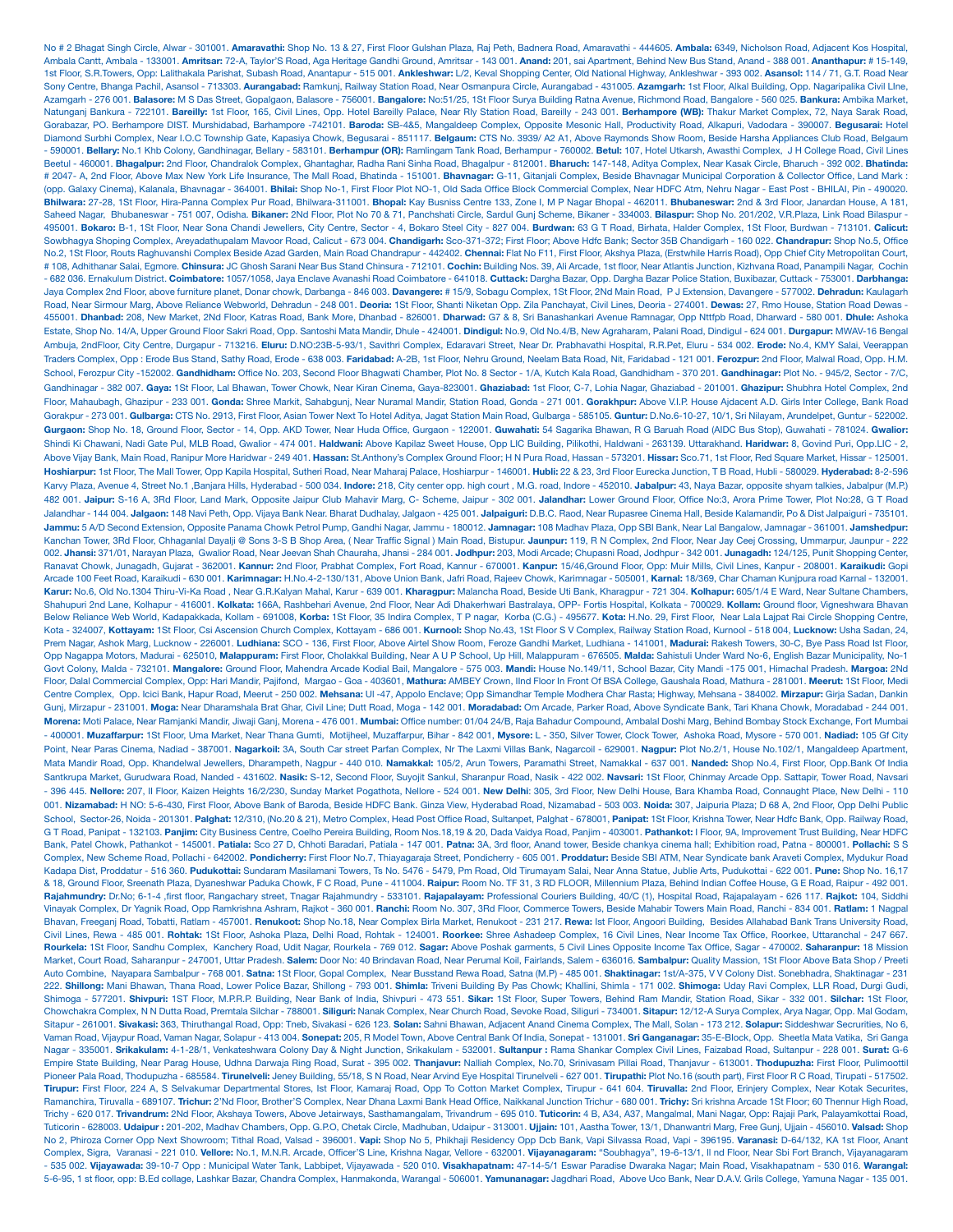No # 2 Bhagat Singh Circle, Alwar - 301001. **Amaravathi:** Shop No. 13 & 27, First Floor Gulshan Plaza, Raj Peth, Badnera Road, Amaravathi - 444605. **Ambala:** 6349, Nicholson Road, Adjacent Kos Hospital, Ambala Cantt, Ambala - 133001. **Amritsar:** 72-A, Taylor'S Road, Aga Heritage Gandhi Ground, Amritsar - 143 001. **Anand:** 201, sai Apartment, Behind New Bus Stand, Anand - 388 001. **Ananthapur:** # 15-149, 1st Floor, S.R.Towers, Opp: Lalithakala Parishat, Subash Road, Anantapur - 515 001. **Ankleshwar:** L/2, Keval Shopping Center, Old National Highway, Ankleshwar - 393 002. **Asansol:** 114 / 71, G.T. Road Near Sony Centre, Bhanga Pachil, Asansol - 713303. **Aurangabad:** Ramkunj, Railway Station Road, Near Osmanpura Circle, Aurangabad - 431005. **Azamgarh:** 1st Floor, Alkal Building, Opp. Nagaripalika Civil LIne, Azamgarh - 276 001. **Balasore:** M S Das Street, Gopalgaon, Balasore - 756001. **Bangalore:** No:51/25, 1St Floor Surya Building Ratna Avenue, Richmond Road, Bangalore - 560 025. **Bankura:** Ambika Market, Natunganj Bankura - 722101. **Bareilly:** 1st Floor, 165, Civil Lines, Opp. Hotel Bareilly Palace, Near Rly Station Road, Bareilly - 243 001. **Berhampore (WB):** Thakur Market Complex, 72, Naya Sarak Road, Gorabazar, PO. Berhampore DIST. Murshidabad, Barhampore -742101. **Baroda:** SB-4&5, Mangaldeep Complex, Opposite Mesonic Hall, Productivity Road, Alkapuri, Vadodara - 390007. **Begusarai:** Hotel Diamond Surbhi Complex, Near I.O.C Township Gate, Kapasiya Chowk, Begusarai - 851117. **Belgaum:** CTS No. 3939/ A2 A1, Above Raymonds Show Room, Beside Harsha Appliances Club Road, Belgaum - 590001. **Bellary:** No.1 Khb Colony, Gandhinagar, Bellary - 583101. **Berhampur (OR):** Ramlingam Tank Road, Berhampur - 760002. **Betul:** 107, Hotel Utkarsh, Awasthi Complex, J H College Road, Civil Lines Beetul - 460001. **Bhagalpur:** 2nd Floor, Chandralok Complex, Ghantaghar, Radha Rani Sinha Road, Bhagalpur - 812001. **Bharuch:** 147-148, Aditya Complex, Near Kasak Circle, Bharuch - 392 002. **Bhatinda:** # 2047- A, 2nd Floor, Above Max New York Life Insurance, The Mall Road, Bhatinda - 151001. **Bhavnagar:** G-11, Gitanjali Complex, Beside Bhavnagar Municipal Corporation & Collector Office, Land Mark : (opp. Galaxy Cinema), Kalanala, Bhavnagar - 364001. **Bhilai:** Shop No-1, First Floor Plot NO-1, Old Sada Office Block Commercial Complex, Near HDFC Atm, Nehru Nagar - East Post - BHILAI, Pin - 490020. **Bhilwara:** 27-28, 1St Floor, Hira-Panna Complex Pur Road, Bhilwara-311001. **Bhopal:** Kay Busniss Centre 133, Zone I, M P Nagar Bhopal - 462011. **Bhubaneswar:** 2nd & 3rd Floor, Janardan House, A 181, Saheed Nagar, Bhubaneswar - 751 007, Odisha. **Bikaner:** 2Nd Floor, Plot No 70 & 71, Panchshati Circle, Sardul Gunj Scheme, Bikaner - 334003. **Bilaspur:** Shop No. 201/202, V.R.Plaza, Link Road Bilaspur - 495001. **Bokaro:** B-1, 1St Floor, Near Sona Chandi Jewellers, City Centre, Sector - 4, Bokaro Steel City - 827 004. **Burdwan:** 63 G T Road, Birhata, Halder Complex, 1St Floor, Burdwan - 713101. **Calicut:** Sowbhagya Shoping Complex, Areyadathupalam Mavoor Road, Calicut - 673 004. **Chandigarh:** Sco-371-372; First Floor; Above Hdfc Bank; Sector 35B Chandigarh - 160 022. **Chandrapur:** Shop No.5, Office No.2, 1St Floor, Routs Raghuvanshi Complex Beside Azad Garden, Main Road Chandrapur - 442402. **Chennai:** Flat No F11, First Floor, Akshya Plaza, (Erstwhile Harris Road), Opp Chief City Metropolitan Court, # 108, Adhithanar Salai, Egmore. **Chinsura:** JC Ghosh Sarani Near Bus Stand Chinsura - 712101. **Cochin:** Building Nos. 39, Ali Arcade, 1st floor, Near Atlantis Junction, Kizhvana Road, Panampili Nagar, Cochin - 682 036. Ernakulum District. **Coimbatore:** 1057/1058, Jaya Enclave Avanashi Road Coimbatore - 641018. **Cuttack:** Dargha Bazar, Opp. Dargha Bazar Police Station, Buxibazar, Cuttack - 753001. **Darbhanga:** Jaya Complex 2nd Floor, above furniture planet, Donar chowk, Darbanga - 846 003. **Davangere:** # 15/9, Sobagu Complex, 1St Floor, 2Nd Main Road, P J Extension, Davangere - 577002. **Dehradun:** Kaulagarh Road, Near Sirmour Marg, Above Reliance Webworld, Dehradun - 248 001. **Deoria:** 1St Floor, Shanti Niketan Opp. Zila Panchayat, Civil Lines, Deoria - 274001. **Dewas:** 27, Rmo House, Station Road Dewas - 455001. **Dhanbad:** 208, New Market, 2Nd Floor, Katras Road, Bank More, Dhanbad - 826001. **Dharwad:** G7 & 8, Sri Banashankari Avenue Ramnagar, Opp Nttfpb Road, Dharward - 580 001. **Dhule:** Ashoka Estate, Shop No. 14/A, Upper Ground Floor Sakri Road, Opp. Santoshi Mata Mandir, Dhule - 424001. **Dindigul:** No.9, Old No.4/B, New Agraharam, Palani Road, Dindigul - 624 001. **Durgapur:** MWAV-16 Bengal Ambuja, 2ndFloor, City Centre, Durgapur - 713216. **Eluru:** D.NO:23B-5-93/1, Savithri Complex, Edaravari Street, Near Dr. Prabhavathi Hospital, R.R.Pet, Eluru - 534 002. **Erode:** No.4, KMY Salai, Veerappan Traders Complex, Opp : Erode Bus Stand, Sathy Road, Erode - 638 003. **Faridabad:** A-2B, 1st Floor, Nehru Ground, Neelam Bata Road, Nit, Faridabad - 121 001. **Ferozpur:** 2nd Floor, Malwal Road, Opp. H.M. School, Ferozpur City -152002. **Gandhidham:** Office No. 203, Second Floor Bhagwati Chamber, Plot No. 8 Sector - 1/A, Kutch Kala Road, Gandhidham - 370 201. **Gandhinagar:** Plot No. - 945/2, Sector - 7/C, Gandhinagar - 382 007. **Gaya:** 1St Floor, Lal Bhawan, Tower Chowk, Near Kiran Cinema, Gaya-823001. **Ghaziabad:** 1st Floor, C-7, Lohia Nagar, Ghaziabad - 201001. **Ghazipur:** Shubhra Hotel Complex, 2nd Floor, Mahaubagh, Ghazipur - 233 001. **Gonda:** Shree Markit, Sahabgunj, Near Nuramal Mandir, Station Road, Gonda - 271 001. **Gorakhpur:** Above V.I.P. House Ajdacent A.D. Girls Inter College, Bank Road Gorakpur - 273 001. **Gulbarga:** CTS No. 2913, First Floor, Asian Tower Next To Hotel Aditya, Jagat Station Main Road, Gulbarga - 585105. **Guntur:** D.No.6-10-27, 10/1, Sri Nilayam, Arundelpet, Guntur - 522002. **Gurgaon:** Shop No. 18, Ground Floor, Sector - 14, Opp. AKD Tower, Near Huda Office, Gurgaon - 122001. **Guwahati:** 54 Sagarika Bhawan, R G Baruah Road (AIDC Bus Stop), Guwahati - 781024. **Gwalior:** Shindi Ki Chawani, Nadi Gate Pul, MLB Road, Gwalior - 474 001. **Haldwani:** Above Kapilaz Sweet House, Opp LIC Building, Pilikothi, Haldwani - 263139. Uttarakhand. **Haridwar:** 8, Govind Puri, Opp.LIC - 2, Above Vijay Bank, Main Road, Ranipur More Haridwar - 249 401. **Hassan:** St.Anthony's Complex Ground Floor; H N Pura Road, Hassan - 573201. **Hissar:** Sco.71, 1st Floor, Red Square Market, Hissar - 125001. **Hoshiarpur:** 1st Floor, The Mall Tower, Opp Kapila Hospital, Sutheri Road, Near Maharaj Palace, Hoshiarpur - 146001. **Hubli:** 22 & 23, 3rd Floor Eurecka Junction, T B Road, Hubli - 580029. **Hyderabad:** 8-2-596 Karvy Plaza, Avenue 4, Street No.1 ,Banjara Hills, Hyderabad - 500 034. **Indore:** 218, City center opp. high court , M.G. road, Indore - 452010. **Jabalpur:** 43, Naya Bazar, opposite shyam talkies, Jabalpur (M.P.) 482 001. **Jaipur:** S-16 A, 3Rd Floor, Land Mark, Opposite Jaipur Club Mahavir Marg, C- Scheme, Jaipur - 302 001. **Jalandhar:** Lower Ground Floor, Office No:3, Arora Prime Tower, Plot No:28, G T Road Jalandhar - 144 004. **Jalgaon:** 148 Navi Peth, Opp. Vijaya Bank Near. Bharat Dudhalay, Jalgaon - 425 001. **Jalpaiguri:** D.B.C. Raod, Near Rupasree Cinema Hall, Beside Kalamandir, Po & Dist Jalpaiguri - 735101. **Jammu:** 5 A/D Second Extension, Opposite Panama Chowk Petrol Pump, Gandhi Nagar, Jammu - 180012. **Jamnagar:** 108 Madhav Plaza, Opp SBI Bank, Near Lal Bangalow, Jamnagar - 361001. **Jamshedpur:** Kanchan Tower, 3Rd Floor, Chhaganlal Dayalji @ Sons 3-S B Shop Area, ( Near Traffic Signal ) Main Road, Bistupur. **Jaunpur:** 119, R N Complex, 2nd Floor, Near Jay Ceej Crossing, Ummarpur, Jaunpur - 222 002. **Jhansi:** 371/01, Narayan Plaza, Gwalior Road, Near Jeevan Shah Chauraha, Jhansi - 284 001. **Jodhpur:** 203, Modi Arcade; Chupasni Road, Jodhpur - 342 001. **Junagadh:** 124/125, Punit Shopping Center, Ranavat Chowk, Junagadh, Gujarat - 362001. **Kannur:** 2nd Floor, Prabhat Complex, Fort Road, Kannur - 670001. **Kanpur:** 15/46,Ground Floor, Opp: Muir Mills, Civil Lines, Kanpur - 208001. **Karaikudi:** Gopi Arcade 100 Feet Road, Karaikudi - 630 001. **Karimnagar:** H.No.4-2-130/131, Above Union Bank, Jafri Road, Rajeev Chowk, Karimnagar - 505001. **Karnal:** 18/369, Char Chaman Kunjpura road Karnal - 132001. **Karur:** No.6, Old No.1304 Thiru-Vi-Ka Road , Near G.R.Kalyan Mahal, Karur - 639 001. **Kharagpur:** Malancha Road, Beside Uti Bank, Kharagpur - 721 304. **Kolhapur:** 605/1/4 E Ward, Near Sultane Chambers, Shahupuri 2nd Lane, Kolhapur - 416001. **Kolkata:** 166A, Rashbehari Avenue, 2nd Floor, Near Adi Dhakerhwari Bastralaya, OPP- Fortis Hospital, Kolkata - 700029. **Kollam:** Ground floor, Vigneshwara Bhavan Below Reliance Web World, Kadapakkada, Kollam - 691008, **Korba:** 1St Floor, 35 Indira Complex, T P nagar, Korba (C.G.) - 495677. **Kota:** H.No. 29, First Floor, Near Lala Lajpat Rai Circle Shopping Centre, Kota - 324007, **Kottayam:** 1St Floor, Csi Ascension Church Complex, Kottayam - 686 001. **Kurnool:** Shop No.43, 1St Floor S V Complex, Railway Station Road, Kurnool - 518 004. **Lucknow:** Usha Sadan, 24, Prem Nagar, Ashok Marg, Lucknow - 226001. **Ludhiana:** SCO - 136, First Floor, Above Airtel Show Room, Feroze Gandhi Market, Ludhiana - 141001, **Madurai:** Rakesh Towers, 30-C, Bye Pass Road Ist Floor, Opp Nagappa Motors, Madurai - 625010, **Malappuram:** First Floor, Cholakkal Building, Near A U P School, Up Hill, Malappuram - 676505. **Malda:** Sahistuli Under Ward No-6, English Bazar Municipality, No-1 Govt Colony, Malda - 732101. **Mangalore:** Ground Floor, Mahendra Arcade Kodial Bail, Mangalore - 575 003. **Mandi:** House No.149/11, School Bazar, City Mandi -175 001, Himachal Pradesh. **Margoa:** 2Nd Floor, Dalal Commercial Complex, Opp: Hari Mandir, Pajifond, Margao - Goa - 403601, **Mathura:** AMBEY Crown, IInd Floor In Front Of BSA College, Gaushala Road, Mathura - 281001. **Meerut:** 1St Floor, Medi Centre Complex, Opp. Icici Bank, Hapur Road, Meerut - 250 002. **Mehsana:** Ul -47, Appolo Enclave; Opp Simandhar Temple Modhera Char Rasta; Highway, Mehsana - 384002. **Mirzapur:** Girja Sadan, Dankin Gunj, Mirzapur - 231001. **Moga:** Near Dharamshala Brat Ghar, Civil Line; Dutt Road, Moga - 142 001. **Moradabad:** Om Arcade, Parker Road, Above Syndicate Bank, Tari Khana Chowk, Moradabad - 244 001. **Morena:** Moti Palace, Near Ramjanki Mandir, Jiwaji Ganj, Morena - 476 001. **Mumbai:** Office number: 01/04 24/B, Raja Bahadur Compound, Ambalal Doshi Marg, Behind Bombay Stock Exchange, Fort Mumbai - 400001. **Muzaffarpur:** 1St Floor, Uma Market, Near Thana Gumti, Motijheel, Muzaffarpur, Bihar - 842 001, **Mysore:** L - 350, Silver Tower, Clock Tower, Ashoka Road, Mysore - 570 001. **Nadiad:** 105 Gf City Point, Near Paras Cinema, Nadiad - 387001. **Nagarkoil:** 3A, South Car street Parfan Complex, Nr The Laxmi Villas Bank, Nagarcoil - 629001. **Nagpur:** Plot No.2/1, House No.102/1, Mangaldeep Apartment, Mata Mandir Road, Opp. Khandelwal Jewellers, Dharampeth, Nagpur - 440 010. **Namakkal:** 105/2, Arun Towers, Paramathi Street, Namakkal - 637 001. **Nanded:** Shop No.4, First Floor, Opp.Bank Of India Santkrupa Market, Gurudwara Road, Nanded - 431602. **Nasik:** S-12, Second Floor, Suyojit Sankul, Sharanpur Road, Nasik - 422 002. **Navsari:** 1St Floor, Chinmay Arcade Opp. Sattapir, Tower Road, Navsari - 396 445. **Nellore:** 207, II Floor, Kaizen Heights 16/2/230, Sunday Market Pogathota, Nellore - 524 001. **New Delhi:** 305, 3rd Floor, New Delhi House, Bara Khamba Road, Connaught Place, New Delhi - 110 001. **Nizamabad:** H NO: 5-6-430, First Floor, Above Bank of Baroda, Beside HDFC Bank. Ginza View, Hyderabad Road, Nizamabad - 503 003. **Noida:** 307, Jaipuria Plaza; D 68 A, 2nd Floor, Opp Delhi Public School, Sector-26, Noida - 201301. **Palghat:** 12/310, (No.20 & 21), Metro Complex, Head Post Office Road, Sultanpet, Palghat - 678001, **Panipat:** 1St Floor, Krishna Tower, Near Hdfc Bank, Opp. Railway Road, G T Road, Panipat - 132103. **Panjim:** City Business Centre, Coelho Pereira Building, Room Nos.18,19 & 20, Dada Vaidya Road, Panjim - 403001. **Pathankot:** I Floor, 9A, Improvement Trust Building, Near HDFC Bank, Patel Chowk, Pathankot - 145001. **Patiala:** Sco 27 D, Chhoti Baradari, Patiala - 147 001. **Patna:** 3A, 3rd floor, Anand tower, Beside chankya cinema hall; Exhibition road, Patna - 800001. **Pollachi:** S S Complex, New Scheme Road, Pollachi - 642002. **Pondicherry:** First Floor No.7, Thiayagaraja Street, Pondicherry - 605 001. **Proddatur:** Beside SBI ATM, Near Syndicate bank Araveti Complex, Mydukur Road Kadapa Dist, Proddatur - 516 360. **Pudukottai:** Sundaram Masilamani Towers, Ts No. 5476 - 5479, Pm Road, Old Tirumayam Salai, Near Anna Statue, Jublie Arts, Pudukottai - 622 001. **Pune:** Shop No. 16,17 & 18, Ground Floor, Sreenath Plaza, Dyaneshwar Paduka Chowk, F C Road, Pune - 411004. **Raipur:** Room No. TF 31, 3 RD FLOOR, Millennium Plaza, Behind Indian Coffee House, G E Road, Raipur - 492 001. **Rajahmundry:** Dr.No; 6-1-4 ,first floor, Rangachary street, Tnagar Rajahmundry - 533101. **Rajapalayam:** Professional Couriers Building, 40/C (1), Hospital Road, Rajapalayam - 626 117. **Rajkot:** 104, Siddhi Vinayak Complex, Dr Yagnik Road, Opp Ramkrishna Ashram, Rajkot - 360 001. **Ranchi:** Room No. 307, 3Rd Floor, Commerce Towers, Beside Mahabir Towers Main Road, Ranchi - 834 001. **Ratlam:** 1 Nagpal Bhavan, Freeganj Road, Tobatti, Ratlam - 457001. **Renukoot:** Shop No.18, Near Complex Birla Market, Renukoot - 231 217. **Rewa:** Ist Floor, Angoori Building, Besides Allahabad Bank Trans University Road, Civil Lines, Rewa - 485 001. **Rohtak:** 1St Floor, Ashoka Plaza, Delhi Road, Rohtak - 124001. **Roorkee:** Shree Ashadeep Complex, 16 Civil Lines, Near Income Tax Office, Roorkee, Uttaranchal - 247 667. **Rourkela:** 1St Floor, Sandhu Complex, Kanchery Road, Udit Nagar, Rourkela - 769 012. **Sagar:** Above Poshak garments, 5 Civil Lines Opposite Income Tax Office, Sagar - 470002. **Saharanpur:** 18 Mission Market, Court Road, Saharanpur - 247001, Uttar Pradesh. **Salem:** Door No: 40 Brindavan Road, Near Perumal Koil, Fairlands, Salem - 636016. **Sambalpur:** Quality Massion, 1St Floor Above Bata Shop / Preeti Auto Combine, Nayapara Sambalpur - 768 001. **Satna:** 1St Floor, Gopal Complex, Near Busstand Rewa Road, Satna (M.P) - 485 001. **Shaktinagar:** 1st/A-375, V V Colony Dist. Sonebhadra, Shaktinagar - 231 222. **Shillong:** Mani Bhawan, Thana Road, Lower Police Bazar, Shillong - 793 001. **Shimla:** Triveni Building By Pas Chowk; Khallini, Shimla - 171 002. **Shimoga:** Uday Ravi Complex, LLR Road, Durgi Gudi, Shimoga - 577201. **Shivpuri:** 1ST Floor, M.P.R.P. Building, Near Bank of India, Shivpuri - 473 551. **Sikar:** 1St Floor, Super Towers, Behind Ram Mandir, Station Road, Sikar - 332 001. **Silchar:** 1St Floor, Chowchakra Complex, N N Dutta Road, Premtala Silchar - 788001. **Siliguri:** Nanak Complex, Near Church Road, Sevoke Road, Siliguri - 734001. **Sitapur:** 12/12-A Surya Complex, Arya Nagar, Opp. Mal Godam, Sitapur - 261001. **Sivakasi:** 363, Thiruthangal Road, Opp: Tneb, Sivakasi - 626 123. **Solan:** Sahni Bhawan, Adjacent Anand Cinema Complex, The Mall, Solan - 173 212. **Solapur:** Siddeshwar Secrurities, No 6, Vaman Road, Vijaypur Road, Vaman Nagar, Solapur - 413 004. **Sonepat:** 205, R Model Town, Above Central Bank Of India, Sonepat - 131001. **Sri Ganganagar:** 35-E-Block, Opp. Sheetla Mata Vatika, Sri Ganga Nagar - 335001. **Srikakulam:** 4-1-28/1, Venkateshwara Colony Day & Night Junction, Srikakulam - 532001. **Sultanpur :** Rama Shankar Complex Civil Lines, Faizabad Road, Sultanpur - 228 001. **Surat:** G-6 Empire State Building, Near Parag House, Udhna Darwaja Ring Road, Surat - 395 002. **Thanjavur:** Nalliah Complex, No.70, Srinivasam Pillai Road, Thanjavur - 613001. **Thodupuzha:** First Floor, Pulimoottil Pioneer Pala Road, Thodupuzha - 685584. **Tirunelveli:** Jeney Building, 55/18, S N Road, Near Arvind Eye Hospital Tirunelveli - 627 001. **Tirupathi:** Plot No.16 (south part), First Floor R C Road, Tirupati - 517502. **Tirupur:** First Floor, 224 A, S Selvakumar Departmental Stores, Ist Floor, Kamaraj Road, Opp To Cotton Market Complex, Tirupur - 641 604. **Tiruvalla:** 2nd Floor, Erinjery Complex, Near Kotak Securites, Ramanchira, Tiruvalla - 689107. **Trichur:** 2'Nd Floor, Brother'S Complex, Near Dhana Laxmi Bank Head Office, Naikkanal Junction Trichur - 680 001. **Trichy:** Sri krishna Arcade 1St Floor; 60 Thennur High Road, Trichy - 620 017. **Trivandrum:** 2Nd Floor, Akshaya Towers, Above Jetairways, Sasthamangalam, Trivandrum - 695 010. **Tuticorin:** 4 B, A34, A37, Mangalmal, Mani Nagar, Opp: Rajaji Park, Palayamkottai Road, Tuticorin - 628003. **Udaipur :** 201-202, Madhav Chambers, Opp. G.P.O, Chetak Circle, Madhuban, Udaipur - 313001. **Ujjain:** 101, Aastha Tower, 13/1, Dhanwantri Marg, Free Gunj, Ujjain - 456010. **Valsad:** Shop No 2, Phiroza Corner Opp Next Showroom; Tithal Road, Valsad - 396001. **Vapi:** Shop No 5, Phikhaji Residency Opp Dcb Bank, Vapi Silvassa Road, Vapi - 396195. **Varanasi:** D-64/132, KA 1st Floor, Anant Complex, Sigra, Varanasi - 221 010. **Vellore:** No.1, M.N.R. Arcade, Officer'S Line, Krishna Nagar, Vellore - 632001. **Vijayanagaram:** "Soubhagya", 19-6-13/1, II nd Floor, Near Sbi Fort Branch, Vijayanagaram - 535 002. **Vijayawada:** 39-10-7 Opp : Municipal Water Tank, Labbipet, Vijayawada - 520 010. **Visakhapatnam:** 47-14-5/1 Eswar Paradise Dwaraka Nagar; Main Road, Visakhapatnam - 530 016. **Warangal:** 5-6-95, 1 st floor, opp: B.Ed collage, Lashkar Bazar, Chandra Complex, Hanmakonda, Warangal - 506001. **Yamunanagar:** Jagdhari Road, Above Uco Bank, Near D.A.V. Grils College, Yamuna Nagar - 135 001.